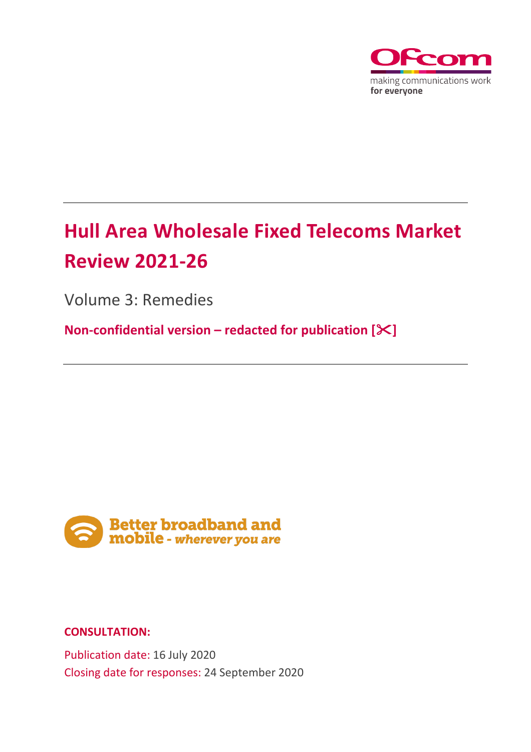# Hull Area Wholesale Fixed Telecoms Market Review 2021-26

Volume 3: Remedies

**Non-confidential version – redacted for publication [✂]**

**CONSULTATION:**

Publication date: 16 July 2020

Closing date for responses: 24 September 2020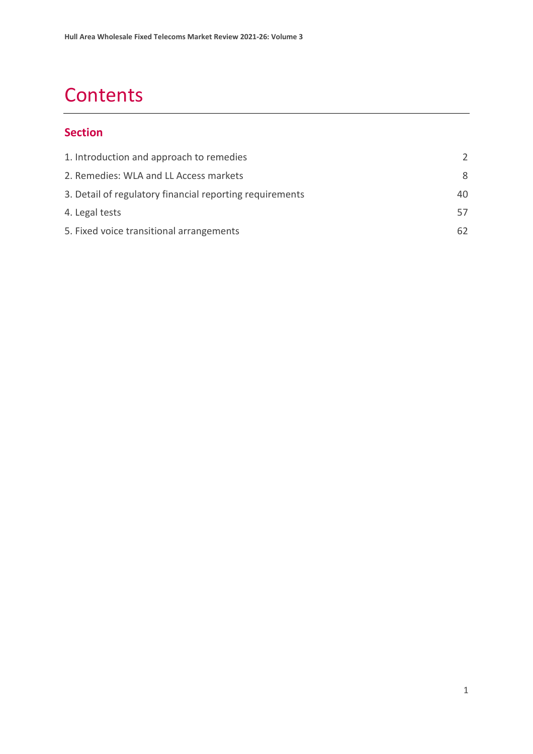# Contents

## Section

| | |
|---|---|
| 1. Introduction and approach to remedies | 2 |
| 2. Remedies: WLA and LL Access markets | 8 |
| 3. Detail of regulatory financial reporting requirements | 40 |
| 4. Legal tests | 57 |
| 5. Fixed voice transitional arrangements | 62 |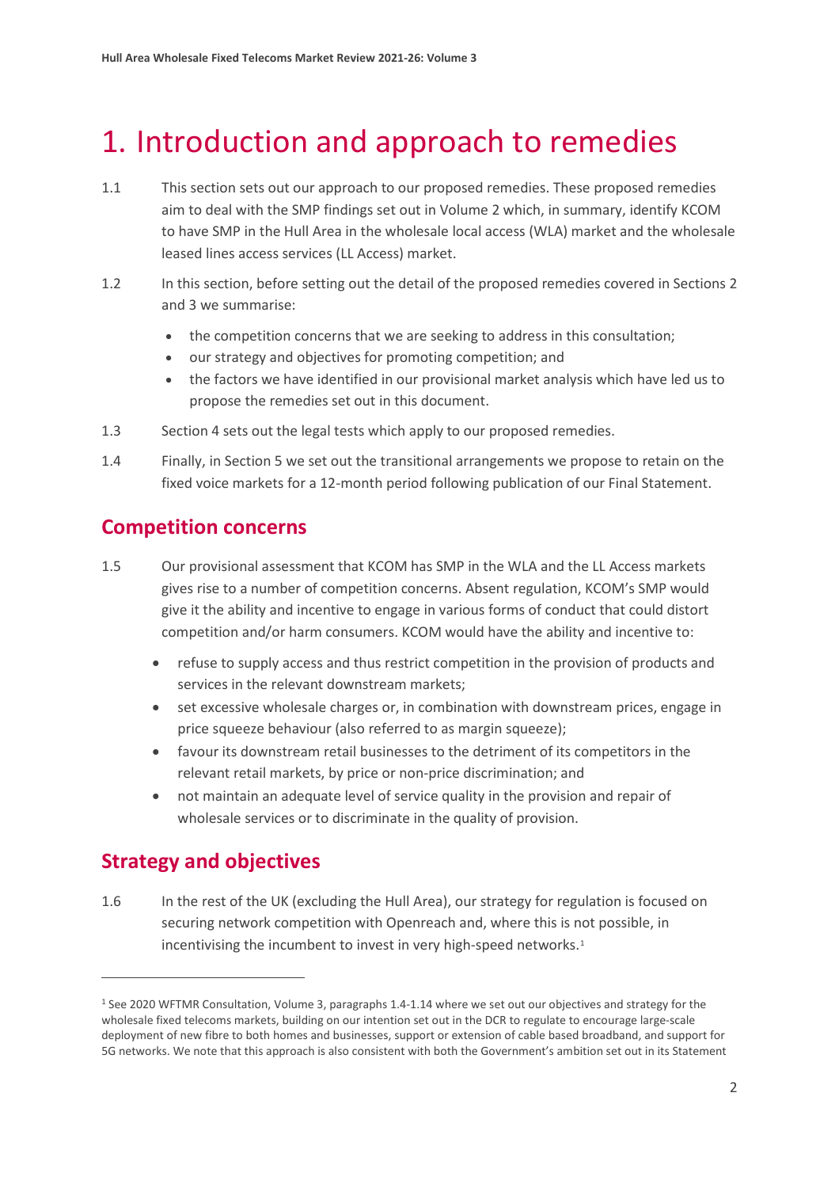# 1. Introduction and approach to remedies

1.1 This section sets out our approach to our proposed remedies. These proposed remedies aim to deal with the SMP findings set out in Volume 2 which, in summary, identify KCOM to have SMP in the Hull Area in the wholesale local access (WLA) market and the wholesale leased lines access services (LL Access) market.

1.2 In this section, before setting out the detail of the proposed remedies covered in Sections 2 and 3 we summarise:

- the competition concerns that we are seeking to address in this consultation;
- our strategy and objectives for promoting competition; and
- the factors we have identified in our provisional market analysis which have led us to propose the remedies set out in this document.

1.3 Section 4 sets out the legal tests which apply to our proposed remedies.

1.4 Finally, in Section 5 we set out the transitional arrangements we propose to retain on the fixed voice markets for a 12-month period following publication of our Final Statement.

## Competition concerns

1.5 Our provisional assessment that KCOM has SMP in the WLA and the LL Access markets gives rise to a number of competition concerns. Absent regulation, KCOM's SMP would give it the ability and incentive to engage in various forms of conduct that could distort competition and/or harm consumers. KCOM would have the ability and incentive to:

- refuse to supply access and thus restrict competition in the provision of products and services in the relevant downstream markets;
- set excessive wholesale charges or, in combination with downstream prices, engage in price squeeze behaviour (also referred to as margin squeeze);
- favour its downstream retail businesses to the detriment of its competitors in the relevant retail markets, by price or non-price discrimination; and
- not maintain an adequate level of service quality in the provision and repair of wholesale services or to discriminate in the quality of provision.

## Strategy and objectives

1.6 In the rest of the UK (excluding the Hull Area), our strategy for regulation is focused on securing network competition with Openreach and, where this is not possible, in incentivising the incumbent to invest in very high-speed networks.[1]

[1] See 2020 WFTMR Consultation, Volume 3, paragraphs 1.4-1.14 where we set out our objectives and strategy for the wholesale fixed telecoms markets, building on our intention set out in the DCR to regulate to encourage large-scale deployment of new fibre to both homes and businesses, support or extension of cable based broadband, and support for 5G networks. We note that this approach is also consistent with both the Government's ambition set out in its Statement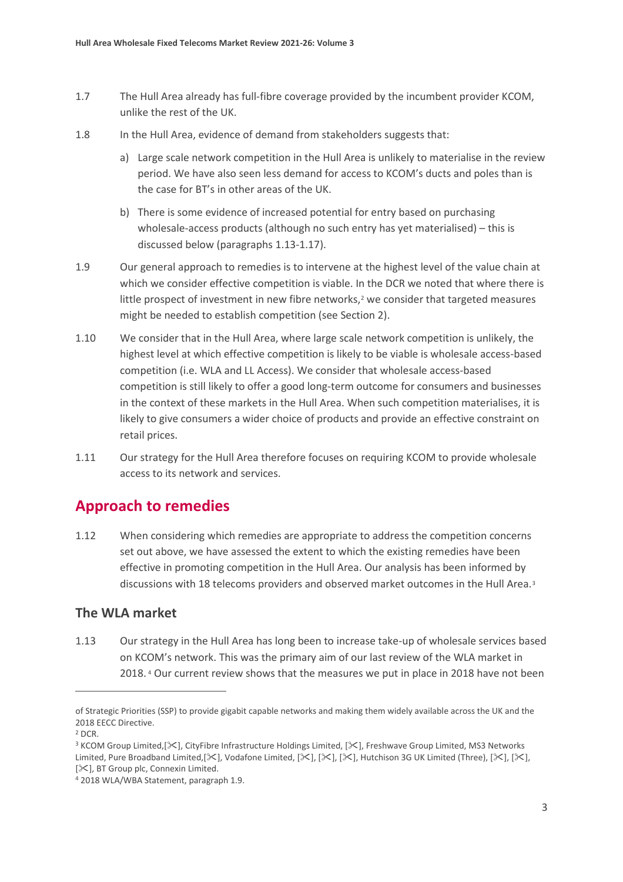1.7 The Hull Area already has full-fibre coverage provided by the incumbent provider KCOM, unlike the rest of the UK.

1.8 In the Hull Area, evidence of demand from stakeholders suggests that:

a) Large scale network competition in the Hull Area is unlikely to materialise in the review period. We have also seen less demand for access to KCOM's ducts and poles than is the case for BT's in other areas of the UK.

b) There is some evidence of increased potential for entry based on purchasing wholesale-access products (although no such entry has yet materialised) – this is discussed below (paragraphs 1.13-1.17).

1.9 Our general approach to remedies is to intervene at the highest level of the value chain at which we consider effective competition is viable. In the DCR we noted that where there is little prospect of investment in new fibre networks,[2] we consider that targeted measures might be needed to establish competition (see Section 2).

1.10 We consider that in the Hull Area, where large scale network competition is unlikely, the highest level at which effective competition is likely to be viable is wholesale access-based competition (i.e. WLA and LL Access). We consider that wholesale access-based competition is still likely to offer a good long-term outcome for consumers and businesses in the context of these markets in the Hull Area. When such competition materialises, it is likely to give consumers a wider choice of products and provide an effective constraint on retail prices.

1.11 Our strategy for the Hull Area therefore focuses on requiring KCOM to provide wholesale access to its network and services.

## Approach to remedies

1.12 When considering which remedies are appropriate to address the competition concerns set out above, we have assessed the extent to which the existing remedies have been effective in promoting competition in the Hull Area. Our analysis has been informed by discussions with 18 telecoms providers and observed market outcomes in the Hull Area.[3]

### The WLA market

1.13 Our strategy in the Hull Area has long been to increase take-up of wholesale services based on KCOM's network. This was the primary aim of our last review of the WLA market in 2018.[4] Our current review shows that the measures we put in place in 2018 have not been

---

of Strategic Priorities (SSP) to provide gigabit capable networks and making them widely available across the UK and the 2018 EECC Directive.

[2] DCR.

[3] KCOM Group Limited,[✂], CityFibre Infrastructure Holdings Limited, [✂], Freshwave Group Limited, MS3 Networks Limited, Pure Broadband Limited,[✂], Vodafone Limited, [✂], [✂], [✂], Hutchison 3G UK Limited (Three), [✂], [✂], [✂], BT Group plc, Connexin Limited.

[4] 2018 WLA/WBA Statement, paragraph 1.9.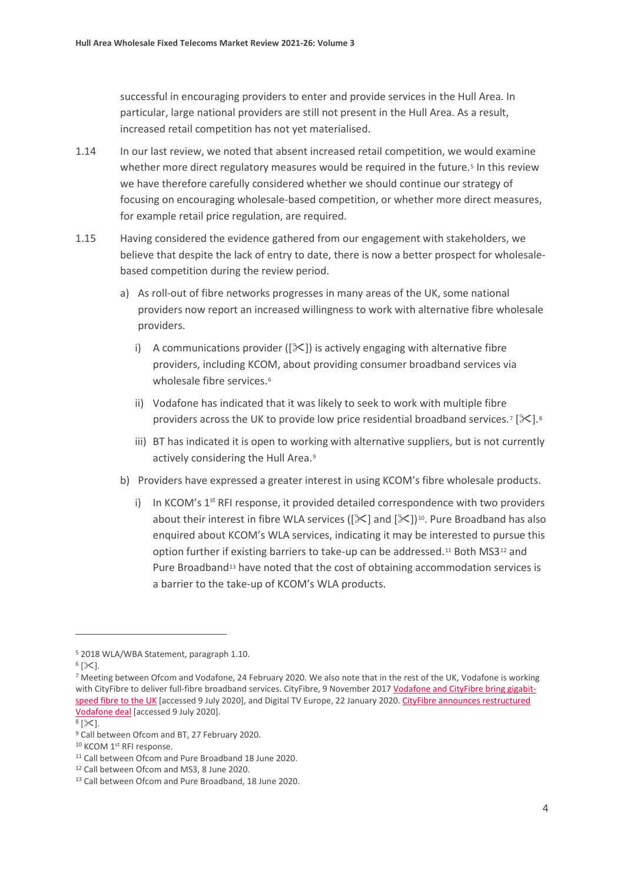successful in encouraging providers to enter and provide services in the Hull Area. In particular, large national providers are still not present in the Hull Area. As a result, increased retail competition has not yet materialised.

1.14 In our last review, we noted that absent increased retail competition, we would examine whether more direct regulatory measures would be required in the future.[5] In this review we have therefore carefully considered whether we should continue our strategy of focusing on encouraging wholesale-based competition, or whether more direct measures, for example retail price regulation, are required.

1.15 Having considered the evidence gathered from our engagement with stakeholders, we believe that despite the lack of entry to date, there is now a better prospect for wholesale-based competition during the review period.

a) As roll-out of fibre networks progresses in many areas of the UK, some national providers now report an increased willingness to work with alternative fibre wholesale providers.

   i) A communications provider ([✂]) is actively engaging with alternative fibre providers, including KCOM, about providing consumer broadband services via wholesale fibre services.[6]

   ii) Vodafone has indicated that it was likely to seek to work with multiple fibre providers across the UK to provide low price residential broadband services.[7] [✂].[8]

   iii) BT has indicated it is open to working with alternative suppliers, but is not currently actively considering the Hull Area.[9]

b) Providers have expressed a greater interest in using KCOM's fibre wholesale products.

   i) In KCOM's 1st RFI response, it provided detailed correspondence with two providers about their interest in fibre WLA services ([✂] and [✂])[10]. Pure Broadband has also enquired about KCOM's WLA services, indicating it may be interested to pursue this option further if existing barriers to take-up can be addressed.[11] Both MS3[12] and Pure Broadband[13] have noted that the cost of obtaining accommodation services is a barrier to the take-up of KCOM's WLA products.

---

[5] 2018 WLA/WBA Statement, paragraph 1.10.

[6] [✂].

[7] Meeting between Ofcom and Vodafone, 24 February 2020. We also note that in the rest of the UK, Vodafone is working with CityFibre to deliver full-fibre broadband services. CityFibre, 9 November 2017 Vodafone and CityFibre bring gigabit-speed fibre to the UK [accessed 9 July 2020], and Digital TV Europe, 22 January 2020. CityFibre announces restructured Vodafone deal [accessed 9 July 2020].

[8] [✂].

[9] Call between Ofcom and BT, 27 February 2020.

[10] KCOM 1st RFI response.

[11] Call between Ofcom and Pure Broadband 18 June 2020.

[12] Call between Ofcom and MS3, 8 June 2020.

[13] Call between Ofcom and Pure Broadband, 18 June 2020.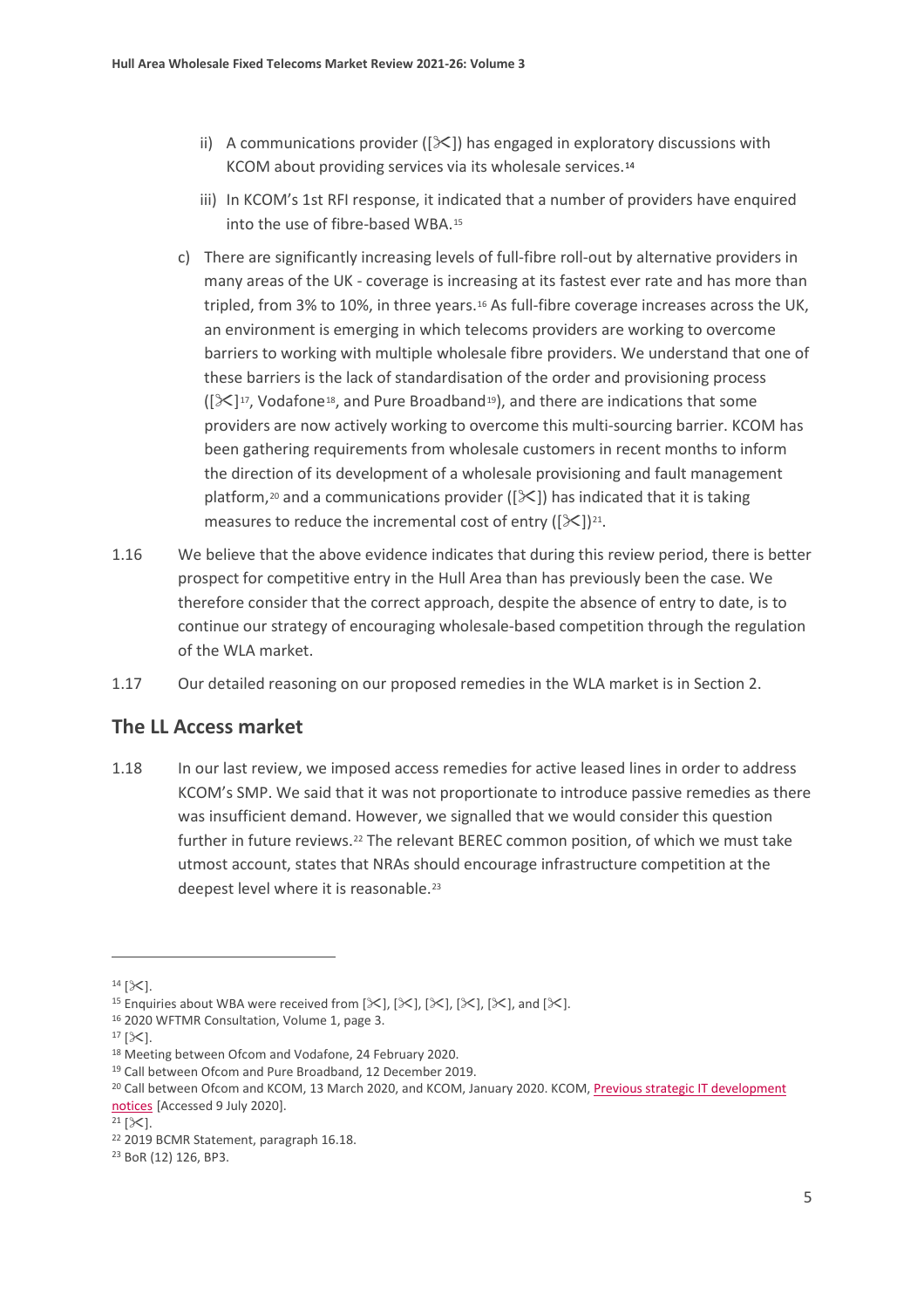ii) A communications provider ([✂]) has engaged in exploratory discussions with KCOM about providing services via its wholesale services.[14]

iii) In KCOM's 1st RFI response, it indicated that a number of providers have enquired into the use of fibre-based WBA.[15]

c) There are significantly increasing levels of full-fibre roll-out by alternative providers in many areas of the UK - coverage is increasing at its fastest ever rate and has more than tripled, from 3% to 10%, in three years.[16] As full-fibre coverage increases across the UK, an environment is emerging in which telecoms providers are working to overcome barriers to working with multiple wholesale fibre providers. We understand that one of these barriers is the lack of standardisation of the order and provisioning process ([✂][17], Vodafone[18], and Pure Broadband[19]), and there are indications that some providers are now actively working to overcome this multi-sourcing barrier. KCOM has been gathering requirements from wholesale customers in recent months to inform the direction of its development of a wholesale provisioning and fault management platform,[20] and a communications provider ([✂]) has indicated that it is taking measures to reduce the incremental cost of entry ([✂])[21].

1.16 We believe that the above evidence indicates that during this review period, there is better prospect for competitive entry in the Hull Area than has previously been the case. We therefore consider that the correct approach, despite the absence of entry to date, is to continue our strategy of encouraging wholesale-based competition through the regulation of the WLA market.

1.17 Our detailed reasoning on our proposed remedies in the WLA market is in Section 2.

## The LL Access market

1.18 In our last review, we imposed access remedies for active leased lines in order to address KCOM's SMP. We said that it was not proportionate to introduce passive remedies as there was insufficient demand. However, we signalled that we would consider this question further in future reviews.[22] The relevant BEREC common position, of which we must take utmost account, states that NRAs should encourage infrastructure competition at the deepest level where it is reasonable.[23]

---

[14] [✂].

[15] Enquiries about WBA were received from [✂], [✂], [✂], [✂], [✂], and [✂].

[16] 2020 WFTMR Consultation, Volume 1, page 3.

[17] [✂].

[18] Meeting between Ofcom and Vodafone, 24 February 2020.

[19] Call between Ofcom and Pure Broadband, 12 December 2019.

[20] Call between Ofcom and KCOM, 13 March 2020, and KCOM, January 2020. KCOM, Previous strategic IT development notices [Accessed 9 July 2020].

[21] [✂].

[22] 2019 BCMR Statement, paragraph 16.18.

[23] BoR (12) 126, BP3.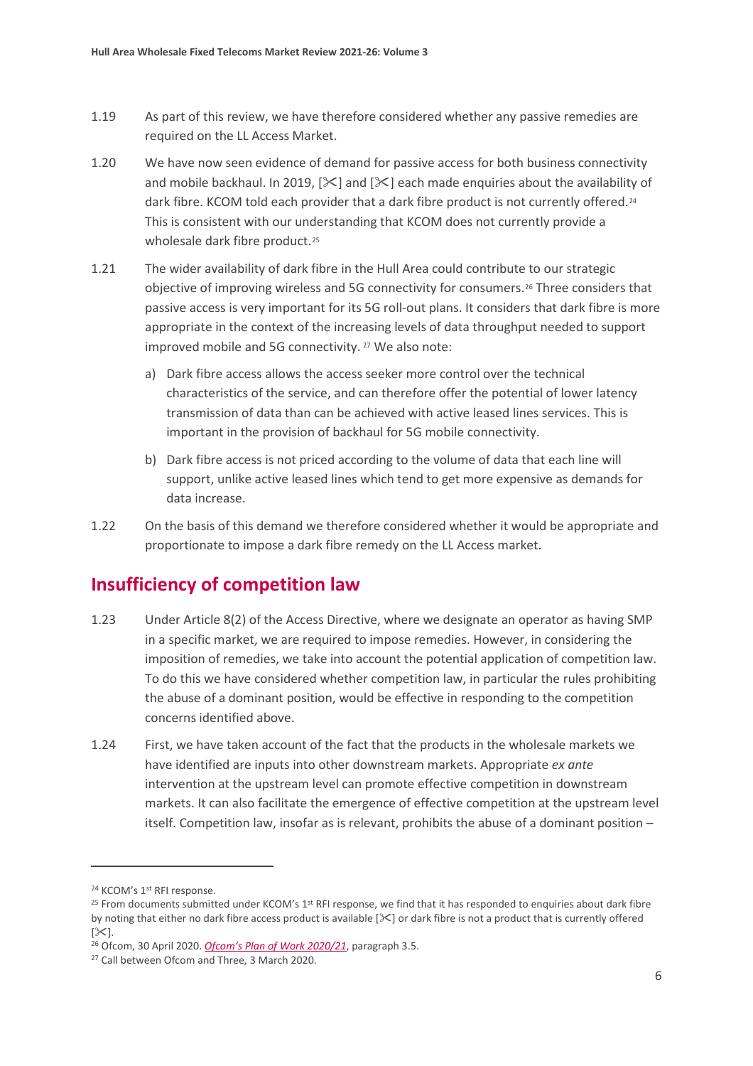1.19 As part of this review, we have therefore considered whether any passive remedies are required on the LL Access Market.

1.20 We have now seen evidence of demand for passive access for both business connectivity and mobile backhaul. In 2019, [✂] and [✂] each made enquiries about the availability of dark fibre. KCOM told each provider that a dark fibre product is not currently offered.[24] This is consistent with our understanding that KCOM does not currently provide a wholesale dark fibre product.[25]

1.21 The wider availability of dark fibre in the Hull Area could contribute to our strategic objective of improving wireless and 5G connectivity for consumers.[26] Three considers that passive access is very important for its 5G roll-out plans. It considers that dark fibre is more appropriate in the context of the increasing levels of data throughput needed to support improved mobile and 5G connectivity.[27] We also note:

a) Dark fibre access allows the access seeker more control over the technical characteristics of the service, and can therefore offer the potential of lower latency transmission of data than can be achieved with active leased lines services. This is important in the provision of backhaul for 5G mobile connectivity.

b) Dark fibre access is not priced according to the volume of data that each line will support, unlike active leased lines which tend to get more expensive as demands for data increase.

1.22 On the basis of this demand we therefore considered whether it would be appropriate and proportionate to impose a dark fibre remedy on the LL Access market.

## Insufficiency of competition law

1.23 Under Article 8(2) of the Access Directive, where we designate an operator as having SMP in a specific market, we are required to impose remedies. However, in considering the imposition of remedies, we take into account the potential application of competition law. To do this we have considered whether competition law, in particular the rules prohibiting the abuse of a dominant position, would be effective in responding to the competition concerns identified above.

1.24 First, we have taken account of the fact that the products in the wholesale markets we have identified are inputs into other downstream markets. Appropriate *ex ante* intervention at the upstream level can promote effective competition in downstream markets. It can also facilitate the emergence of effective competition at the upstream level itself. Competition law, insofar as is relevant, prohibits the abuse of a dominant position –

---

[24] KCOM's 1st RFI response.

[25] From documents submitted under KCOM's 1st RFI response, we find that it has responded to enquiries about dark fibre by noting that either no dark fibre access product is available [✂] or dark fibre is not a product that is currently offered [✂].

[26] Ofcom, 30 April 2020. *Ofcom's Plan of Work 2020/21*, paragraph 3.5.

[27] Call between Ofcom and Three, 3 March 2020.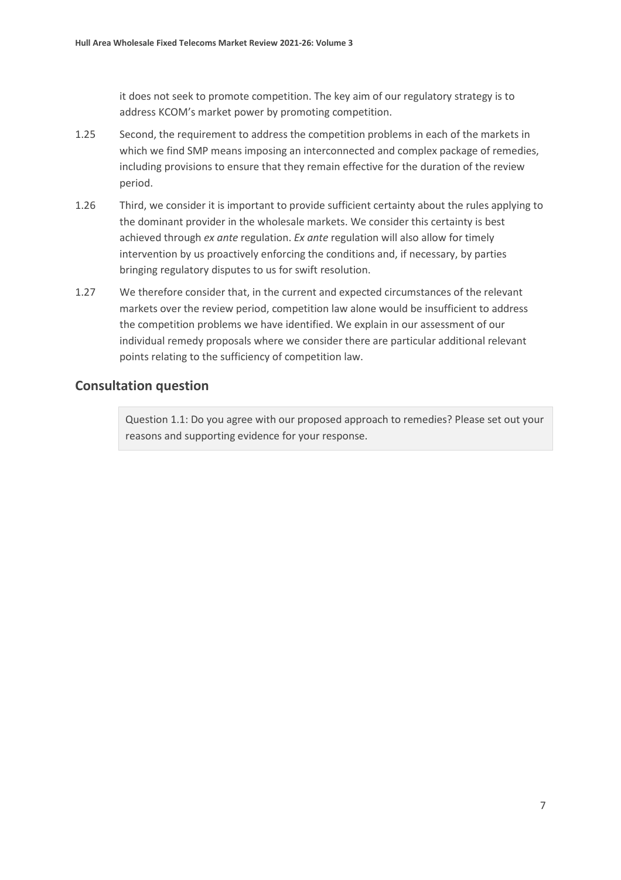it does not seek to promote competition. The key aim of our regulatory strategy is to address KCOM's market power by promoting competition.

1.25 Second, the requirement to address the competition problems in each of the markets in which we find SMP means imposing an interconnected and complex package of remedies, including provisions to ensure that they remain effective for the duration of the review period.

1.26 Third, we consider it is important to provide sufficient certainty about the rules applying to the dominant provider in the wholesale markets. We consider this certainty is best achieved through *ex ante* regulation. *Ex ante* regulation will also allow for timely intervention by us proactively enforcing the conditions and, if necessary, by parties bringing regulatory disputes to us for swift resolution.

1.27 We therefore consider that, in the current and expected circumstances of the relevant markets over the review period, competition law alone would be insufficient to address the competition problems we have identified. We explain in our assessment of our individual remedy proposals where we consider there are particular additional relevant points relating to the sufficiency of competition law.

## Consultation question

Question 1.1: Do you agree with our proposed approach to remedies? Please set out your reasons and supporting evidence for your response.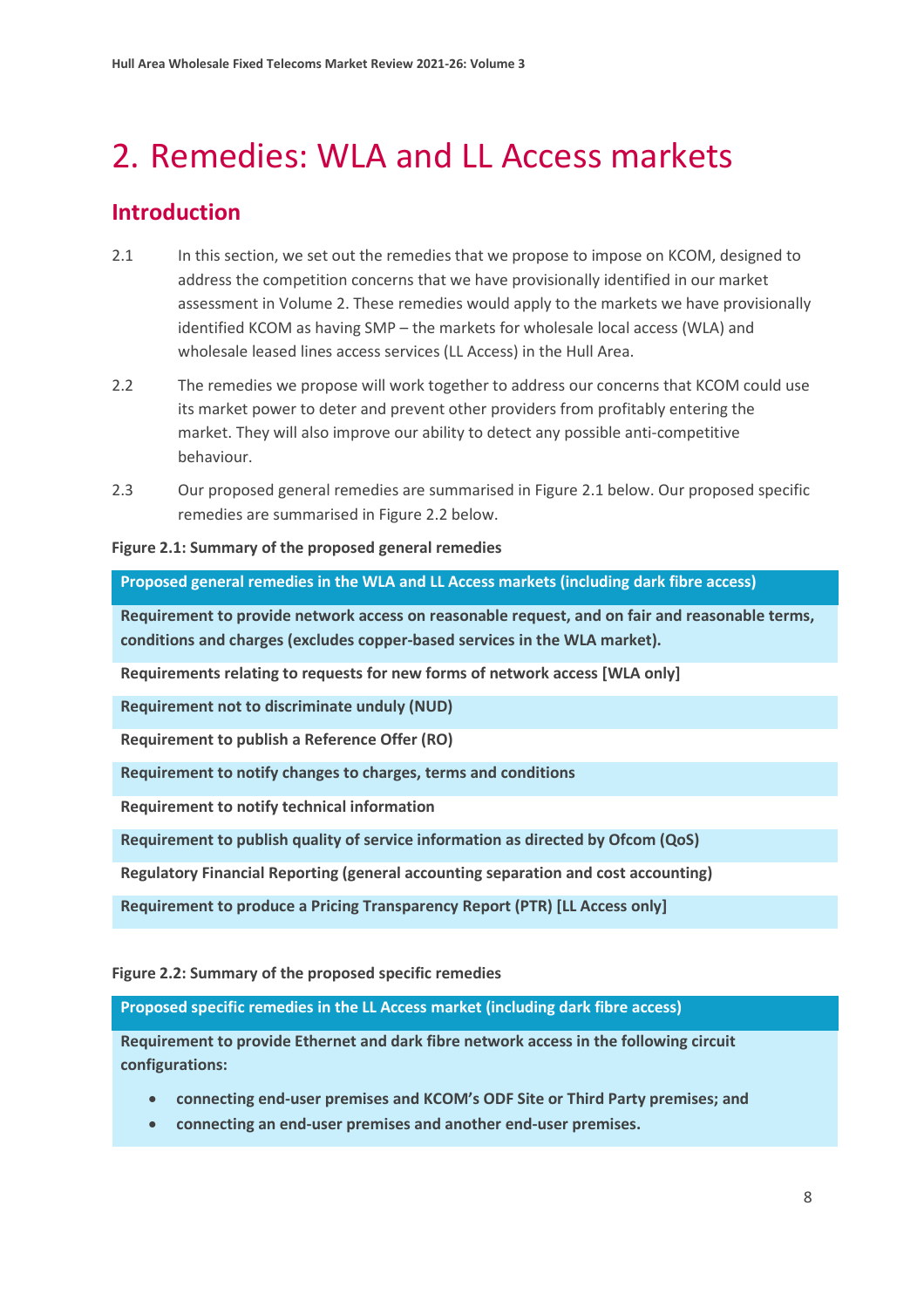# 2. Remedies: WLA and LL Access markets

## Introduction

2.1 In this section, we set out the remedies that we propose to impose on KCOM, designed to address the competition concerns that we have provisionally identified in our market assessment in Volume 2. These remedies would apply to the markets we have provisionally identified KCOM as having SMP – the markets for wholesale local access (WLA) and wholesale leased lines access services (LL Access) in the Hull Area.

2.2 The remedies we propose will work together to address our concerns that KCOM could use its market power to deter and prevent other providers from profitably entering the market. They will also improve our ability to detect any possible anti-competitive behaviour.

2.3 Our proposed general remedies are summarised in Figure 2.1 below. Our proposed specific remedies are summarised in Figure 2.2 below.

**Figure 2.1: Summary of the proposed general remedies**

| Proposed general remedies in the WLA and LL Access markets (including dark fibre access) |
|---|
| Requirement to provide network access on reasonable request, and on fair and reasonable terms, conditions and charges (excludes copper-based services in the WLA market). |
| Requirements relating to requests for new forms of network access [WLA only] |
| Requirement not to discriminate unduly (NUD) |
| Requirement to publish a Reference Offer (RO) |
| Requirement to notify changes to charges, terms and conditions |
| Requirement to notify technical information |
| Requirement to publish quality of service information as directed by Ofcom (QoS) |
| Regulatory Financial Reporting (general accounting separation and cost accounting) |
| Requirement to produce a Pricing Transparency Report (PTR) [LL Access only] |

**Figure 2.2: Summary of the proposed specific remedies**

| Proposed specific remedies in the LL Access market (including dark fibre access) |
|---|
| Requirement to provide Ethernet and dark fibre network access in the following circuit configurations:<br>• connecting end-user premises and KCOM's ODF Site or Third Party premises; and<br>• connecting an end-user premises and another end-user premises. |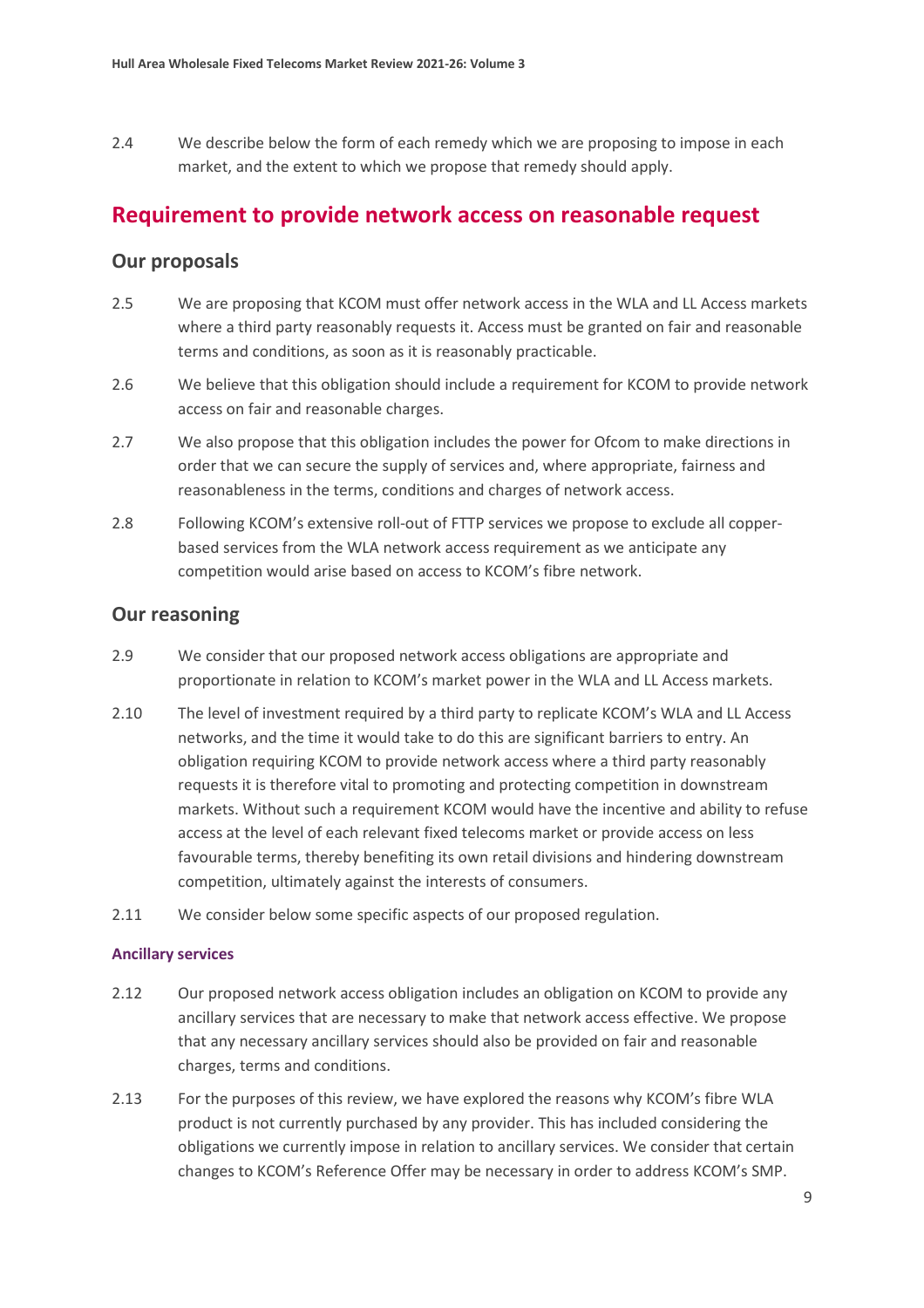2.4 We describe below the form of each remedy which we are proposing to impose in each market, and the extent to which we propose that remedy should apply.

## Requirement to provide network access on reasonable request

### Our proposals

2.5 We are proposing that KCOM must offer network access in the WLA and LL Access markets where a third party reasonably requests it. Access must be granted on fair and reasonable terms and conditions, as soon as it is reasonably practicable.

2.6 We believe that this obligation should include a requirement for KCOM to provide network access on fair and reasonable charges.

2.7 We also propose that this obligation includes the power for Ofcom to make directions in order that we can secure the supply of services and, where appropriate, fairness and reasonableness in the terms, conditions and charges of network access.

2.8 Following KCOM's extensive roll-out of FTTP services we propose to exclude all copper-based services from the WLA network access requirement as we anticipate any competition would arise based on access to KCOM's fibre network.

### Our reasoning

2.9 We consider that our proposed network access obligations are appropriate and proportionate in relation to KCOM's market power in the WLA and LL Access markets.

2.10 The level of investment required by a third party to replicate KCOM's WLA and LL Access networks, and the time it would take to do this are significant barriers to entry. An obligation requiring KCOM to provide network access where a third party reasonably requests it is therefore vital to promoting and protecting competition in downstream markets. Without such a requirement KCOM would have the incentive and ability to refuse access at the level of each relevant fixed telecoms market or provide access on less favourable terms, thereby benefiting its own retail divisions and hindering downstream competition, ultimately against the interests of consumers.

2.11 We consider below some specific aspects of our proposed regulation.

#### Ancillary services

2.12 Our proposed network access obligation includes an obligation on KCOM to provide any ancillary services that are necessary to make that network access effective. We propose that any necessary ancillary services should also be provided on fair and reasonable charges, terms and conditions.

2.13 For the purposes of this review, we have explored the reasons why KCOM's fibre WLA product is not currently purchased by any provider. This has included considering the obligations we currently impose in relation to ancillary services. We consider that certain changes to KCOM's Reference Offer may be necessary in order to address KCOM's SMP.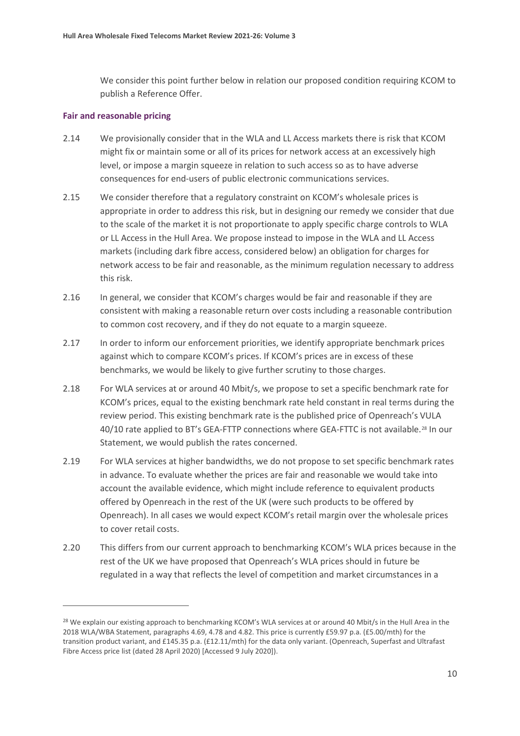We consider this point further below in relation our proposed condition requiring KCOM to publish a Reference Offer.

### Fair and reasonable pricing

2.14 We provisionally consider that in the WLA and LL Access markets there is risk that KCOM might fix or maintain some or all of its prices for network access at an excessively high level, or impose a margin squeeze in relation to such access so as to have adverse consequences for end-users of public electronic communications services.

2.15 We consider therefore that a regulatory constraint on KCOM's wholesale prices is appropriate in order to address this risk, but in designing our remedy we consider that due to the scale of the market it is not proportionate to apply specific charge controls to WLA or LL Access in the Hull Area. We propose instead to impose in the WLA and LL Access markets (including dark fibre access, considered below) an obligation for charges for network access to be fair and reasonable, as the minimum regulation necessary to address this risk.

2.16 In general, we consider that KCOM's charges would be fair and reasonable if they are consistent with making a reasonable return over costs including a reasonable contribution to common cost recovery, and if they do not equate to a margin squeeze.

2.17 In order to inform our enforcement priorities, we identify appropriate benchmark prices against which to compare KCOM's prices. If KCOM's prices are in excess of these benchmarks, we would be likely to give further scrutiny to those charges.

2.18 For WLA services at or around 40 Mbit/s, we propose to set a specific benchmark rate for KCOM's prices, equal to the existing benchmark rate held constant in real terms during the review period. This existing benchmark rate is the published price of Openreach's VULA 40/10 rate applied to BT's GEA-FTTP connections where GEA-FTTC is not available.[28] In our Statement, we would publish the rates concerned.

2.19 For WLA services at higher bandwidths, we do not propose to set specific benchmark rates in advance. To evaluate whether the prices are fair and reasonable we would take into account the available evidence, which might include reference to equivalent products offered by Openreach in the rest of the UK (were such products to be offered by Openreach). In all cases we would expect KCOM's retail margin over the wholesale prices to cover retail costs.

2.20 This differs from our current approach to benchmarking KCOM's WLA prices because in the rest of the UK we have proposed that Openreach's WLA prices should in future be regulated in a way that reflects the level of competition and market circumstances in a

---

[28] We explain our existing approach to benchmarking KCOM's WLA services at or around 40 Mbit/s in the Hull Area in the 2018 WLA/WBA Statement, paragraphs 4.69, 4.78 and 4.82. This price is currently £59.97 p.a. (£5.00/mth) for the transition product variant, and £145.35 p.a. (£12.11/mth) for the data only variant. (Openreach, Superfast and Ultrafast Fibre Access price list (dated 28 April 2020) [Accessed 9 July 2020]).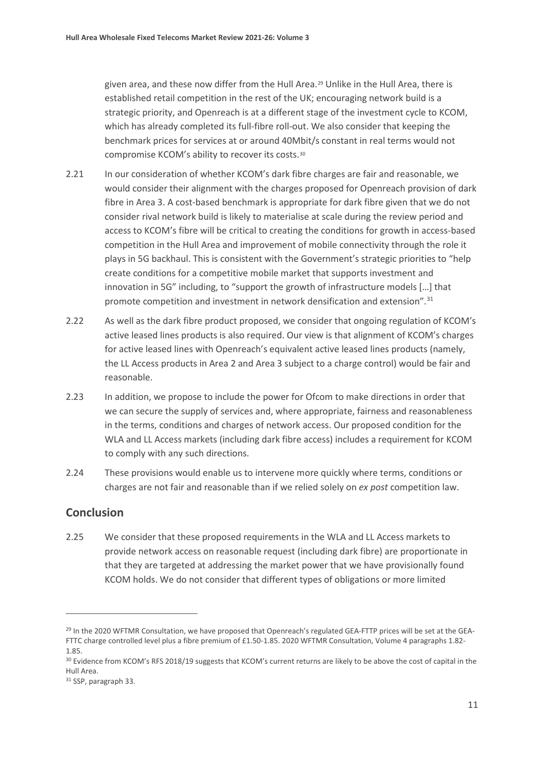given area, and these now differ from the Hull Area.[29] Unlike in the Hull Area, there is established retail competition in the rest of the UK; encouraging network build is a strategic priority, and Openreach is at a different stage of the investment cycle to KCOM, which has already completed its full-fibre roll-out. We also consider that keeping the benchmark prices for services at or around 40Mbit/s constant in real terms would not compromise KCOM's ability to recover its costs.[30]

2.21 In our consideration of whether KCOM's dark fibre charges are fair and reasonable, we would consider their alignment with the charges proposed for Openreach provision of dark fibre in Area 3. A cost-based benchmark is appropriate for dark fibre given that we do not consider rival network build is likely to materialise at scale during the review period and access to KCOM's fibre will be critical to creating the conditions for growth in access-based competition in the Hull Area and improvement of mobile connectivity through the role it plays in 5G backhaul. This is consistent with the Government's strategic priorities to "help create conditions for a competitive mobile market that supports investment and innovation in 5G" including, to "support the growth of infrastructure models […] that promote competition and investment in network densification and extension".[31]

2.22 As well as the dark fibre product proposed, we consider that ongoing regulation of KCOM's active leased lines products is also required. Our view is that alignment of KCOM's charges for active leased lines with Openreach's equivalent active leased lines products (namely, the LL Access products in Area 2 and Area 3 subject to a charge control) would be fair and reasonable.

2.23 In addition, we propose to include the power for Ofcom to make directions in order that we can secure the supply of services and, where appropriate, fairness and reasonableness in the terms, conditions and charges of network access. Our proposed condition for the WLA and LL Access markets (including dark fibre access) includes a requirement for KCOM to comply with any such directions.

2.24 These provisions would enable us to intervene more quickly where terms, conditions or charges are not fair and reasonable than if we relied solely on *ex post* competition law.

## Conclusion

2.25 We consider that these proposed requirements in the WLA and LL Access markets to provide network access on reasonable request (including dark fibre) are proportionate in that they are targeted at addressing the market power that we have provisionally found KCOM holds. We do not consider that different types of obligations or more limited

---

[29] In the 2020 WFTMR Consultation, we have proposed that Openreach's regulated GEA-FTTP prices will be set at the GEA-FTTC charge controlled level plus a fibre premium of £1.50-1.85. 2020 WFTMR Consultation, Volume 4 paragraphs 1.82-1.85.

[30] Evidence from KCOM's RFS 2018/19 suggests that KCOM's current returns are likely to be above the cost of capital in the Hull Area.

[31] SSP, paragraph 33.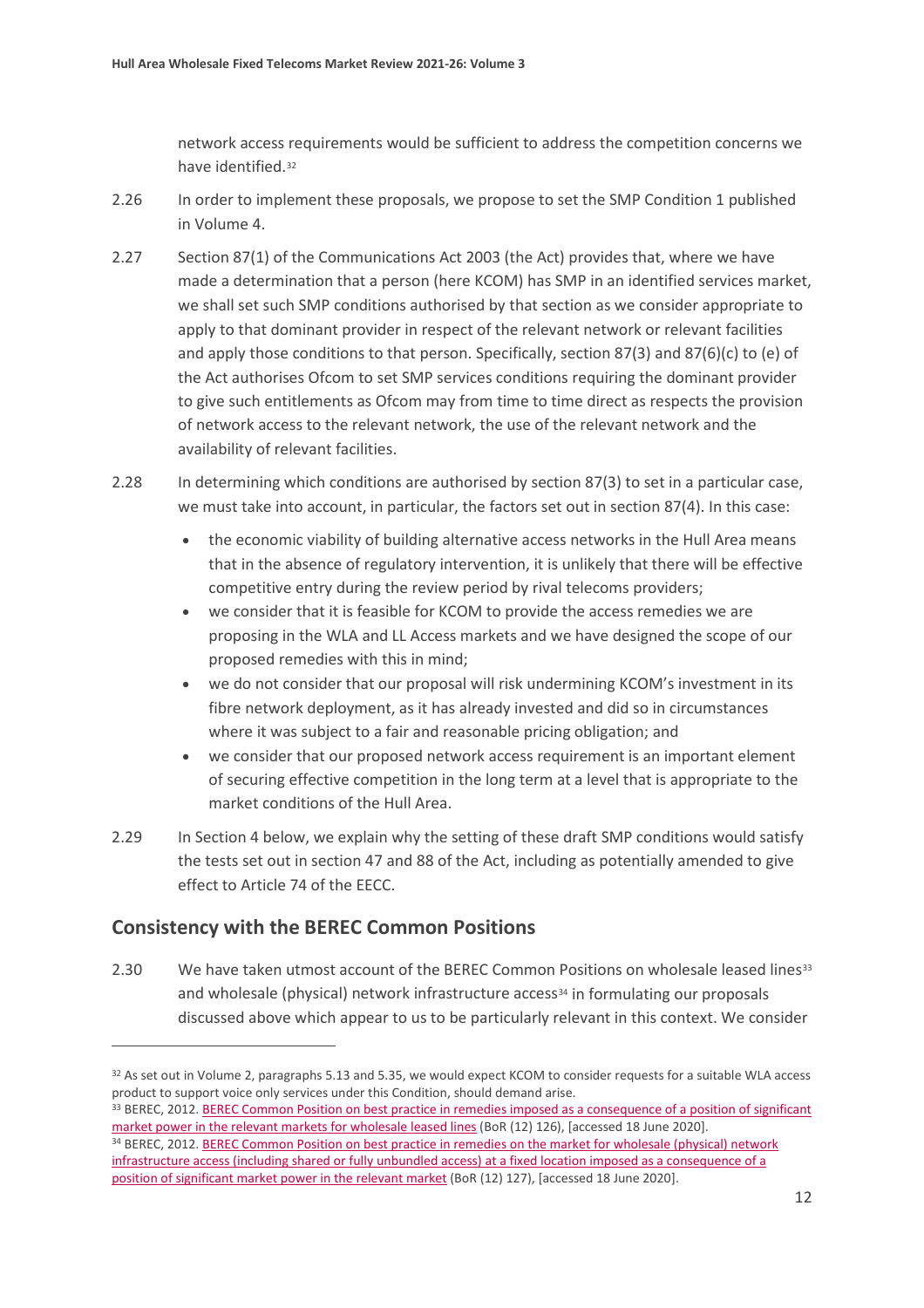network access requirements would be sufficient to address the competition concerns we have identified.[32]

2.26 In order to implement these proposals, we propose to set the SMP Condition 1 published in Volume 4.

2.27 Section 87(1) of the Communications Act 2003 (the Act) provides that, where we have made a determination that a person (here KCOM) has SMP in an identified services market, we shall set such SMP conditions authorised by that section as we consider appropriate to apply to that dominant provider in respect of the relevant network or relevant facilities and apply those conditions to that person. Specifically, section 87(3) and 87(6)(c) to (e) of the Act authorises Ofcom to set SMP services conditions requiring the dominant provider to give such entitlements as Ofcom may from time to time direct as respects the provision of network access to the relevant network, the use of the relevant network and the availability of relevant facilities.

2.28 In determining which conditions are authorised by section 87(3) to set in a particular case, we must take into account, in particular, the factors set out in section 87(4). In this case:

- the economic viability of building alternative access networks in the Hull Area means that in the absence of regulatory intervention, it is unlikely that there will be effective competitive entry during the review period by rival telecoms providers;
- we consider that it is feasible for KCOM to provide the access remedies we are proposing in the WLA and LL Access markets and we have designed the scope of our proposed remedies with this in mind;
- we do not consider that our proposal will risk undermining KCOM's investment in its fibre network deployment, as it has already invested and did so in circumstances where it was subject to a fair and reasonable pricing obligation; and
- we consider that our proposed network access requirement is an important element of securing effective competition in the long term at a level that is appropriate to the market conditions of the Hull Area.

2.29 In Section 4 below, we explain why the setting of these draft SMP conditions would satisfy the tests set out in section 47 and 88 of the Act, including as potentially amended to give effect to Article 74 of the EECC.

## Consistency with the BEREC Common Positions

2.30 We have taken utmost account of the BEREC Common Positions on wholesale leased lines[33] and wholesale (physical) network infrastructure access[34] in formulating our proposals discussed above which appear to us to be particularly relevant in this context. We consider

---

[32] As set out in Volume 2, paragraphs 5.13 and 5.35, we would expect KCOM to consider requests for a suitable WLA access product to support voice only services under this Condition, should demand arise.

[33] BEREC, 2012. BEREC Common Position on best practice in remedies imposed as a consequence of a position of significant market power in the relevant markets for wholesale leased lines (BoR (12) 126), [accessed 18 June 2020].

[34] BEREC, 2012. BEREC Common Position on best practice in remedies on the market for wholesale (physical) network infrastructure access (including shared or fully unbundled access) at a fixed location imposed as a consequence of a position of significant market power in the relevant market (BoR (12) 127), [accessed 18 June 2020].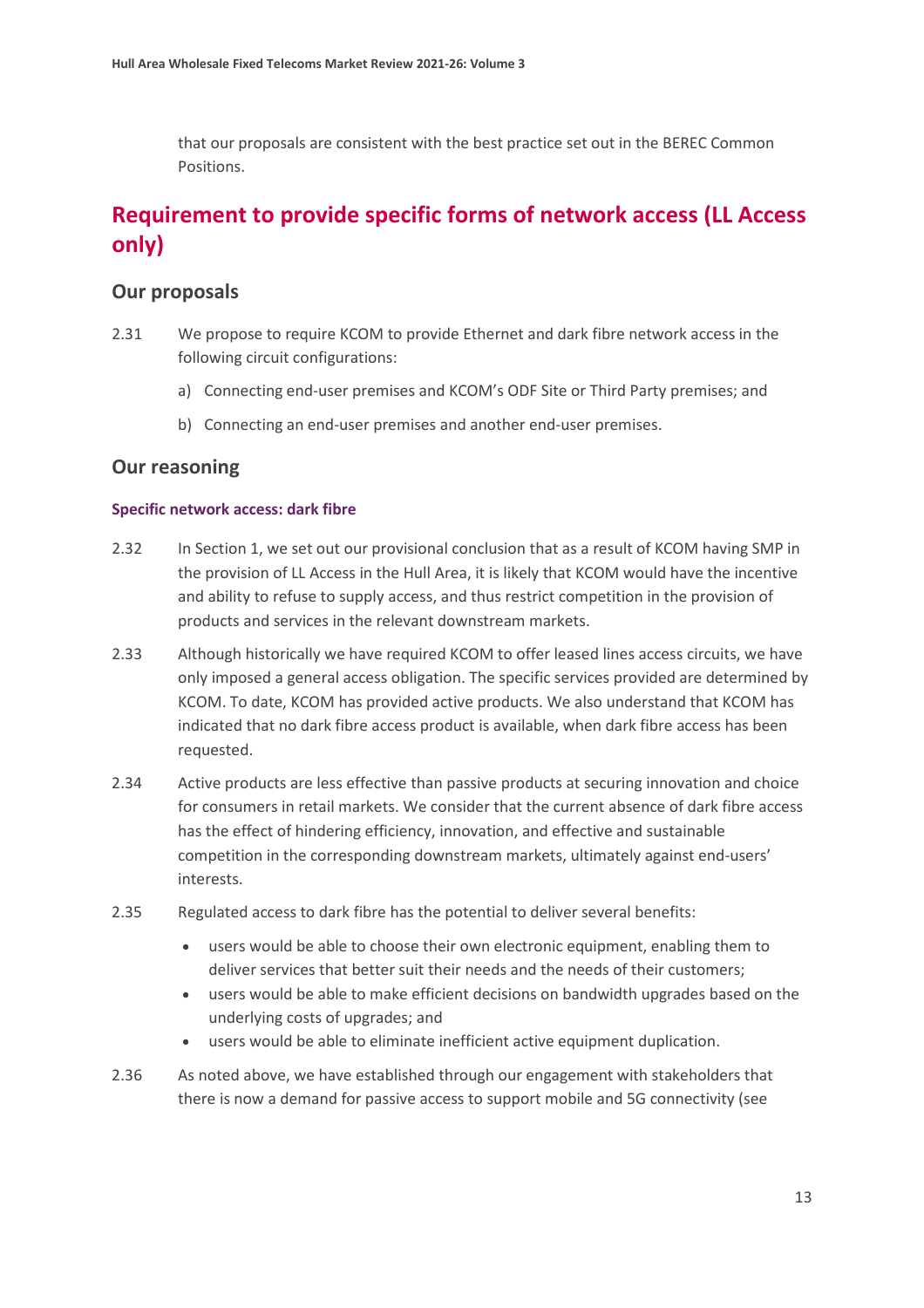that our proposals are consistent with the best practice set out in the BEREC Common Positions.

## Requirement to provide specific forms of network access (LL Access only)

### Our proposals

2.31 We propose to require KCOM to provide Ethernet and dark fibre network access in the following circuit configurations:

a) Connecting end-user premises and KCOM's ODF Site or Third Party premises; and

b) Connecting an end-user premises and another end-user premises.

### Our reasoning

#### Specific network access: dark fibre

2.32 In Section 1, we set out our provisional conclusion that as a result of KCOM having SMP in the provision of LL Access in the Hull Area, it is likely that KCOM would have the incentive and ability to refuse to supply access, and thus restrict competition in the provision of products and services in the relevant downstream markets.

2.33 Although historically we have required KCOM to offer leased lines access circuits, we have only imposed a general access obligation. The specific services provided are determined by KCOM. To date, KCOM has provided active products. We also understand that KCOM has indicated that no dark fibre access product is available, when dark fibre access has been requested.

2.34 Active products are less effective than passive products at securing innovation and choice for consumers in retail markets. We consider that the current absence of dark fibre access has the effect of hindering efficiency, innovation, and effective and sustainable competition in the corresponding downstream markets, ultimately against end-users' interests.

2.35 Regulated access to dark fibre has the potential to deliver several benefits:

- users would be able to choose their own electronic equipment, enabling them to deliver services that better suit their needs and the needs of their customers;
- users would be able to make efficient decisions on bandwidth upgrades based on the underlying costs of upgrades; and
- users would be able to eliminate inefficient active equipment duplication.

2.36 As noted above, we have established through our engagement with stakeholders that there is now a demand for passive access to support mobile and 5G connectivity (see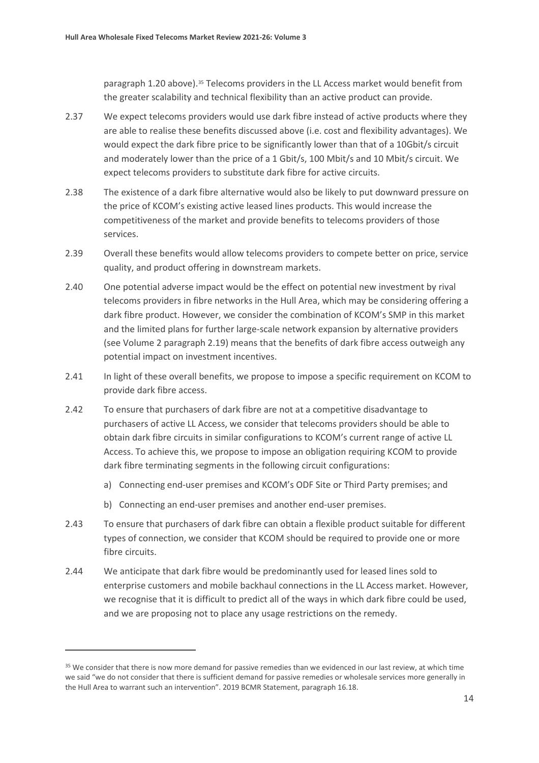paragraph 1.20 above).[35] Telecoms providers in the LL Access market would benefit from the greater scalability and technical flexibility than an active product can provide.

2.37 We expect telecoms providers would use dark fibre instead of active products where they are able to realise these benefits discussed above (i.e. cost and flexibility advantages). We would expect the dark fibre price to be significantly lower than that of a 10Gbit/s circuit and moderately lower than the price of a 1 Gbit/s, 100 Mbit/s and 10 Mbit/s circuit. We expect telecoms providers to substitute dark fibre for active circuits.

2.38 The existence of a dark fibre alternative would also be likely to put downward pressure on the price of KCOM's existing active leased lines products. This would increase the competitiveness of the market and provide benefits to telecoms providers of those services.

2.39 Overall these benefits would allow telecoms providers to compete better on price, service quality, and product offering in downstream markets.

2.40 One potential adverse impact would be the effect on potential new investment by rival telecoms providers in fibre networks in the Hull Area, which may be considering offering a dark fibre product. However, we consider the combination of KCOM's SMP in this market and the limited plans for further large-scale network expansion by alternative providers (see Volume 2 paragraph 2.19) means that the benefits of dark fibre access outweigh any potential impact on investment incentives.

2.41 In light of these overall benefits, we propose to impose a specific requirement on KCOM to provide dark fibre access.

2.42 To ensure that purchasers of dark fibre are not at a competitive disadvantage to purchasers of active LL Access, we consider that telecoms providers should be able to obtain dark fibre circuits in similar configurations to KCOM's current range of active LL Access. To achieve this, we propose to impose an obligation requiring KCOM to provide dark fibre terminating segments in the following circuit configurations:

a) Connecting end-user premises and KCOM's ODF Site or Third Party premises; and

b) Connecting an end-user premises and another end-user premises.

2.43 To ensure that purchasers of dark fibre can obtain a flexible product suitable for different types of connection, we consider that KCOM should be required to provide one or more fibre circuits.

2.44 We anticipate that dark fibre would be predominantly used for leased lines sold to enterprise customers and mobile backhaul connections in the LL Access market. However, we recognise that it is difficult to predict all of the ways in which dark fibre could be used, and we are proposing not to place any usage restrictions on the remedy.

---

[35] We consider that there is now more demand for passive remedies than we evidenced in our last review, at which time we said "we do not consider that there is sufficient demand for passive remedies or wholesale services more generally in the Hull Area to warrant such an intervention". 2019 BCMR Statement, paragraph 16.18.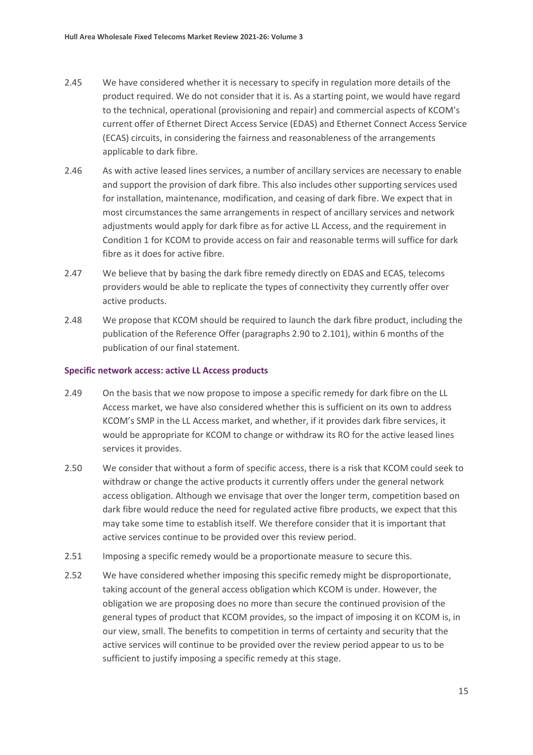2.45 We have considered whether it is necessary to specify in regulation more details of the product required. We do not consider that it is. As a starting point, we would have regard to the technical, operational (provisioning and repair) and commercial aspects of KCOM's current offer of Ethernet Direct Access Service (EDAS) and Ethernet Connect Access Service (ECAS) circuits, in considering the fairness and reasonableness of the arrangements applicable to dark fibre.

2.46 As with active leased lines services, a number of ancillary services are necessary to enable and support the provision of dark fibre. This also includes other supporting services used for installation, maintenance, modification, and ceasing of dark fibre. We expect that in most circumstances the same arrangements in respect of ancillary services and network adjustments would apply for dark fibre as for active LL Access, and the requirement in Condition 1 for KCOM to provide access on fair and reasonable terms will suffice for dark fibre as it does for active fibre.

2.47 We believe that by basing the dark fibre remedy directly on EDAS and ECAS, telecoms providers would be able to replicate the types of connectivity they currently offer over active products.

2.48 We propose that KCOM should be required to launch the dark fibre product, including the publication of the Reference Offer (paragraphs 2.90 to 2.101), within 6 months of the publication of our final statement.

### Specific network access: active LL Access products

2.49 On the basis that we now propose to impose a specific remedy for dark fibre on the LL Access market, we have also considered whether this is sufficient on its own to address KCOM's SMP in the LL Access market, and whether, if it provides dark fibre services, it would be appropriate for KCOM to change or withdraw its RO for the active leased lines services it provides.

2.50 We consider that without a form of specific access, there is a risk that KCOM could seek to withdraw or change the active products it currently offers under the general network access obligation. Although we envisage that over the longer term, competition based on dark fibre would reduce the need for regulated active fibre products, we expect that this may take some time to establish itself. We therefore consider that it is important that active services continue to be provided over this review period.

2.51 Imposing a specific remedy would be a proportionate measure to secure this.

2.52 We have considered whether imposing this specific remedy might be disproportionate, taking account of the general access obligation which KCOM is under. However, the obligation we are proposing does no more than secure the continued provision of the general types of product that KCOM provides, so the impact of imposing it on KCOM is, in our view, small. The benefits to competition in terms of certainty and security that the active services will continue to be provided over the review period appear to us to be sufficient to justify imposing a specific remedy at this stage.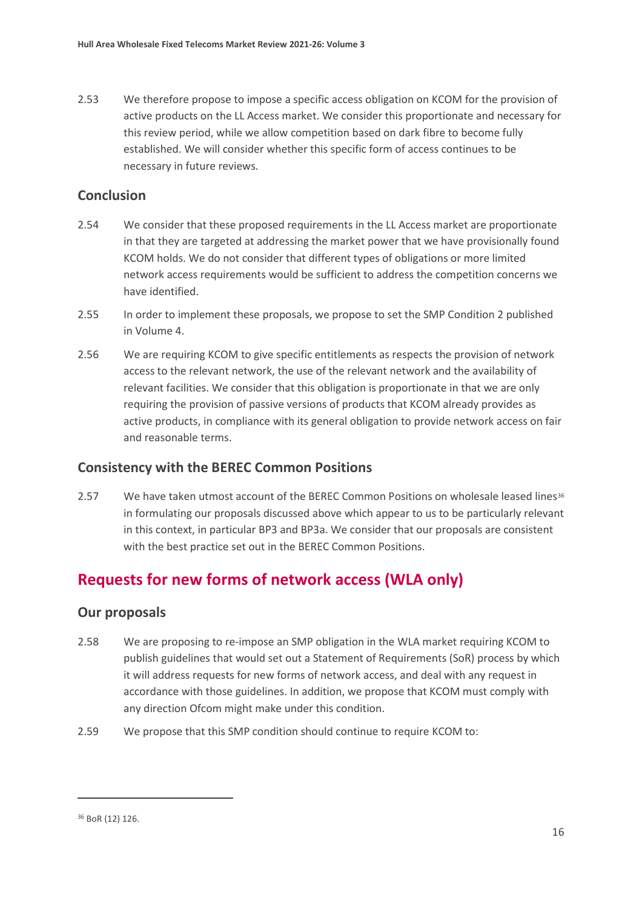2.53 We therefore propose to impose a specific access obligation on KCOM for the provision of active products on the LL Access market. We consider this proportionate and necessary for this review period, while we allow competition based on dark fibre to become fully established. We will consider whether this specific form of access continues to be necessary in future reviews.

### Conclusion

2.54 We consider that these proposed requirements in the LL Access market are proportionate in that they are targeted at addressing the market power that we have provisionally found KCOM holds. We do not consider that different types of obligations or more limited network access requirements would be sufficient to address the competition concerns we have identified.

2.55 In order to implement these proposals, we propose to set the SMP Condition 2 published in Volume 4.

2.56 We are requiring KCOM to give specific entitlements as respects the provision of network access to the relevant network, the use of the relevant network and the availability of relevant facilities. We consider that this obligation is proportionate in that we are only requiring the provision of passive versions of products that KCOM already provides as active products, in compliance with its general obligation to provide network access on fair and reasonable terms.

### Consistency with the BEREC Common Positions

2.57 We have taken utmost account of the BEREC Common Positions on wholesale leased lines[36] in formulating our proposals discussed above which appear to us to be particularly relevant in this context, in particular BP3 and BP3a. We consider that our proposals are consistent with the best practice set out in the BEREC Common Positions.

## Requests for new forms of network access (WLA only)

### Our proposals

2.58 We are proposing to re-impose an SMP obligation in the WLA market requiring KCOM to publish guidelines that would set out a Statement of Requirements (SoR) process by which it will address requests for new forms of network access, and deal with any request in accordance with those guidelines. In addition, we propose that KCOM must comply with any direction Ofcom might make under this condition.

2.59 We propose that this SMP condition should continue to require KCOM to:

[36] BoR (12) 126.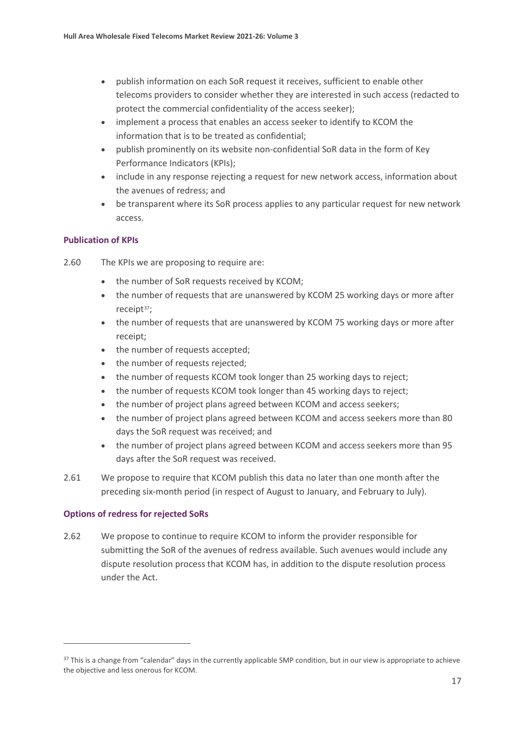- publish information on each SoR request it receives, sufficient to enable other telecoms providers to consider whether they are interested in such access (redacted to protect the commercial confidentiality of the access seeker);
- implement a process that enables an access seeker to identify to KCOM the information that is to be treated as confidential;
- publish prominently on its website non-confidential SoR data in the form of Key Performance Indicators (KPIs);
- include in any response rejecting a request for new network access, information about the avenues of redress; and
- be transparent where its SoR process applies to any particular request for new network access.

### Publication of KPIs

2.60 The KPIs we are proposing to require are:

- the number of SoR requests received by KCOM;
- the number of requests that are unanswered by KCOM 25 working days or more after receipt[37];
- the number of requests that are unanswered by KCOM 75 working days or more after receipt;
- the number of requests accepted;
- the number of requests rejected;
- the number of requests KCOM took longer than 25 working days to reject;
- the number of requests KCOM took longer than 45 working days to reject;
- the number of project plans agreed between KCOM and access seekers;
- the number of project plans agreed between KCOM and access seekers more than 80 days the SoR request was received; and
- the number of project plans agreed between KCOM and access seekers more than 95 days after the SoR request was received.

2.61 We propose to require that KCOM publish this data no later than one month after the preceding six-month period (in respect of August to January, and February to July).

### Options of redress for rejected SoRs

2.62 We propose to continue to require KCOM to inform the provider responsible for submitting the SoR of the avenues of redress available. Such avenues would include any dispute resolution process that KCOM has, in addition to the dispute resolution process under the Act.

[37] This is a change from "calendar" days in the currently applicable SMP condition, but in our view is appropriate to achieve the objective and less onerous for KCOM.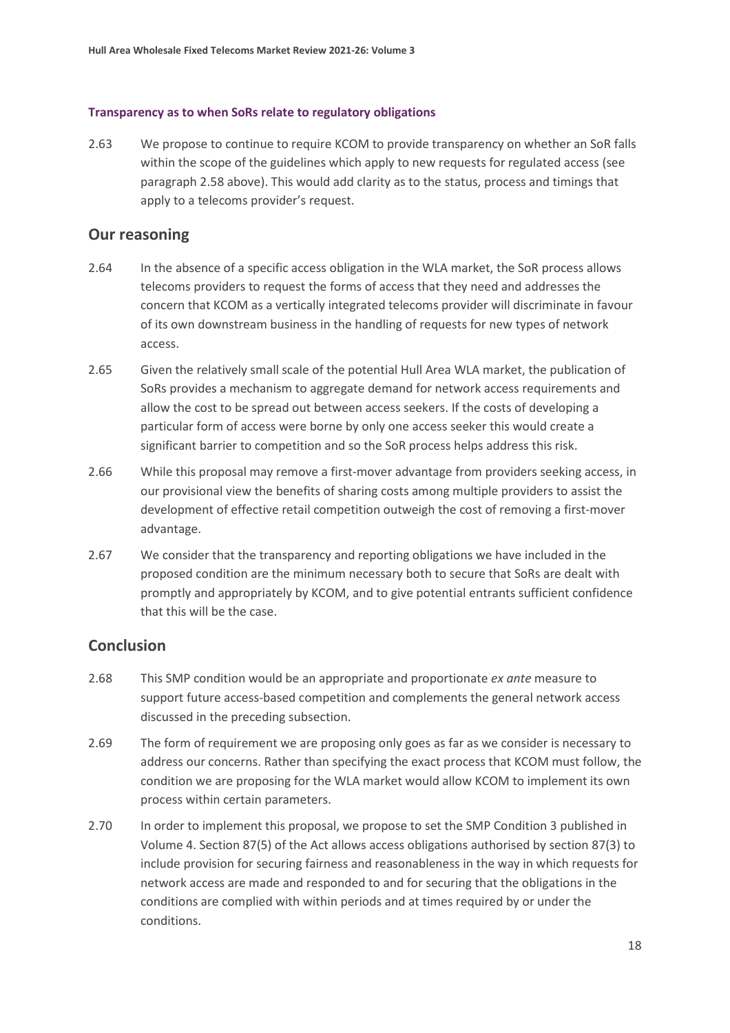#### Transparency as to when SoRs relate to regulatory obligations

2.63 We propose to continue to require KCOM to provide transparency on whether an SoR falls within the scope of the guidelines which apply to new requests for regulated access (see paragraph 2.58 above). This would add clarity as to the status, process and timings that apply to a telecoms provider's request.

## Our reasoning

2.64 In the absence of a specific access obligation in the WLA market, the SoR process allows telecoms providers to request the forms of access that they need and addresses the concern that KCOM as a vertically integrated telecoms provider will discriminate in favour of its own downstream business in the handling of requests for new types of network access.

2.65 Given the relatively small scale of the potential Hull Area WLA market, the publication of SoRs provides a mechanism to aggregate demand for network access requirements and allow the cost to be spread out between access seekers. If the costs of developing a particular form of access were borne by only one access seeker this would create a significant barrier to competition and so the SoR process helps address this risk.

2.66 While this proposal may remove a first-mover advantage from providers seeking access, in our provisional view the benefits of sharing costs among multiple providers to assist the development of effective retail competition outweigh the cost of removing a first-mover advantage.

2.67 We consider that the transparency and reporting obligations we have included in the proposed condition are the minimum necessary both to secure that SoRs are dealt with promptly and appropriately by KCOM, and to give potential entrants sufficient confidence that this will be the case.

## Conclusion

2.68 This SMP condition would be an appropriate and proportionate *ex ante* measure to support future access-based competition and complements the general network access discussed in the preceding subsection.

2.69 The form of requirement we are proposing only goes as far as we consider is necessary to address our concerns. Rather than specifying the exact process that KCOM must follow, the condition we are proposing for the WLA market would allow KCOM to implement its own process within certain parameters.

2.70 In order to implement this proposal, we propose to set the SMP Condition 3 published in Volume 4. Section 87(5) of the Act allows access obligations authorised by section 87(3) to include provision for securing fairness and reasonableness in the way in which requests for network access are made and responded to and for securing that the obligations in the conditions are complied with within periods and at times required by or under the conditions.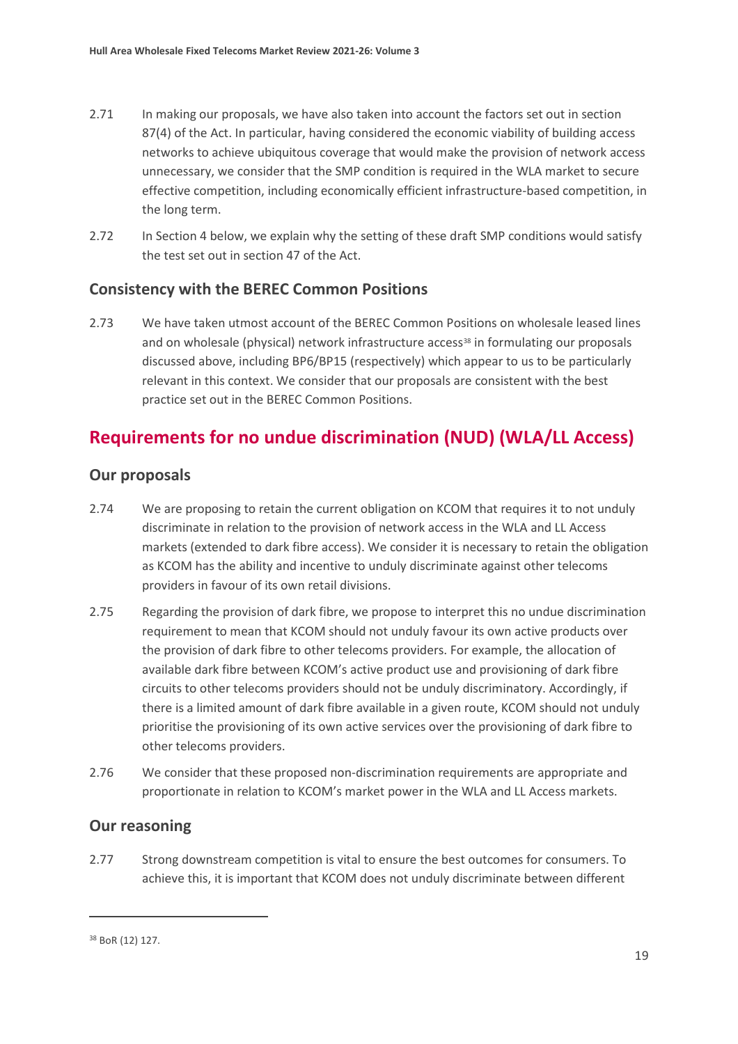2.71 In making our proposals, we have also taken into account the factors set out in section 87(4) of the Act. In particular, having considered the economic viability of building access networks to achieve ubiquitous coverage that would make the provision of network access unnecessary, we consider that the SMP condition is required in the WLA market to secure effective competition, including economically efficient infrastructure-based competition, in the long term.

2.72 In Section 4 below, we explain why the setting of these draft SMP conditions would satisfy the test set out in section 47 of the Act.

### Consistency with the BEREC Common Positions

2.73 We have taken utmost account of the BEREC Common Positions on wholesale leased lines and on wholesale (physical) network infrastructure access[38] in formulating our proposals discussed above, including BP6/BP15 (respectively) which appear to us to be particularly relevant in this context. We consider that our proposals are consistent with the best practice set out in the BEREC Common Positions.

## Requirements for no undue discrimination (NUD) (WLA/LL Access)

### Our proposals

2.74 We are proposing to retain the current obligation on KCOM that requires it to not unduly discriminate in relation to the provision of network access in the WLA and LL Access markets (extended to dark fibre access). We consider it is necessary to retain the obligation as KCOM has the ability and incentive to unduly discriminate against other telecoms providers in favour of its own retail divisions.

2.75 Regarding the provision of dark fibre, we propose to interpret this no undue discrimination requirement to mean that KCOM should not unduly favour its own active products over the provision of dark fibre to other telecoms providers. For example, the allocation of available dark fibre between KCOM's active product use and provisioning of dark fibre circuits to other telecoms providers should not be unduly discriminatory. Accordingly, if there is a limited amount of dark fibre available in a given route, KCOM should not unduly prioritise the provisioning of its own active services over the provisioning of dark fibre to other telecoms providers.

2.76 We consider that these proposed non-discrimination requirements are appropriate and proportionate in relation to KCOM's market power in the WLA and LL Access markets.

### Our reasoning

2.77 Strong downstream competition is vital to ensure the best outcomes for consumers. To achieve this, it is important that KCOM does not unduly discriminate between different

[38] BoR (12) 127.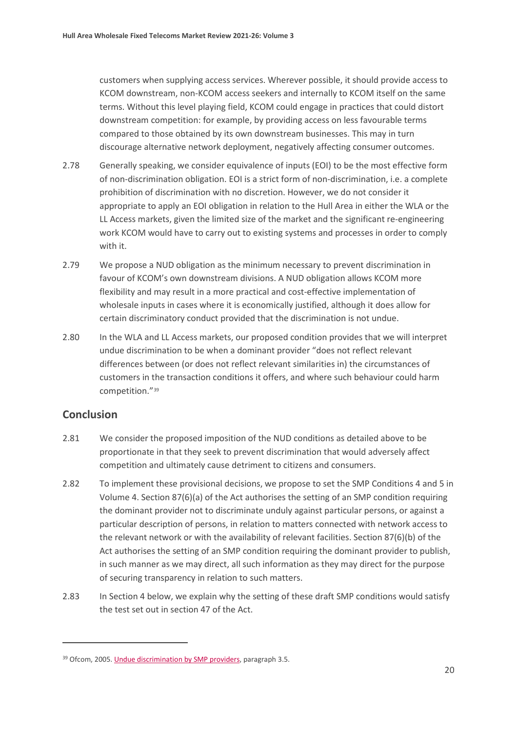customers when supplying access services. Wherever possible, it should provide access to KCOM downstream, non-KCOM access seekers and internally to KCOM itself on the same terms. Without this level playing field, KCOM could engage in practices that could distort downstream competition: for example, by providing access on less favourable terms compared to those obtained by its own downstream businesses. This may in turn discourage alternative network deployment, negatively affecting consumer outcomes.

2.78 Generally speaking, we consider equivalence of inputs (EOI) to be the most effective form of non-discrimination obligation. EOI is a strict form of non-discrimination, i.e. a complete prohibition of discrimination with no discretion. However, we do not consider it appropriate to apply an EOI obligation in relation to the Hull Area in either the WLA or the LL Access markets, given the limited size of the market and the significant re-engineering work KCOM would have to carry out to existing systems and processes in order to comply with it.

2.79 We propose a NUD obligation as the minimum necessary to prevent discrimination in favour of KCOM's own downstream divisions. A NUD obligation allows KCOM more flexibility and may result in a more practical and cost-effective implementation of wholesale inputs in cases where it is economically justified, although it does allow for certain discriminatory conduct provided that the discrimination is not undue.

2.80 In the WLA and LL Access markets, our proposed condition provides that we will interpret undue discrimination to be when a dominant provider "does not reflect relevant differences between (or does not reflect relevant similarities in) the circumstances of customers in the transaction conditions it offers, and where such behaviour could harm competition."[39]

## Conclusion

2.81 We consider the proposed imposition of the NUD conditions as detailed above to be proportionate in that they seek to prevent discrimination that would adversely affect competition and ultimately cause detriment to citizens and consumers.

2.82 To implement these provisional decisions, we propose to set the SMP Conditions 4 and 5 in Volume 4. Section 87(6)(a) of the Act authorises the setting of an SMP condition requiring the dominant provider not to discriminate unduly against particular persons, or against a particular description of persons, in relation to matters connected with network access to the relevant network or with the availability of relevant facilities. Section 87(6)(b) of the Act authorises the setting of an SMP condition requiring the dominant provider to publish, in such manner as we may direct, all such information as they may direct for the purpose of securing transparency in relation to such matters.

2.83 In Section 4 below, we explain why the setting of these draft SMP conditions would satisfy the test set out in section 47 of the Act.

[39] Ofcom, 2005. Undue discrimination by SMP providers, paragraph 3.5.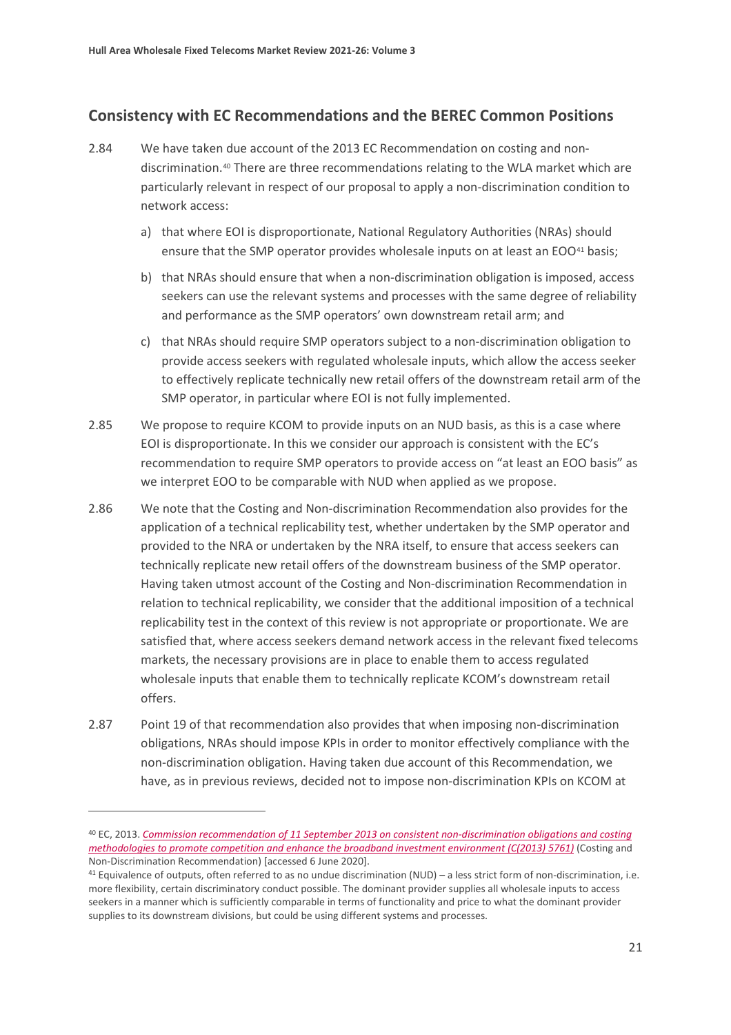## Consistency with EC Recommendations and the BEREC Common Positions

2.84 We have taken due account of the 2013 EC Recommendation on costing and non-discrimination.[40] There are three recommendations relating to the WLA market which are particularly relevant in respect of our proposal to apply a non-discrimination condition to network access:

a) that where EOI is disproportionate, National Regulatory Authorities (NRAs) should ensure that the SMP operator provides wholesale inputs on at least an EOO[41] basis;

b) that NRAs should ensure that when a non-discrimination obligation is imposed, access seekers can use the relevant systems and processes with the same degree of reliability and performance as the SMP operators' own downstream retail arm; and

c) that NRAs should require SMP operators subject to a non-discrimination obligation to provide access seekers with regulated wholesale inputs, which allow the access seeker to effectively replicate technically new retail offers of the downstream retail arm of the SMP operator, in particular where EOI is not fully implemented.

2.85 We propose to require KCOM to provide inputs on an NUD basis, as this is a case where EOI is disproportionate. In this we consider our approach is consistent with the EC's recommendation to require SMP operators to provide access on "at least an EOO basis" as we interpret EOO to be comparable with NUD when applied as we propose.

2.86 We note that the Costing and Non-discrimination Recommendation also provides for the application of a technical replicability test, whether undertaken by the SMP operator and provided to the NRA or undertaken by the NRA itself, to ensure that access seekers can technically replicate new retail offers of the downstream business of the SMP operator. Having taken utmost account of the Costing and Non-discrimination Recommendation in relation to technical replicability, we consider that the additional imposition of a technical replicability test in the context of this review is not appropriate or proportionate. We are satisfied that, where access seekers demand network access in the relevant fixed telecoms markets, the necessary provisions are in place to enable them to access regulated wholesale inputs that enable them to technically replicate KCOM's downstream retail offers.

2.87 Point 19 of that recommendation also provides that when imposing non-discrimination obligations, NRAs should impose KPIs in order to monitor effectively compliance with the non-discrimination obligation. Having taken due account of this Recommendation, we have, as in previous reviews, decided not to impose non-discrimination KPIs on KCOM at

---

[40] EC, 2013. *Commission recommendation of 11 September 2013 on consistent non-discrimination obligations and costing methodologies to promote competition and enhance the broadband investment environment (C(2013) 5761)* (Costing and Non-Discrimination Recommendation) [accessed 6 June 2020].

[41] Equivalence of outputs, often referred to as no undue discrimination (NUD) – a less strict form of non-discrimination, i.e. more flexibility, certain discriminatory conduct possible. The dominant provider supplies all wholesale inputs to access seekers in a manner which is sufficiently comparable in terms of functionality and price to what the dominant provider supplies to its downstream divisions, but could be using different systems and processes.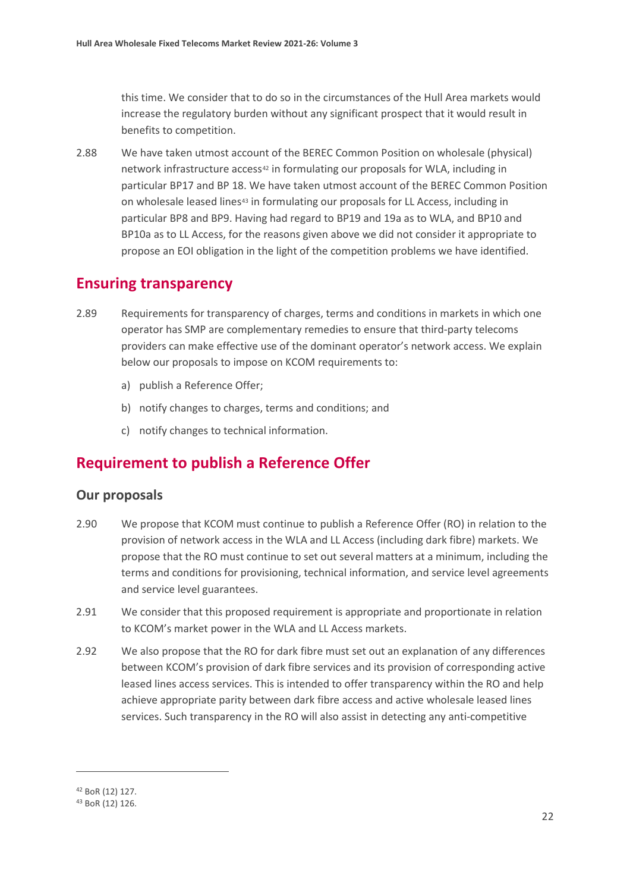this time. We consider that to do so in the circumstances of the Hull Area markets would increase the regulatory burden without any significant prospect that it would result in benefits to competition.

2.88 We have taken utmost account of the BEREC Common Position on wholesale (physical) network infrastructure access[42] in formulating our proposals for WLA, including in particular BP17 and BP 18. We have taken utmost account of the BEREC Common Position on wholesale leased lines[43] in formulating our proposals for LL Access, including in particular BP8 and BP9. Having had regard to BP19 and 19a as to WLA, and BP10 and BP10a as to LL Access, for the reasons given above we did not consider it appropriate to propose an EOI obligation in the light of the competition problems we have identified.

## Ensuring transparency

2.89 Requirements for transparency of charges, terms and conditions in markets in which one operator has SMP are complementary remedies to ensure that third-party telecoms providers can make effective use of the dominant operator's network access. We explain below our proposals to impose on KCOM requirements to:

a) publish a Reference Offer;

b) notify changes to charges, terms and conditions; and

c) notify changes to technical information.

## Requirement to publish a Reference Offer

### Our proposals

2.90 We propose that KCOM must continue to publish a Reference Offer (RO) in relation to the provision of network access in the WLA and LL Access (including dark fibre) markets. We propose that the RO must continue to set out several matters at a minimum, including the terms and conditions for provisioning, technical information, and service level agreements and service level guarantees.

2.91 We consider that this proposed requirement is appropriate and proportionate in relation to KCOM's market power in the WLA and LL Access markets.

2.92 We also propose that the RO for dark fibre must set out an explanation of any differences between KCOM's provision of dark fibre services and its provision of corresponding active leased lines access services. This is intended to offer transparency within the RO and help achieve appropriate parity between dark fibre access and active wholesale leased lines services. Such transparency in the RO will also assist in detecting any anti-competitive

[42] BoR (12) 127.

[43] BoR (12) 126.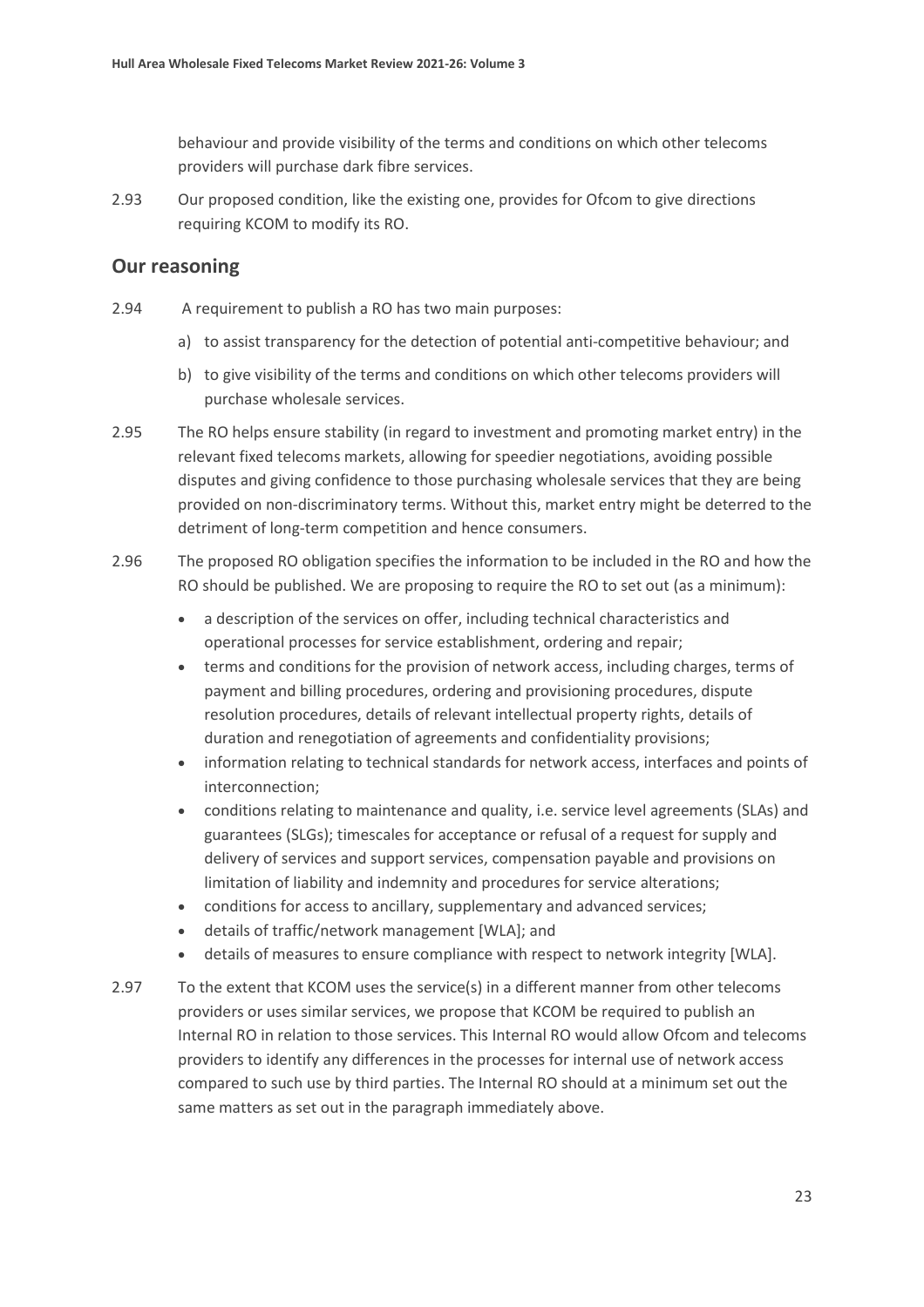behaviour and provide visibility of the terms and conditions on which other telecoms providers will purchase dark fibre services.

2.93 Our proposed condition, like the existing one, provides for Ofcom to give directions requiring KCOM to modify its RO.

## Our reasoning

2.94 A requirement to publish a RO has two main purposes:

a) to assist transparency for the detection of potential anti-competitive behaviour; and

b) to give visibility of the terms and conditions on which other telecoms providers will purchase wholesale services.

2.95 The RO helps ensure stability (in regard to investment and promoting market entry) in the relevant fixed telecoms markets, allowing for speedier negotiations, avoiding possible disputes and giving confidence to those purchasing wholesale services that they are being provided on non-discriminatory terms. Without this, market entry might be deterred to the detriment of long-term competition and hence consumers.

2.96 The proposed RO obligation specifies the information to be included in the RO and how the RO should be published. We are proposing to require the RO to set out (as a minimum):

- a description of the services on offer, including technical characteristics and operational processes for service establishment, ordering and repair;
- terms and conditions for the provision of network access, including charges, terms of payment and billing procedures, ordering and provisioning procedures, dispute resolution procedures, details of relevant intellectual property rights, details of duration and renegotiation of agreements and confidentiality provisions;
- information relating to technical standards for network access, interfaces and points of interconnection;
- conditions relating to maintenance and quality, i.e. service level agreements (SLAs) and guarantees (SLGs); timescales for acceptance or refusal of a request for supply and delivery of services and support services, compensation payable and provisions on limitation of liability and indemnity and procedures for service alterations;
- conditions for access to ancillary, supplementary and advanced services;
- details of traffic/network management [WLA]; and
- details of measures to ensure compliance with respect to network integrity [WLA].

2.97 To the extent that KCOM uses the service(s) in a different manner from other telecoms providers or uses similar services, we propose that KCOM be required to publish an Internal RO in relation to those services. This Internal RO would allow Ofcom and telecoms providers to identify any differences in the processes for internal use of network access compared to such use by third parties. The Internal RO should at a minimum set out the same matters as set out in the paragraph immediately above.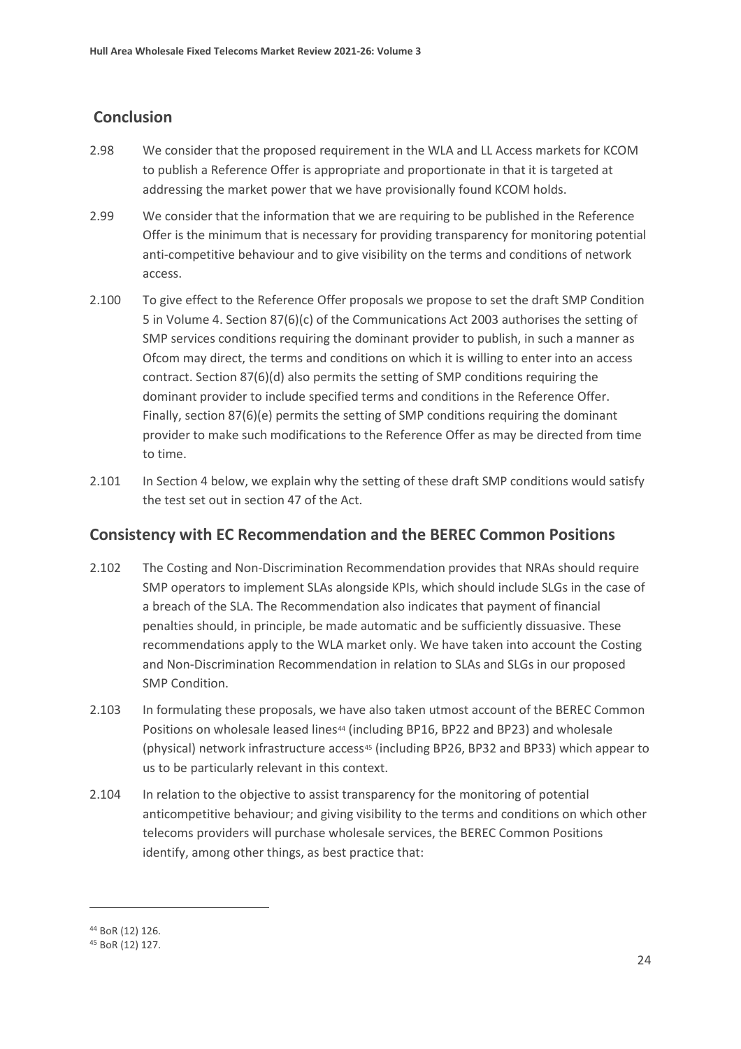## Conclusion

2.98 We consider that the proposed requirement in the WLA and LL Access markets for KCOM to publish a Reference Offer is appropriate and proportionate in that it is targeted at addressing the market power that we have provisionally found KCOM holds.

2.99 We consider that the information that we are requiring to be published in the Reference Offer is the minimum that is necessary for providing transparency for monitoring potential anti-competitive behaviour and to give visibility on the terms and conditions of network access.

2.100 To give effect to the Reference Offer proposals we propose to set the draft SMP Condition 5 in Volume 4. Section 87(6)(c) of the Communications Act 2003 authorises the setting of SMP services conditions requiring the dominant provider to publish, in such a manner as Ofcom may direct, the terms and conditions on which it is willing to enter into an access contract. Section 87(6)(d) also permits the setting of SMP conditions requiring the dominant provider to include specified terms and conditions in the Reference Offer. Finally, section 87(6)(e) permits the setting of SMP conditions requiring the dominant provider to make such modifications to the Reference Offer as may be directed from time to time.

2.101 In Section 4 below, we explain why the setting of these draft SMP conditions would satisfy the test set out in section 47 of the Act.

## Consistency with EC Recommendation and the BEREC Common Positions

2.102 The Costing and Non-Discrimination Recommendation provides that NRAs should require SMP operators to implement SLAs alongside KPIs, which should include SLGs in the case of a breach of the SLA. The Recommendation also indicates that payment of financial penalties should, in principle, be made automatic and be sufficiently dissuasive. These recommendations apply to the WLA market only. We have taken into account the Costing and Non-Discrimination Recommendation in relation to SLAs and SLGs in our proposed SMP Condition.

2.103 In formulating these proposals, we have also taken utmost account of the BEREC Common Positions on wholesale leased lines[44] (including BP16, BP22 and BP23) and wholesale (physical) network infrastructure access[45] (including BP26, BP32 and BP33) which appear to us to be particularly relevant in this context.

2.104 In relation to the objective to assist transparency for the monitoring of potential anticompetitive behaviour; and giving visibility to the terms and conditions on which other telecoms providers will purchase wholesale services, the BEREC Common Positions identify, among other things, as best practice that:

[44] BoR (12) 126.

[45] BoR (12) 127.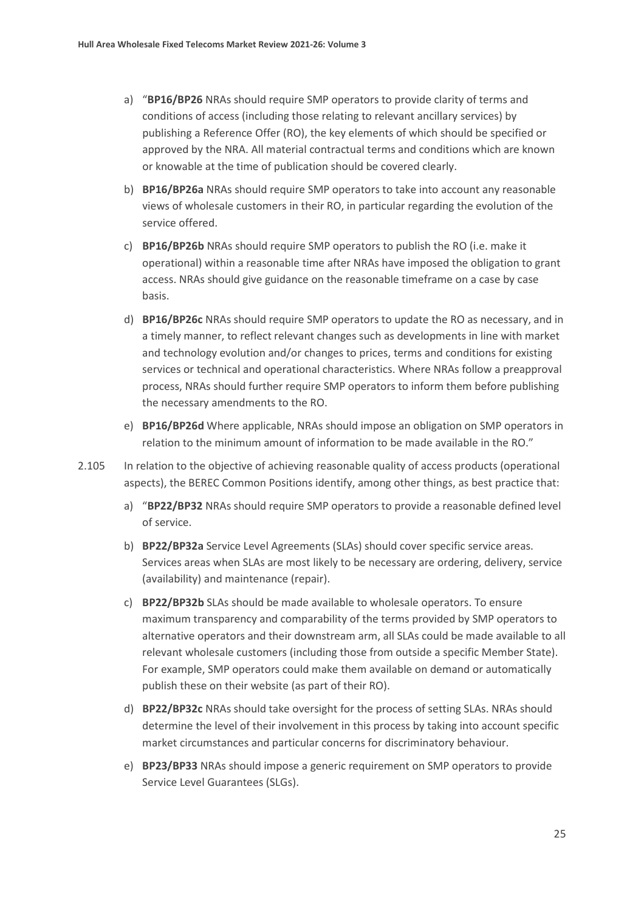a) "**BP16/BP26** NRAs should require SMP operators to provide clarity of terms and conditions of access (including those relating to relevant ancillary services) by publishing a Reference Offer (RO), the key elements of which should be specified or approved by the NRA. All material contractual terms and conditions which are known or knowable at the time of publication should be covered clearly.

b) **BP16/BP26a** NRAs should require SMP operators to take into account any reasonable views of wholesale customers in their RO, in particular regarding the evolution of the service offered.

c) **BP16/BP26b** NRAs should require SMP operators to publish the RO (i.e. make it operational) within a reasonable time after NRAs have imposed the obligation to grant access. NRAs should give guidance on the reasonable timeframe on a case by case basis.

d) **BP16/BP26c** NRAs should require SMP operators to update the RO as necessary, and in a timely manner, to reflect relevant changes such as developments in line with market and technology evolution and/or changes to prices, terms and conditions for existing services or technical and operational characteristics. Where NRAs follow a preapproval process, NRAs should further require SMP operators to inform them before publishing the necessary amendments to the RO.

e) **BP16/BP26d** Where applicable, NRAs should impose an obligation on SMP operators in relation to the minimum amount of information to be made available in the RO."

2.105 In relation to the objective of achieving reasonable quality of access products (operational aspects), the BEREC Common Positions identify, among other things, as best practice that:

a) "**BP22/BP32** NRAs should require SMP operators to provide a reasonable defined level of service.

b) **BP22/BP32a** Service Level Agreements (SLAs) should cover specific service areas. Services areas when SLAs are most likely to be necessary are ordering, delivery, service (availability) and maintenance (repair).

c) **BP22/BP32b** SLAs should be made available to wholesale operators. To ensure maximum transparency and comparability of the terms provided by SMP operators to alternative operators and their downstream arm, all SLAs could be made available to all relevant wholesale customers (including those from outside a specific Member State). For example, SMP operators could make them available on demand or automatically publish these on their website (as part of their RO).

d) **BP22/BP32c** NRAs should take oversight for the process of setting SLAs. NRAs should determine the level of their involvement in this process by taking into account specific market circumstances and particular concerns for discriminatory behaviour.

e) **BP23/BP33** NRAs should impose a generic requirement on SMP operators to provide Service Level Guarantees (SLGs).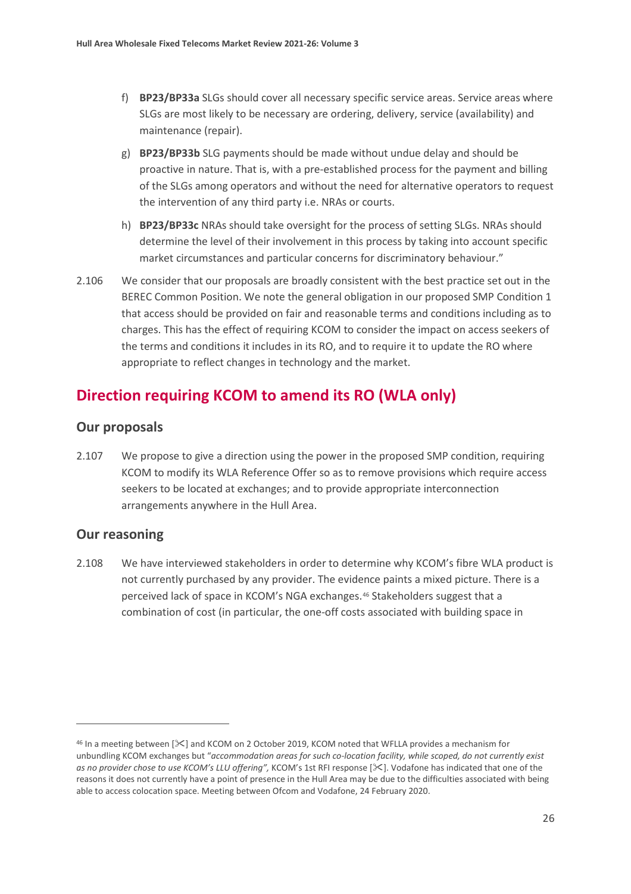f) **BP23/BP33a** SLGs should cover all necessary specific service areas. Service areas where SLGs are most likely to be necessary are ordering, delivery, service (availability) and maintenance (repair).

g) **BP23/BP33b** SLG payments should be made without undue delay and should be proactive in nature. That is, with a pre-established process for the payment and billing of the SLGs among operators and without the need for alternative operators to request the intervention of any third party i.e. NRAs or courts.

h) **BP23/BP33c** NRAs should take oversight for the process of setting SLGs. NRAs should determine the level of their involvement in this process by taking into account specific market circumstances and particular concerns for discriminatory behaviour."

2.106 We consider that our proposals are broadly consistent with the best practice set out in the BEREC Common Position. We note the general obligation in our proposed SMP Condition 1 that access should be provided on fair and reasonable terms and conditions including as to charges. This has the effect of requiring KCOM to consider the impact on access seekers of the terms and conditions it includes in its RO, and to require it to update the RO where appropriate to reflect changes in technology and the market.

## Direction requiring KCOM to amend its RO (WLA only)

### Our proposals

2.107 We propose to give a direction using the power in the proposed SMP condition, requiring KCOM to modify its WLA Reference Offer so as to remove provisions which require access seekers to be located at exchanges; and to provide appropriate interconnection arrangements anywhere in the Hull Area.

### Our reasoning

2.108 We have interviewed stakeholders in order to determine why KCOM's fibre WLA product is not currently purchased by any provider. The evidence paints a mixed picture. There is a perceived lack of space in KCOM's NGA exchanges.[46] Stakeholders suggest that a combination of cost (in particular, the one-off costs associated with building space in

[46] In a meeting between [✂] and KCOM on 2 October 2019, KCOM noted that WFLLA provides a mechanism for unbundling KCOM exchanges but "*accommodation areas for such co-location facility, while scoped, do not currently exist as no provider chose to use KCOM's LLU offering*", KCOM's 1st RFI response [✂]. Vodafone has indicated that one of the reasons it does not currently have a point of presence in the Hull Area may be due to the difficulties associated with being able to access colocation space. Meeting between Ofcom and Vodafone, 24 February 2020.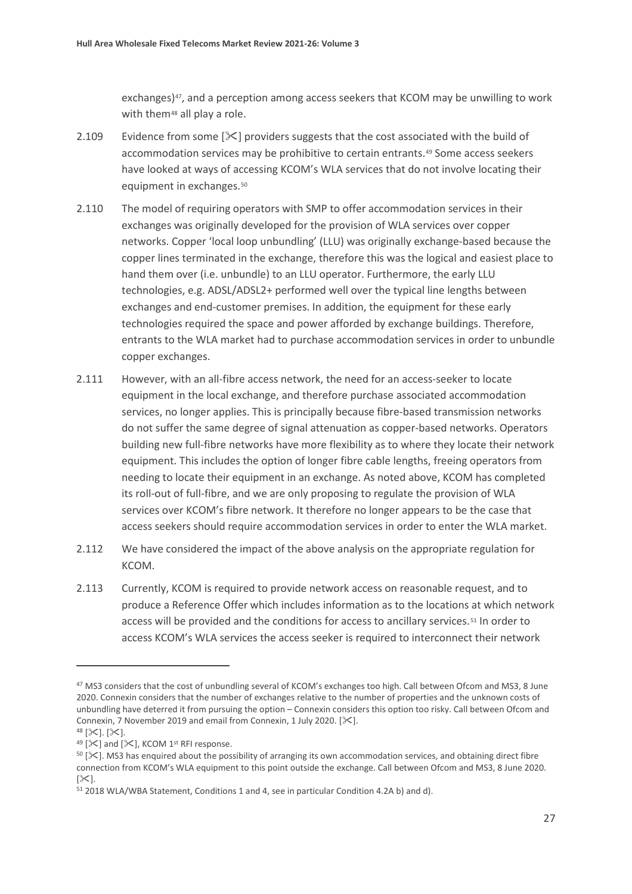exchanges)[47], and a perception among access seekers that KCOM may be unwilling to work with them[48] all play a role.

2.109 Evidence from some [✂] providers suggests that the cost associated with the build of accommodation services may be prohibitive to certain entrants.[49] Some access seekers have looked at ways of accessing KCOM's WLA services that do not involve locating their equipment in exchanges.[50]

2.110 The model of requiring operators with SMP to offer accommodation services in their exchanges was originally developed for the provision of WLA services over copper networks. Copper 'local loop unbundling' (LLU) was originally exchange-based because the copper lines terminated in the exchange, therefore this was the logical and easiest place to hand them over (i.e. unbundle) to an LLU operator. Furthermore, the early LLU technologies, e.g. ADSL/ADSL2+ performed well over the typical line lengths between exchanges and end-customer premises. In addition, the equipment for these early technologies required the space and power afforded by exchange buildings. Therefore, entrants to the WLA market had to purchase accommodation services in order to unbundle copper exchanges.

2.111 However, with an all-fibre access network, the need for an access-seeker to locate equipment in the local exchange, and therefore purchase associated accommodation services, no longer applies. This is principally because fibre-based transmission networks do not suffer the same degree of signal attenuation as copper-based networks. Operators building new full-fibre networks have more flexibility as to where they locate their network equipment. This includes the option of longer fibre cable lengths, freeing operators from needing to locate their equipment in an exchange. As noted above, KCOM has completed its roll-out of full-fibre, and we are only proposing to regulate the provision of WLA services over KCOM's fibre network. It therefore no longer appears to be the case that access seekers should require accommodation services in order to enter the WLA market.

2.112 We have considered the impact of the above analysis on the appropriate regulation for KCOM.

2.113 Currently, KCOM is required to provide network access on reasonable request, and to produce a Reference Offer which includes information as to the locations at which network access will be provided and the conditions for access to ancillary services.[51] In order to access KCOM's WLA services the access seeker is required to interconnect their network

---

[47] MS3 considers that the cost of unbundling several of KCOM's exchanges too high. Call between Ofcom and MS3, 8 June 2020. Connexin considers that the number of exchanges relative to the number of properties and the unknown costs of unbundling have deterred it from pursuing the option – Connexin considers this option too risky. Call between Ofcom and Connexin, 7 November 2019 and email from Connexin, 1 July 2020. [✂].

[48] [✂]. [✂].

[49] [✂] and [✂], KCOM 1st RFI response.

[50] [✂]. MS3 has enquired about the possibility of arranging its own accommodation services, and obtaining direct fibre connection from KCOM's WLA equipment to this point outside the exchange. Call between Ofcom and MS3, 8 June 2020. [✂].

[51] 2018 WLA/WBA Statement, Conditions 1 and 4, see in particular Condition 4.2A b) and d).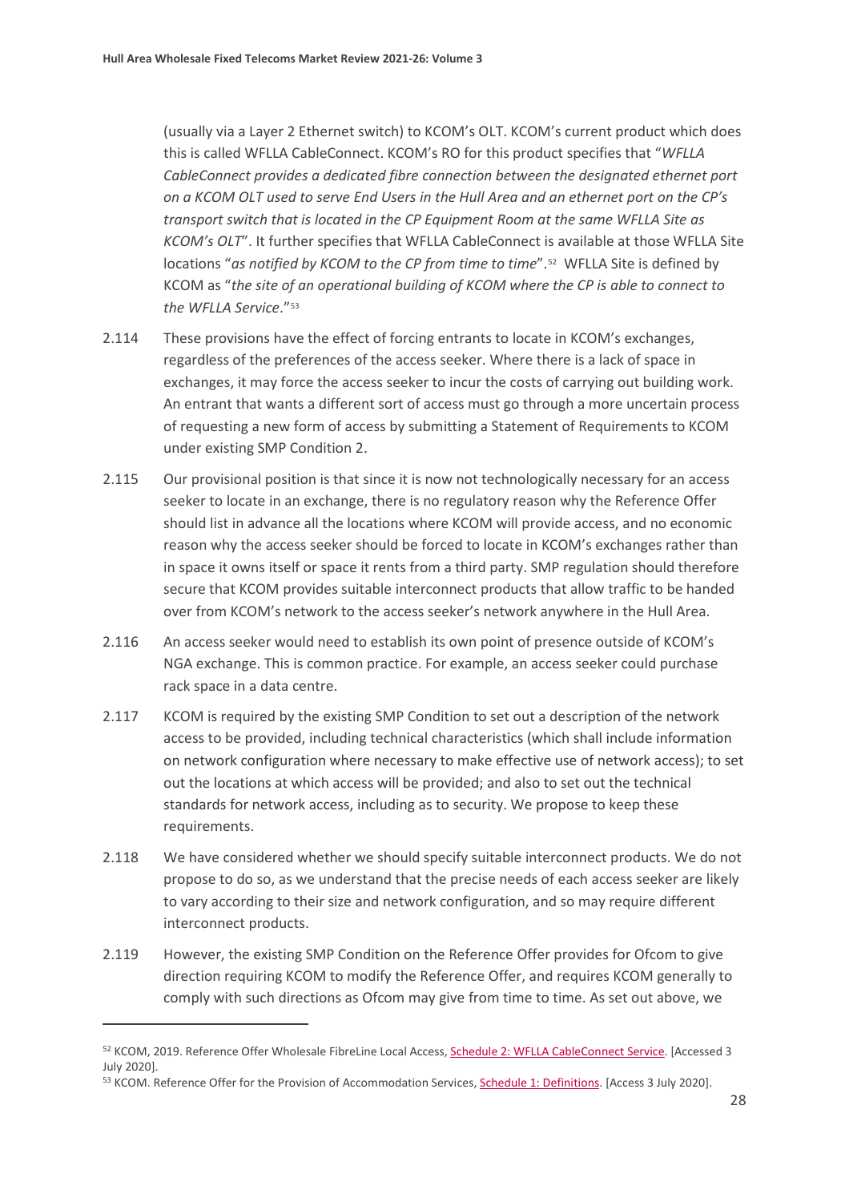(usually via a Layer 2 Ethernet switch) to KCOM's OLT. KCOM's current product which does this is called WFLLA CableConnect. KCOM's RO for this product specifies that "*WFLLA CableConnect provides a dedicated fibre connection between the designated ethernet port on a KCOM OLT used to serve End Users in the Hull Area and an ethernet port on the CP's transport switch that is located in the CP Equipment Room at the same WFLLA Site as KCOM's OLT*". It further specifies that WFLLA CableConnect is available at those WFLLA Site locations "*as notified by KCOM to the CP from time to time*".[52] WFLLA Site is defined by KCOM as "*the site of an operational building of KCOM where the CP is able to connect to the WFLLA Service*."[53]

2.114 These provisions have the effect of forcing entrants to locate in KCOM's exchanges, regardless of the preferences of the access seeker. Where there is a lack of space in exchanges, it may force the access seeker to incur the costs of carrying out building work. An entrant that wants a different sort of access must go through a more uncertain process of requesting a new form of access by submitting a Statement of Requirements to KCOM under existing SMP Condition 2.

2.115 Our provisional position is that since it is now not technologically necessary for an access seeker to locate in an exchange, there is no regulatory reason why the Reference Offer should list in advance all the locations where KCOM will provide access, and no economic reason why the access seeker should be forced to locate in KCOM's exchanges rather than in space it owns itself or space it rents from a third party. SMP regulation should therefore secure that KCOM provides suitable interconnect products that allow traffic to be handed over from KCOM's network to the access seeker's network anywhere in the Hull Area.

2.116 An access seeker would need to establish its own point of presence outside of KCOM's NGA exchange. This is common practice. For example, an access seeker could purchase rack space in a data centre.

2.117 KCOM is required by the existing SMP Condition to set out a description of the network access to be provided, including technical characteristics (which shall include information on network configuration where necessary to make effective use of network access); to set out the locations at which access will be provided; and also to set out the technical standards for network access, including as to security. We propose to keep these requirements.

2.118 We have considered whether we should specify suitable interconnect products. We do not propose to do so, as we understand that the precise needs of each access seeker are likely to vary according to their size and network configuration, and so may require different interconnect products.

2.119 However, the existing SMP Condition on the Reference Offer provides for Ofcom to give direction requiring KCOM to modify the Reference Offer, and requires KCOM generally to comply with such directions as Ofcom may give from time to time. As set out above, we

---

[52] KCOM, 2019. Reference Offer Wholesale FibreLine Local Access, Schedule 2: WFLLA CableConnect Service. [Accessed 3 July 2020].

[53] KCOM. Reference Offer for the Provision of Accommodation Services, Schedule 1: Definitions. [Access 3 July 2020].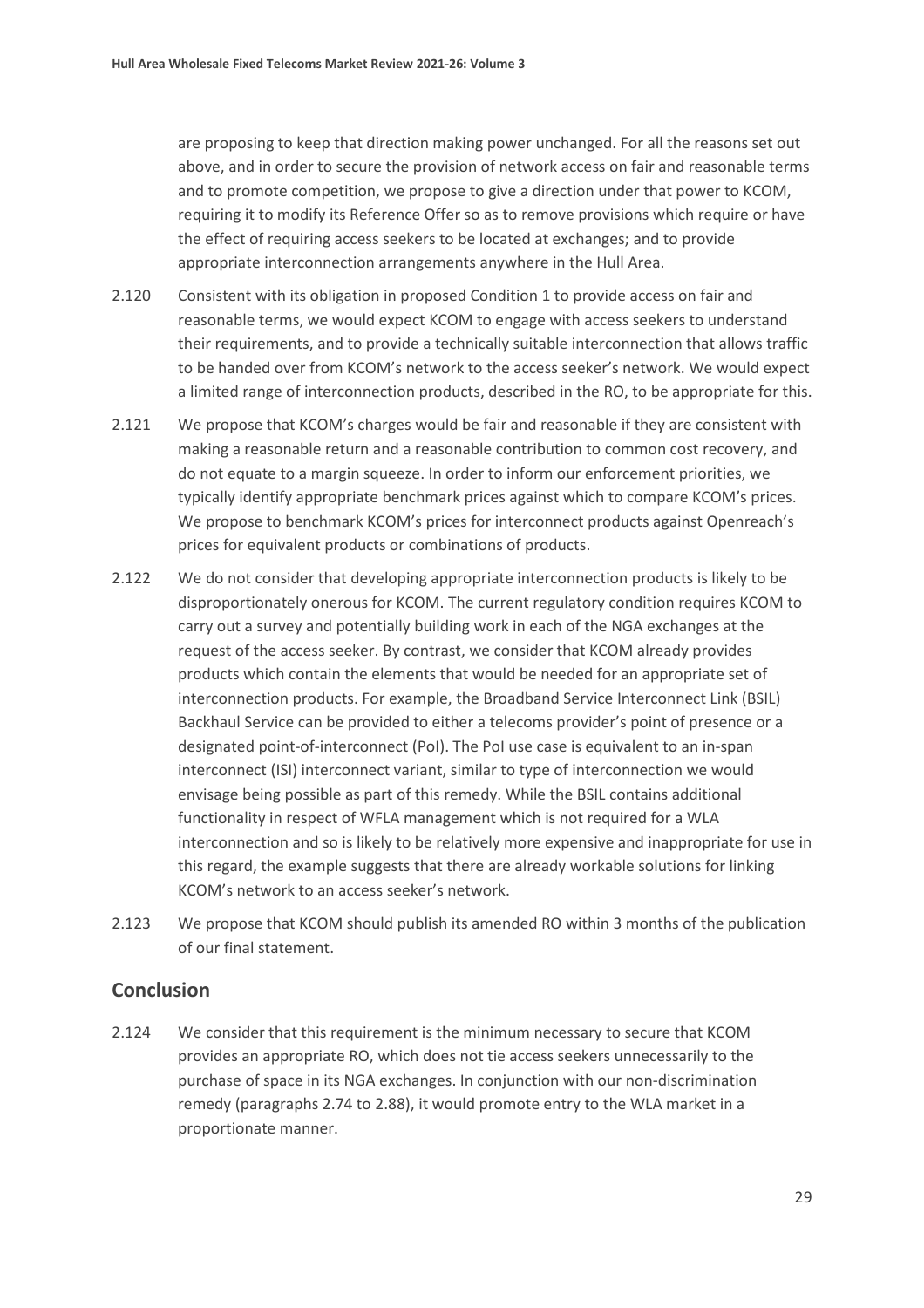are proposing to keep that direction making power unchanged. For all the reasons set out above, and in order to secure the provision of network access on fair and reasonable terms and to promote competition, we propose to give a direction under that power to KCOM, requiring it to modify its Reference Offer so as to remove provisions which require or have the effect of requiring access seekers to be located at exchanges; and to provide appropriate interconnection arrangements anywhere in the Hull Area.

2.120 Consistent with its obligation in proposed Condition 1 to provide access on fair and reasonable terms, we would expect KCOM to engage with access seekers to understand their requirements, and to provide a technically suitable interconnection that allows traffic to be handed over from KCOM's network to the access seeker's network. We would expect a limited range of interconnection products, described in the RO, to be appropriate for this.

2.121 We propose that KCOM's charges would be fair and reasonable if they are consistent with making a reasonable return and a reasonable contribution to common cost recovery, and do not equate to a margin squeeze. In order to inform our enforcement priorities, we typically identify appropriate benchmark prices against which to compare KCOM's prices. We propose to benchmark KCOM's prices for interconnect products against Openreach's prices for equivalent products or combinations of products.

2.122 We do not consider that developing appropriate interconnection products is likely to be disproportionately onerous for KCOM. The current regulatory condition requires KCOM to carry out a survey and potentially building work in each of the NGA exchanges at the request of the access seeker. By contrast, we consider that KCOM already provides products which contain the elements that would be needed for an appropriate set of interconnection products. For example, the Broadband Service Interconnect Link (BSIL) Backhaul Service can be provided to either a telecoms provider's point of presence or a designated point-of-interconnect (PoI). The PoI use case is equivalent to an in-span interconnect (ISI) interconnect variant, similar to type of interconnection we would envisage being possible as part of this remedy. While the BSIL contains additional functionality in respect of WFLA management which is not required for a WLA interconnection and so is likely to be relatively more expensive and inappropriate for use in this regard, the example suggests that there are already workable solutions for linking KCOM's network to an access seeker's network.

2.123 We propose that KCOM should publish its amended RO within 3 months of the publication of our final statement.

## Conclusion

2.124 We consider that this requirement is the minimum necessary to secure that KCOM provides an appropriate RO, which does not tie access seekers unnecessarily to the purchase of space in its NGA exchanges. In conjunction with our non-discrimination remedy (paragraphs 2.74 to 2.88), it would promote entry to the WLA market in a proportionate manner.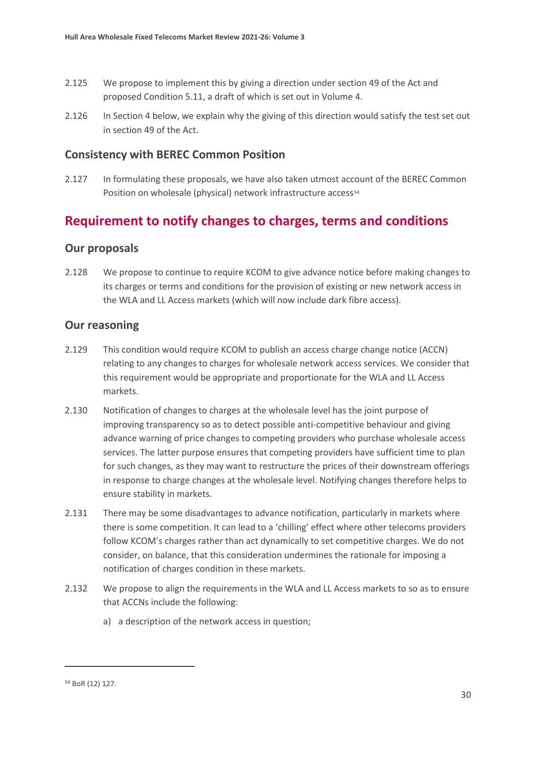2.125 We propose to implement this by giving a direction under section 49 of the Act and proposed Condition 5.11, a draft of which is set out in Volume 4.

2.126 In Section 4 below, we explain why the giving of this direction would satisfy the test set out in section 49 of the Act.

### Consistency with BEREC Common Position

2.127 In formulating these proposals, we have also taken utmost account of the BEREC Common Position on wholesale (physical) network infrastructure access[54]

## Requirement to notify changes to charges, terms and conditions

### Our proposals

2.128 We propose to continue to require KCOM to give advance notice before making changes to its charges or terms and conditions for the provision of existing or new network access in the WLA and LL Access markets (which will now include dark fibre access).

### Our reasoning

2.129 This condition would require KCOM to publish an access charge change notice (ACCN) relating to any changes to charges for wholesale network access services. We consider that this requirement would be appropriate and proportionate for the WLA and LL Access markets.

2.130 Notification of changes to charges at the wholesale level has the joint purpose of improving transparency so as to detect possible anti-competitive behaviour and giving advance warning of price changes to competing providers who purchase wholesale access services. The latter purpose ensures that competing providers have sufficient time to plan for such changes, as they may want to restructure the prices of their downstream offerings in response to charge changes at the wholesale level. Notifying changes therefore helps to ensure stability in markets.

2.131 There may be some disadvantages to advance notification, particularly in markets where there is some competition. It can lead to a 'chilling' effect where other telecoms providers follow KCOM's charges rather than act dynamically to set competitive charges. We do not consider, on balance, that this consideration undermines the rationale for imposing a notification of charges condition in these markets.

2.132 We propose to align the requirements in the WLA and LL Access markets to so as to ensure that ACCNs include the following:

a) a description of the network access in question;

---

[54] BoR (12) 127.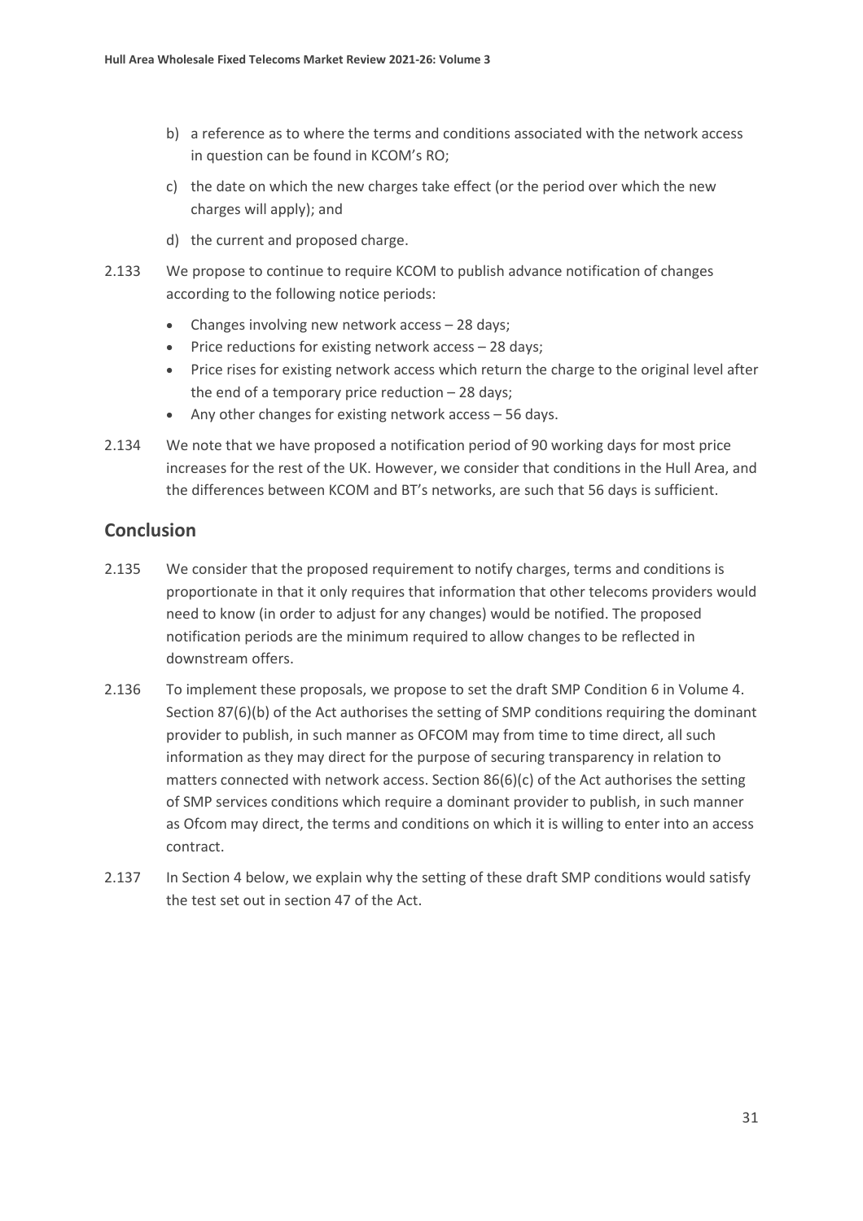b) a reference as to where the terms and conditions associated with the network access in question can be found in KCOM's RO;

c) the date on which the new charges take effect (or the period over which the new charges will apply); and

d) the current and proposed charge.

2.133 We propose to continue to require KCOM to publish advance notification of changes according to the following notice periods:

- Changes involving new network access – 28 days;
- Price reductions for existing network access – 28 days;
- Price rises for existing network access which return the charge to the original level after the end of a temporary price reduction – 28 days;
- Any other changes for existing network access – 56 days.

2.134 We note that we have proposed a notification period of 90 working days for most price increases for the rest of the UK. However, we consider that conditions in the Hull Area, and the differences between KCOM and BT's networks, are such that 56 days is sufficient.

## Conclusion

2.135 We consider that the proposed requirement to notify charges, terms and conditions is proportionate in that it only requires that information that other telecoms providers would need to know (in order to adjust for any changes) would be notified. The proposed notification periods are the minimum required to allow changes to be reflected in downstream offers.

2.136 To implement these proposals, we propose to set the draft SMP Condition 6 in Volume 4. Section 87(6)(b) of the Act authorises the setting of SMP conditions requiring the dominant provider to publish, in such manner as OFCOM may from time to time direct, all such information as they may direct for the purpose of securing transparency in relation to matters connected with network access. Section 86(6)(c) of the Act authorises the setting of SMP services conditions which require a dominant provider to publish, in such manner as Ofcom may direct, the terms and conditions on which it is willing to enter into an access contract.

2.137 In Section 4 below, we explain why the setting of these draft SMP conditions would satisfy the test set out in section 47 of the Act.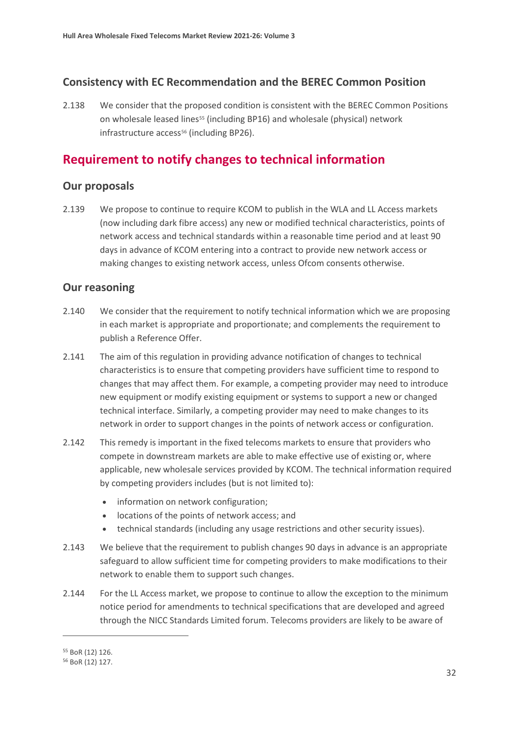### Consistency with EC Recommendation and the BEREC Common Position

2.138 We consider that the proposed condition is consistent with the BEREC Common Positions on wholesale leased lines[55] (including BP16) and wholesale (physical) network infrastructure access[56] (including BP26).

## Requirement to notify changes to technical information

### Our proposals

2.139 We propose to continue to require KCOM to publish in the WLA and LL Access markets (now including dark fibre access) any new or modified technical characteristics, points of network access and technical standards within a reasonable time period and at least 90 days in advance of KCOM entering into a contract to provide new network access or making changes to existing network access, unless Ofcom consents otherwise.

### Our reasoning

2.140 We consider that the requirement to notify technical information which we are proposing in each market is appropriate and proportionate; and complements the requirement to publish a Reference Offer.

2.141 The aim of this regulation in providing advance notification of changes to technical characteristics is to ensure that competing providers have sufficient time to respond to changes that may affect them. For example, a competing provider may need to introduce new equipment or modify existing equipment or systems to support a new or changed technical interface. Similarly, a competing provider may need to make changes to its network in order to support changes in the points of network access or configuration.

2.142 This remedy is important in the fixed telecoms markets to ensure that providers who compete in downstream markets are able to make effective use of existing or, where applicable, new wholesale services provided by KCOM. The technical information required by competing providers includes (but is not limited to):

- information on network configuration;
- locations of the points of network access; and
- technical standards (including any usage restrictions and other security issues).

2.143 We believe that the requirement to publish changes 90 days in advance is an appropriate safeguard to allow sufficient time for competing providers to make modifications to their network to enable them to support such changes.

2.144 For the LL Access market, we propose to continue to allow the exception to the minimum notice period for amendments to technical specifications that are developed and agreed through the NICC Standards Limited forum. Telecoms providers are likely to be aware of

[55] BoR (12) 126.

[56] BoR (12) 127.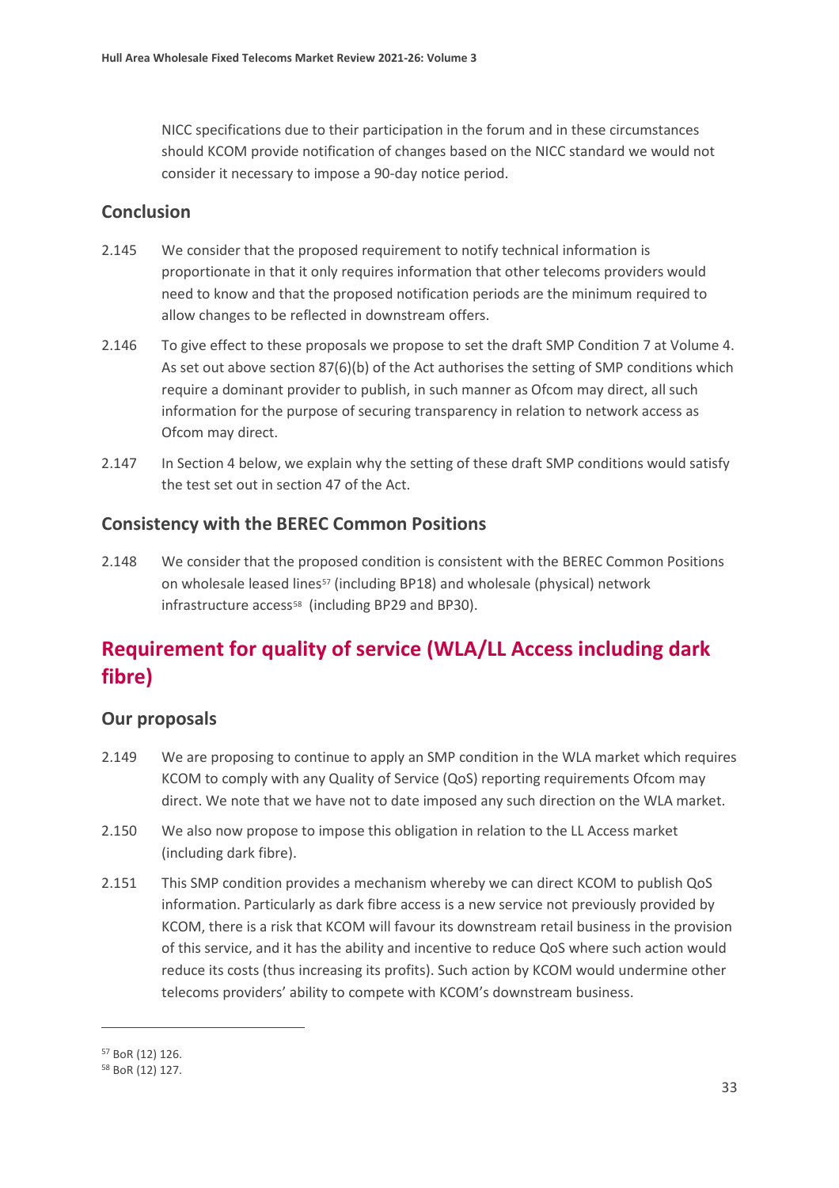NICC specifications due to their participation in the forum and in these circumstances should KCOM provide notification of changes based on the NICC standard we would not consider it necessary to impose a 90-day notice period.

### Conclusion

2.145 We consider that the proposed requirement to notify technical information is proportionate in that it only requires information that other telecoms providers would need to know and that the proposed notification periods are the minimum required to allow changes to be reflected in downstream offers.

2.146 To give effect to these proposals we propose to set the draft SMP Condition 7 at Volume 4. As set out above section 87(6)(b) of the Act authorises the setting of SMP conditions which require a dominant provider to publish, in such manner as Ofcom may direct, all such information for the purpose of securing transparency in relation to network access as Ofcom may direct.

2.147 In Section 4 below, we explain why the setting of these draft SMP conditions would satisfy the test set out in section 47 of the Act.

### Consistency with the BEREC Common Positions

2.148 We consider that the proposed condition is consistent with the BEREC Common Positions on wholesale leased lines[57] (including BP18) and wholesale (physical) network infrastructure access[58] (including BP29 and BP30).

## Requirement for quality of service (WLA/LL Access including dark fibre)

### Our proposals

2.149 We are proposing to continue to apply an SMP condition in the WLA market which requires KCOM to comply with any Quality of Service (QoS) reporting requirements Ofcom may direct. We note that we have not to date imposed any such direction on the WLA market.

2.150 We also now propose to impose this obligation in relation to the LL Access market (including dark fibre).

2.151 This SMP condition provides a mechanism whereby we can direct KCOM to publish QoS information. Particularly as dark fibre access is a new service not previously provided by KCOM, there is a risk that KCOM will favour its downstream retail business in the provision of this service, and it has the ability and incentive to reduce QoS where such action would reduce its costs (thus increasing its profits). Such action by KCOM would undermine other telecoms providers' ability to compete with KCOM's downstream business.

---

[57] BoR (12) 126.

[58] BoR (12) 127.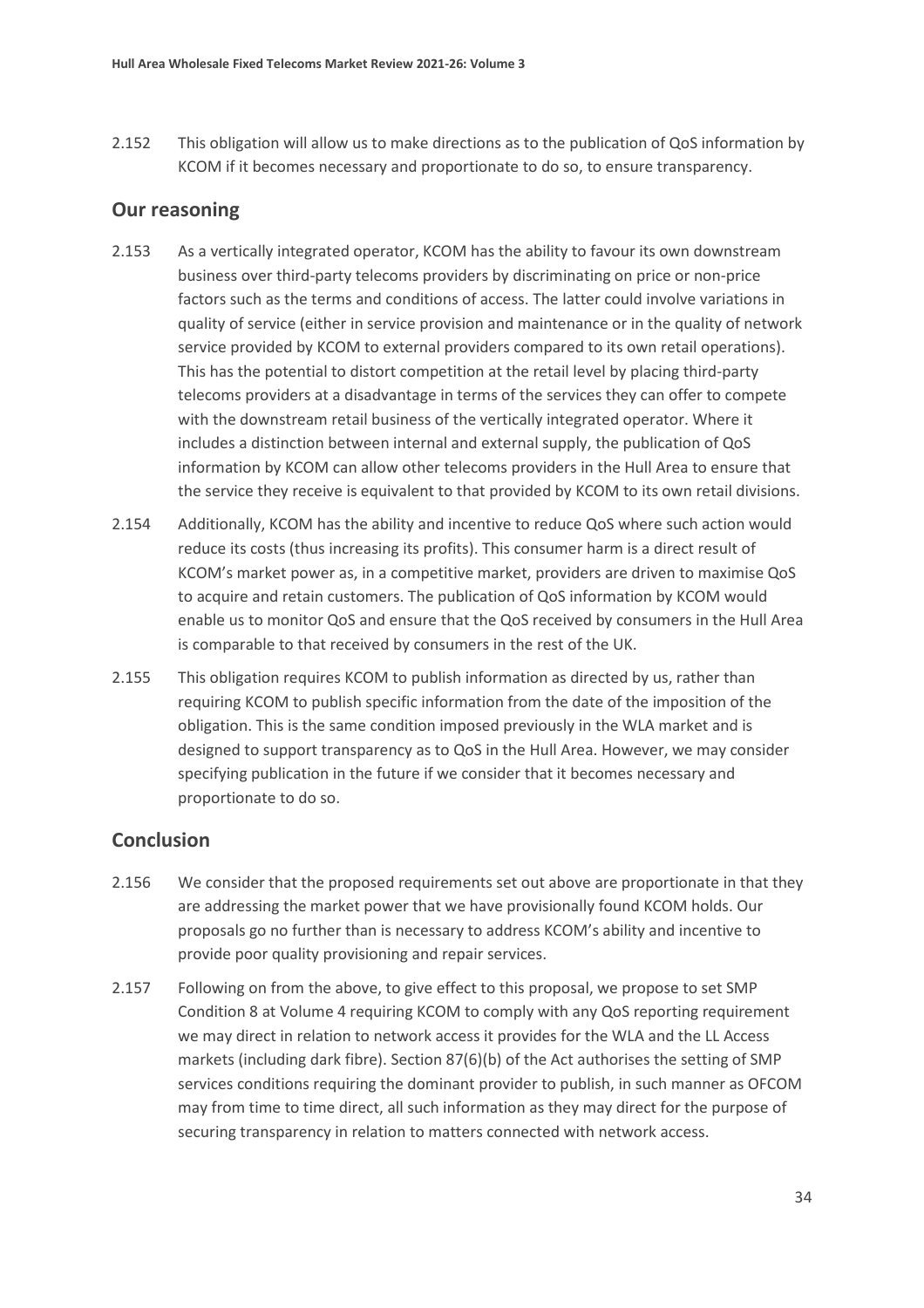2.152 This obligation will allow us to make directions as to the publication of QoS information by KCOM if it becomes necessary and proportionate to do so, to ensure transparency.

## Our reasoning

2.153 As a vertically integrated operator, KCOM has the ability to favour its own downstream business over third-party telecoms providers by discriminating on price or non-price factors such as the terms and conditions of access. The latter could involve variations in quality of service (either in service provision and maintenance or in the quality of network service provided by KCOM to external providers compared to its own retail operations). This has the potential to distort competition at the retail level by placing third-party telecoms providers at a disadvantage in terms of the services they can offer to compete with the downstream retail business of the vertically integrated operator. Where it includes a distinction between internal and external supply, the publication of QoS information by KCOM can allow other telecoms providers in the Hull Area to ensure that the service they receive is equivalent to that provided by KCOM to its own retail divisions.

2.154 Additionally, KCOM has the ability and incentive to reduce QoS where such action would reduce its costs (thus increasing its profits). This consumer harm is a direct result of KCOM's market power as, in a competitive market, providers are driven to maximise QoS to acquire and retain customers. The publication of QoS information by KCOM would enable us to monitor QoS and ensure that the QoS received by consumers in the Hull Area is comparable to that received by consumers in the rest of the UK.

2.155 This obligation requires KCOM to publish information as directed by us, rather than requiring KCOM to publish specific information from the date of the imposition of the obligation. This is the same condition imposed previously in the WLA market and is designed to support transparency as to QoS in the Hull Area. However, we may consider specifying publication in the future if we consider that it becomes necessary and proportionate to do so.

## Conclusion

2.156 We consider that the proposed requirements set out above are proportionate in that they are addressing the market power that we have provisionally found KCOM holds. Our proposals go no further than is necessary to address KCOM's ability and incentive to provide poor quality provisioning and repair services.

2.157 Following on from the above, to give effect to this proposal, we propose to set SMP Condition 8 at Volume 4 requiring KCOM to comply with any QoS reporting requirement we may direct in relation to network access it provides for the WLA and the LL Access markets (including dark fibre). Section 87(6)(b) of the Act authorises the setting of SMP services conditions requiring the dominant provider to publish, in such manner as OFCOM may from time to time direct, all such information as they may direct for the purpose of securing transparency in relation to matters connected with network access.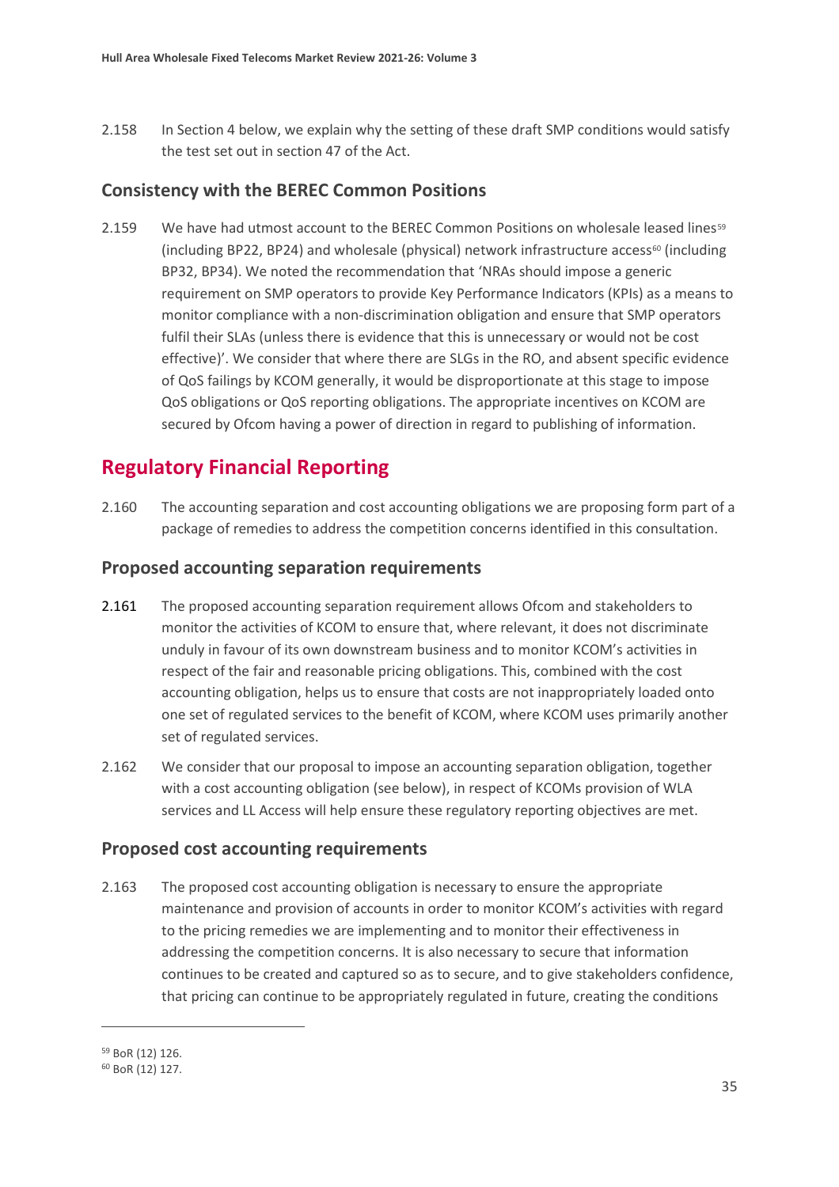2.158 In Section 4 below, we explain why the setting of these draft SMP conditions would satisfy the test set out in section 47 of the Act.

### Consistency with the BEREC Common Positions

2.159 We have had utmost account to the BEREC Common Positions on wholesale leased lines[59] (including BP22, BP24) and wholesale (physical) network infrastructure access[60] (including BP32, BP34). We noted the recommendation that 'NRAs should impose a generic requirement on SMP operators to provide Key Performance Indicators (KPIs) as a means to monitor compliance with a non-discrimination obligation and ensure that SMP operators fulfil their SLAs (unless there is evidence that this is unnecessary or would not be cost effective)'. We consider that where there are SLGs in the RO, and absent specific evidence of QoS failings by KCOM generally, it would be disproportionate at this stage to impose QoS obligations or QoS reporting obligations. The appropriate incentives on KCOM are secured by Ofcom having a power of direction in regard to publishing of information.

## Regulatory Financial Reporting

2.160 The accounting separation and cost accounting obligations we are proposing form part of a package of remedies to address the competition concerns identified in this consultation.

### Proposed accounting separation requirements

2.161 The proposed accounting separation requirement allows Ofcom and stakeholders to monitor the activities of KCOM to ensure that, where relevant, it does not discriminate unduly in favour of its own downstream business and to monitor KCOM's activities in respect of the fair and reasonable pricing obligations. This, combined with the cost accounting obligation, helps us to ensure that costs are not inappropriately loaded onto one set of regulated services to the benefit of KCOM, where KCOM uses primarily another set of regulated services.

2.162 We consider that our proposal to impose an accounting separation obligation, together with a cost accounting obligation (see below), in respect of KCOMs provision of WLA services and LL Access will help ensure these regulatory reporting objectives are met.

### Proposed cost accounting requirements

2.163 The proposed cost accounting obligation is necessary to ensure the appropriate maintenance and provision of accounts in order to monitor KCOM's activities with regard to the pricing remedies we are implementing and to monitor their effectiveness in addressing the competition concerns. It is also necessary to secure that information continues to be created and captured so as to secure, and to give stakeholders confidence, that pricing can continue to be appropriately regulated in future, creating the conditions

---

[59] BoR (12) 126.

[60] BoR (12) 127.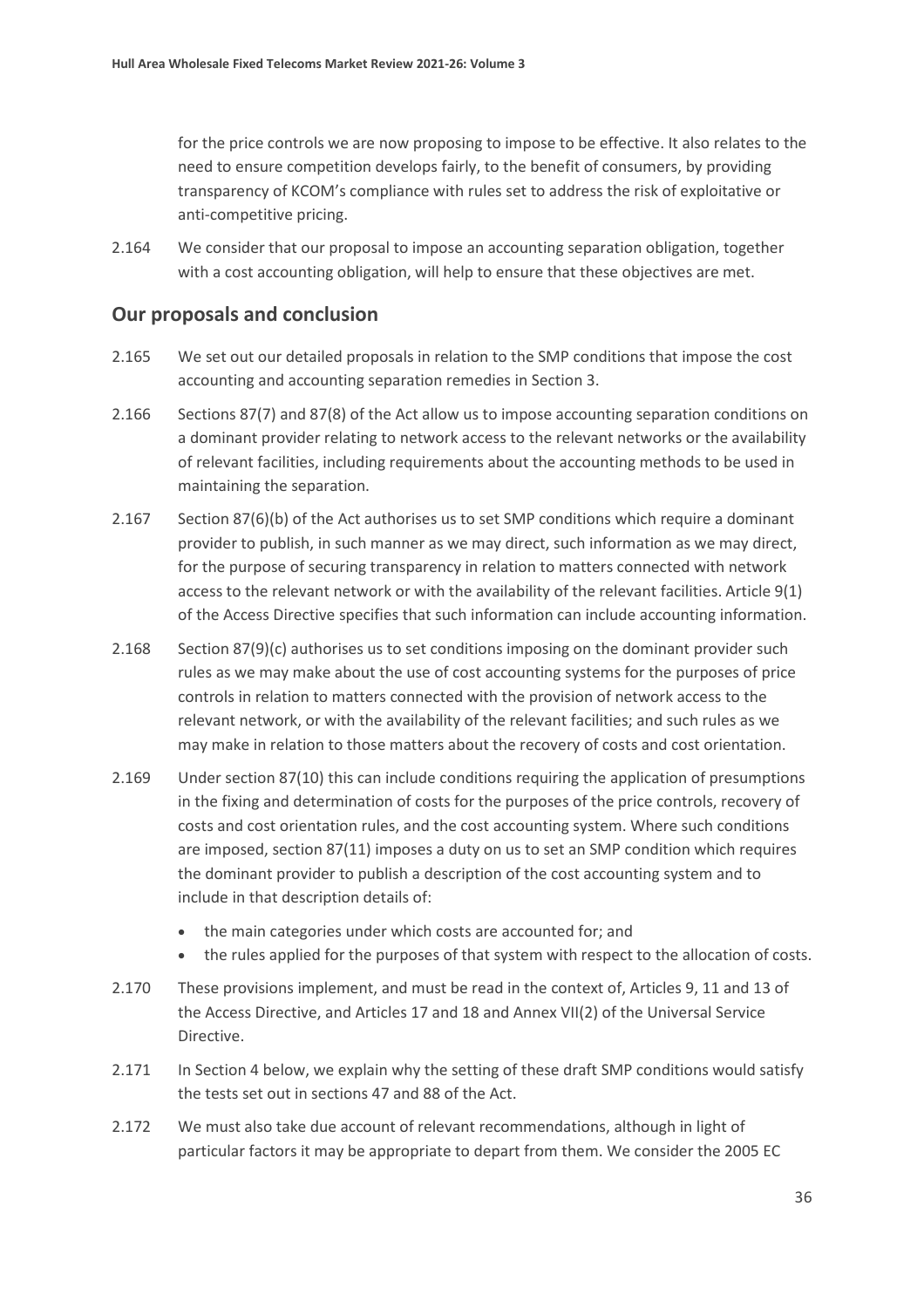for the price controls we are now proposing to impose to be effective. It also relates to the need to ensure competition develops fairly, to the benefit of consumers, by providing transparency of KCOM's compliance with rules set to address the risk of exploitative or anti-competitive pricing.

2.164 We consider that our proposal to impose an accounting separation obligation, together with a cost accounting obligation, will help to ensure that these objectives are met.

## Our proposals and conclusion

2.165 We set out our detailed proposals in relation to the SMP conditions that impose the cost accounting and accounting separation remedies in Section 3.

2.166 Sections 87(7) and 87(8) of the Act allow us to impose accounting separation conditions on a dominant provider relating to network access to the relevant networks or the availability of relevant facilities, including requirements about the accounting methods to be used in maintaining the separation.

2.167 Section 87(6)(b) of the Act authorises us to set SMP conditions which require a dominant provider to publish, in such manner as we may direct, such information as we may direct, for the purpose of securing transparency in relation to matters connected with network access to the relevant network or with the availability of the relevant facilities. Article 9(1) of the Access Directive specifies that such information can include accounting information.

2.168 Section 87(9)(c) authorises us to set conditions imposing on the dominant provider such rules as we may make about the use of cost accounting systems for the purposes of price controls in relation to matters connected with the provision of network access to the relevant network, or with the availability of the relevant facilities; and such rules as we may make in relation to those matters about the recovery of costs and cost orientation.

2.169 Under section 87(10) this can include conditions requiring the application of presumptions in the fixing and determination of costs for the purposes of the price controls, recovery of costs and cost orientation rules, and the cost accounting system. Where such conditions are imposed, section 87(11) imposes a duty on us to set an SMP condition which requires the dominant provider to publish a description of the cost accounting system and to include in that description details of:

- the main categories under which costs are accounted for; and
- the rules applied for the purposes of that system with respect to the allocation of costs.

2.170 These provisions implement, and must be read in the context of, Articles 9, 11 and 13 of the Access Directive, and Articles 17 and 18 and Annex VII(2) of the Universal Service Directive.

2.171 In Section 4 below, we explain why the setting of these draft SMP conditions would satisfy the tests set out in sections 47 and 88 of the Act.

2.172 We must also take due account of relevant recommendations, although in light of particular factors it may be appropriate to depart from them. We consider the 2005 EC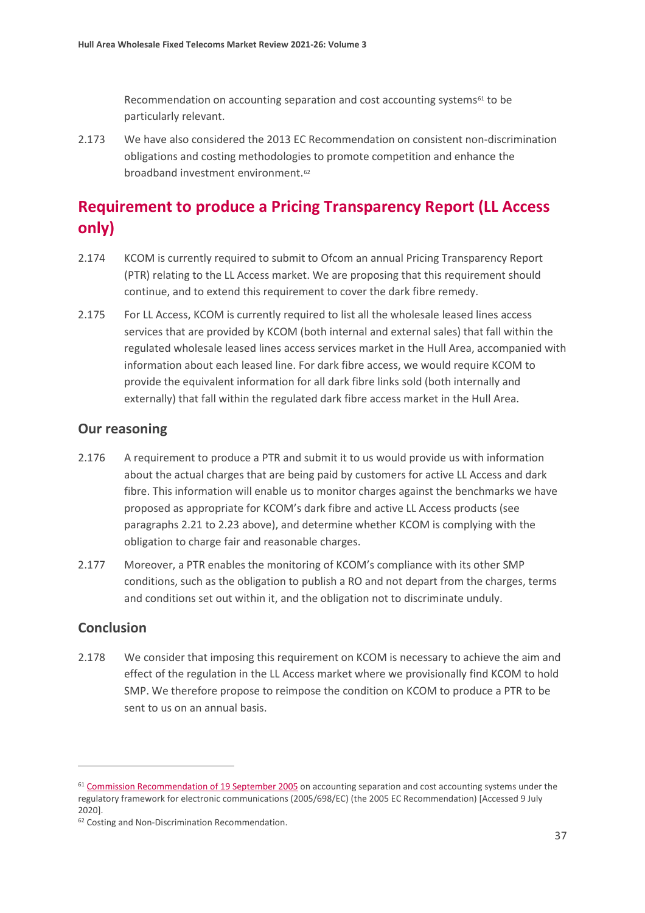Recommendation on accounting separation and cost accounting systems[61] to be particularly relevant.

2.173 We have also considered the 2013 EC Recommendation on consistent non-discrimination obligations and costing methodologies to promote competition and enhance the broadband investment environment.[62]

## Requirement to produce a Pricing Transparency Report (LL Access only)

2.174 KCOM is currently required to submit to Ofcom an annual Pricing Transparency Report (PTR) relating to the LL Access market. We are proposing that this requirement should continue, and to extend this requirement to cover the dark fibre remedy.

2.175 For LL Access, KCOM is currently required to list all the wholesale leased lines access services that are provided by KCOM (both internal and external sales) that fall within the regulated wholesale leased lines access services market in the Hull Area, accompanied with information about each leased line. For dark fibre access, we would require KCOM to provide the equivalent information for all dark fibre links sold (both internally and externally) that fall within the regulated dark fibre access market in the Hull Area.

### Our reasoning

2.176 A requirement to produce a PTR and submit it to us would provide us with information about the actual charges that are being paid by customers for active LL Access and dark fibre. This information will enable us to monitor charges against the benchmarks we have proposed as appropriate for KCOM's dark fibre and active LL Access products (see paragraphs 2.21 to 2.23 above), and determine whether KCOM is complying with the obligation to charge fair and reasonable charges.

2.177 Moreover, a PTR enables the monitoring of KCOM's compliance with its other SMP conditions, such as the obligation to publish a RO and not depart from the charges, terms and conditions set out within it, and the obligation not to discriminate unduly.

### Conclusion

2.178 We consider that imposing this requirement on KCOM is necessary to achieve the aim and effect of the regulation in the LL Access market where we provisionally find KCOM to hold SMP. We therefore propose to reimpose the condition on KCOM to produce a PTR to be sent to us on an annual basis.

---

[61] Commission Recommendation of 19 September 2005 on accounting separation and cost accounting systems under the regulatory framework for electronic communications (2005/698/EC) (the 2005 EC Recommendation) [Accessed 9 July 2020].

[62] Costing and Non-Discrimination Recommendation.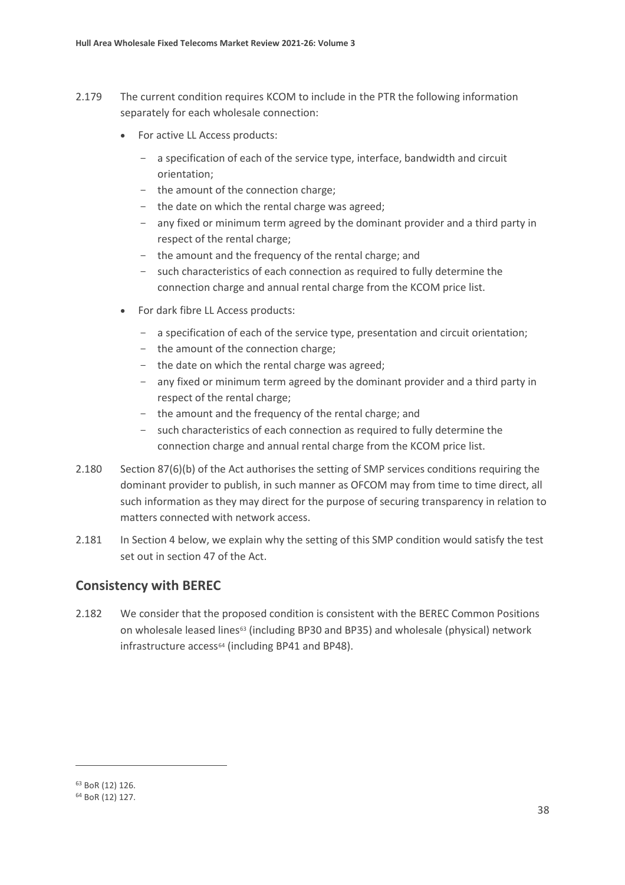2.179 The current condition requires KCOM to include in the PTR the following information separately for each wholesale connection:

- For active LL Access products:
  - a specification of each of the service type, interface, bandwidth and circuit orientation;
  - the amount of the connection charge;
  - the date on which the rental charge was agreed;
  - any fixed or minimum term agreed by the dominant provider and a third party in respect of the rental charge;
  - the amount and the frequency of the rental charge; and
  - such characteristics of each connection as required to fully determine the connection charge and annual rental charge from the KCOM price list.
- For dark fibre LL Access products:
  - a specification of each of the service type, presentation and circuit orientation;
  - the amount of the connection charge;
  - the date on which the rental charge was agreed;
  - any fixed or minimum term agreed by the dominant provider and a third party in respect of the rental charge;
  - the amount and the frequency of the rental charge; and
  - such characteristics of each connection as required to fully determine the connection charge and annual rental charge from the KCOM price list.

2.180 Section 87(6)(b) of the Act authorises the setting of SMP services conditions requiring the dominant provider to publish, in such manner as OFCOM may from time to time direct, all such information as they may direct for the purpose of securing transparency in relation to matters connected with network access.

2.181 In Section 4 below, we explain why the setting of this SMP condition would satisfy the test set out in section 47 of the Act.

## Consistency with BEREC

2.182 We consider that the proposed condition is consistent with the BEREC Common Positions on wholesale leased lines[63] (including BP30 and BP35) and wholesale (physical) network infrastructure access[64] (including BP41 and BP48).

[63] BoR (12) 126.

[64] BoR (12) 127.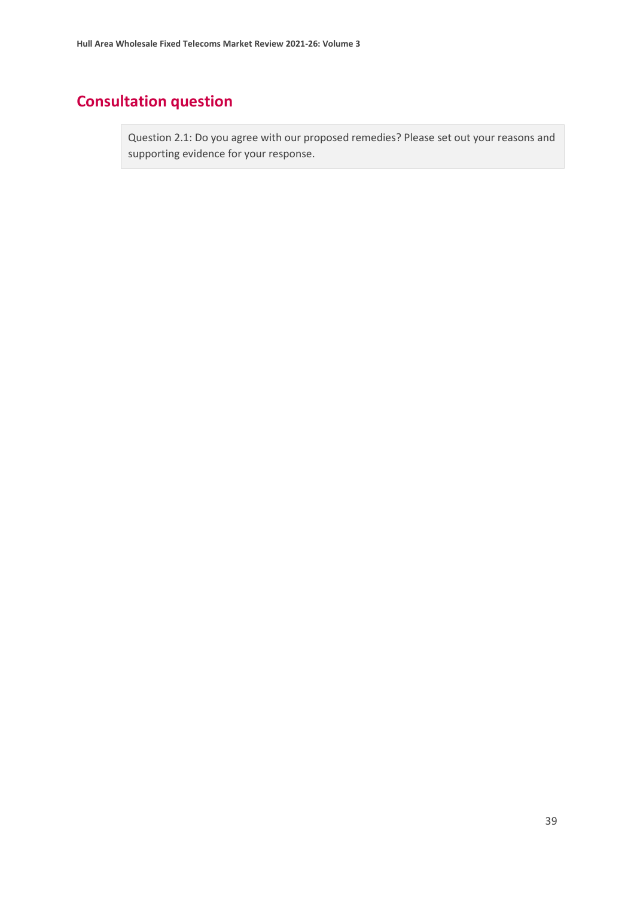## Consultation question

> Question 2.1: Do you agree with our proposed remedies? Please set out your reasons and supporting evidence for your response.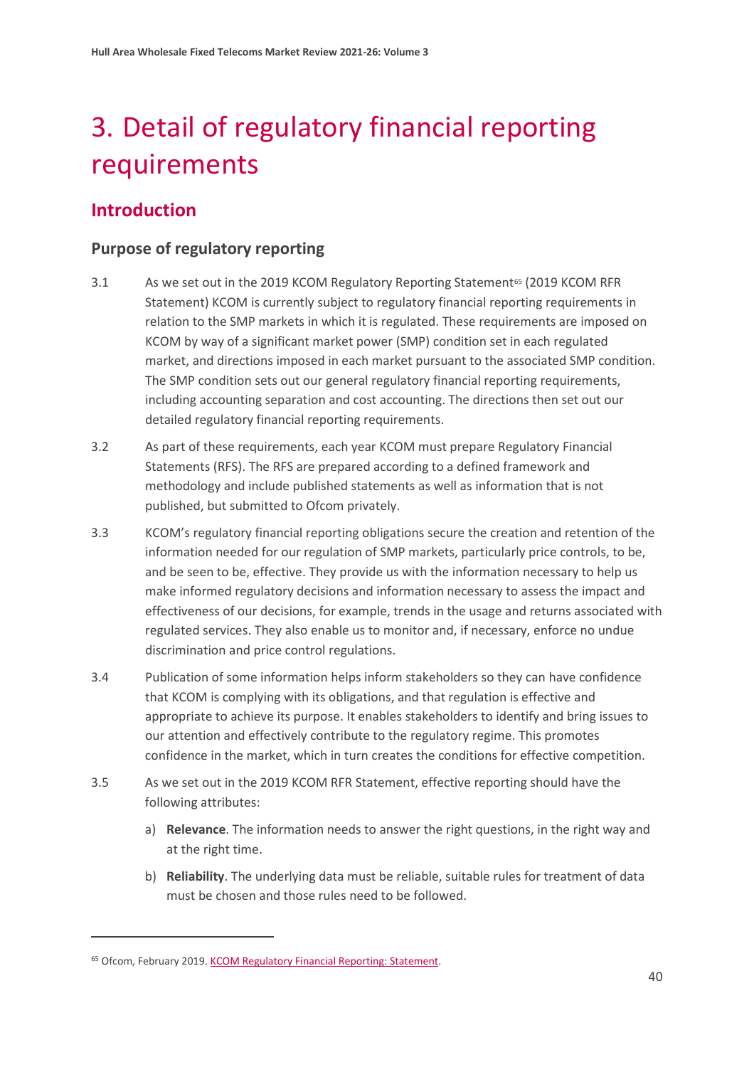# 3. Detail of regulatory financial reporting requirements

## Introduction

### Purpose of regulatory reporting

3.1 As we set out in the 2019 KCOM Regulatory Reporting Statement[65] (2019 KCOM RFR Statement) KCOM is currently subject to regulatory financial reporting requirements in relation to the SMP markets in which it is regulated. These requirements are imposed on KCOM by way of a significant market power (SMP) condition set in each regulated market, and directions imposed in each market pursuant to the associated SMP condition. The SMP condition sets out our general regulatory financial reporting requirements, including accounting separation and cost accounting. The directions then set out our detailed regulatory financial reporting requirements.

3.2 As part of these requirements, each year KCOM must prepare Regulatory Financial Statements (RFS). The RFS are prepared according to a defined framework and methodology and include published statements as well as information that is not published, but submitted to Ofcom privately.

3.3 KCOM's regulatory financial reporting obligations secure the creation and retention of the information needed for our regulation of SMP markets, particularly price controls, to be, and be seen to be, effective. They provide us with the information necessary to help us make informed regulatory decisions and information necessary to assess the impact and effectiveness of our decisions, for example, trends in the usage and returns associated with regulated services. They also enable us to monitor and, if necessary, enforce no undue discrimination and price control regulations.

3.4 Publication of some information helps inform stakeholders so they can have confidence that KCOM is complying with its obligations, and that regulation is effective and appropriate to achieve its purpose. It enables stakeholders to identify and bring issues to our attention and effectively contribute to the regulatory regime. This promotes confidence in the market, which in turn creates the conditions for effective competition.

3.5 As we set out in the 2019 KCOM RFR Statement, effective reporting should have the following attributes:

a) **Relevance**. The information needs to answer the right questions, in the right way and at the right time.

b) **Reliability**. The underlying data must be reliable, suitable rules for treatment of data must be chosen and those rules need to be followed.

[65] Ofcom, February 2019. KCOM Regulatory Financial Reporting: Statement.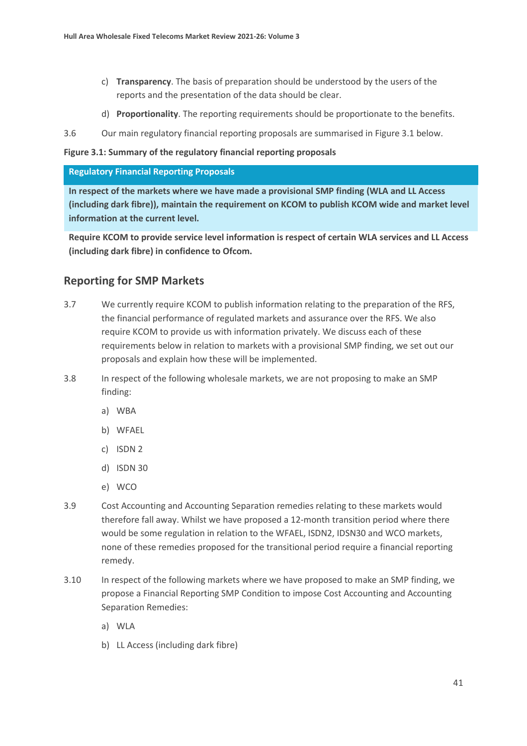c) **Transparency**. The basis of preparation should be understood by the users of the reports and the presentation of the data should be clear.

d) **Proportionality**. The reporting requirements should be proportionate to the benefits.

3.6 Our main regulatory financial reporting proposals are summarised in Figure 3.1 below.

**Figure 3.1: Summary of the regulatory financial reporting proposals**

| Regulatory Financial Reporting Proposals |
|---|
| **In respect of the markets where we have made a provisional SMP finding (WLA and LL Access (including dark fibre)), maintain the requirement on KCOM to publish KCOM wide and market level information at the current level.** |
| **Require KCOM to provide service level information is respect of certain WLA services and LL Access (including dark fibre) in confidence to Ofcom.** |

## Reporting for SMP Markets

3.7 We currently require KCOM to publish information relating to the preparation of the RFS, the financial performance of regulated markets and assurance over the RFS. We also require KCOM to provide us with information privately. We discuss each of these requirements below in relation to markets with a provisional SMP finding, we set out our proposals and explain how these will be implemented.

3.8 In respect of the following wholesale markets, we are not proposing to make an SMP finding:

a) WBA

b) WFAEL

c) ISDN 2

d) ISDN 30

e) WCO

3.9 Cost Accounting and Accounting Separation remedies relating to these markets would therefore fall away. Whilst we have proposed a 12-month transition period where there would be some regulation in relation to the WFAEL, ISDN2, IDSN30 and WCO markets, none of these remedies proposed for the transitional period require a financial reporting remedy.

3.10 In respect of the following markets where we have proposed to make an SMP finding, we propose a Financial Reporting SMP Condition to impose Cost Accounting and Accounting Separation Remedies:

a) WLA

b) LL Access (including dark fibre)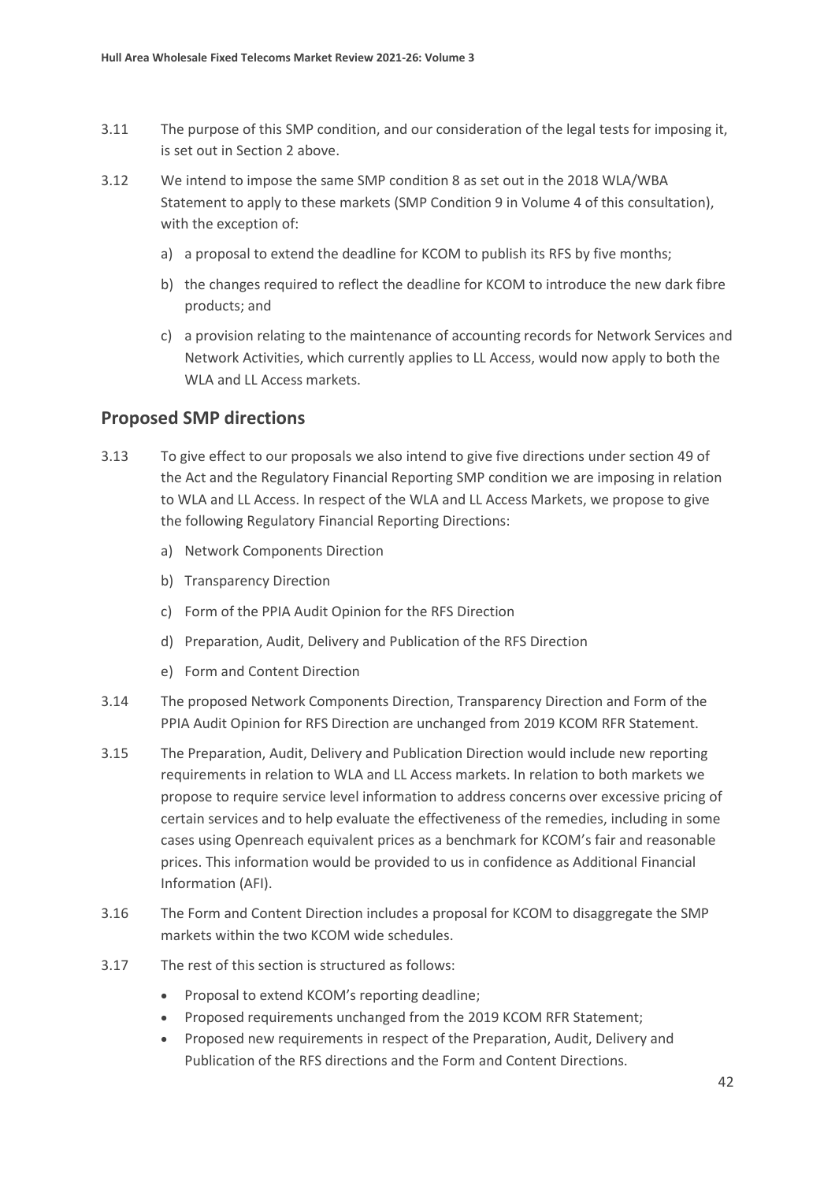3.11 The purpose of this SMP condition, and our consideration of the legal tests for imposing it, is set out in Section 2 above.

3.12 We intend to impose the same SMP condition 8 as set out in the 2018 WLA/WBA Statement to apply to these markets (SMP Condition 9 in Volume 4 of this consultation), with the exception of:

a) a proposal to extend the deadline for KCOM to publish its RFS by five months;

b) the changes required to reflect the deadline for KCOM to introduce the new dark fibre products; and

c) a provision relating to the maintenance of accounting records for Network Services and Network Activities, which currently applies to LL Access, would now apply to both the WLA and LL Access markets.

## Proposed SMP directions

3.13 To give effect to our proposals we also intend to give five directions under section 49 of the Act and the Regulatory Financial Reporting SMP condition we are imposing in relation to WLA and LL Access. In respect of the WLA and LL Access Markets, we propose to give the following Regulatory Financial Reporting Directions:

a) Network Components Direction

b) Transparency Direction

c) Form of the PPIA Audit Opinion for the RFS Direction

d) Preparation, Audit, Delivery and Publication of the RFS Direction

e) Form and Content Direction

3.14 The proposed Network Components Direction, Transparency Direction and Form of the PPIA Audit Opinion for RFS Direction are unchanged from 2019 KCOM RFR Statement.

3.15 The Preparation, Audit, Delivery and Publication Direction would include new reporting requirements in relation to WLA and LL Access markets. In relation to both markets we propose to require service level information to address concerns over excessive pricing of certain services and to help evaluate the effectiveness of the remedies, including in some cases using Openreach equivalent prices as a benchmark for KCOM's fair and reasonable prices. This information would be provided to us in confidence as Additional Financial Information (AFI).

3.16 The Form and Content Direction includes a proposal for KCOM to disaggregate the SMP markets within the two KCOM wide schedules.

3.17 The rest of this section is structured as follows:

- Proposal to extend KCOM's reporting deadline;
- Proposed requirements unchanged from the 2019 KCOM RFR Statement;
- Proposed new requirements in respect of the Preparation, Audit, Delivery and Publication of the RFS directions and the Form and Content Directions.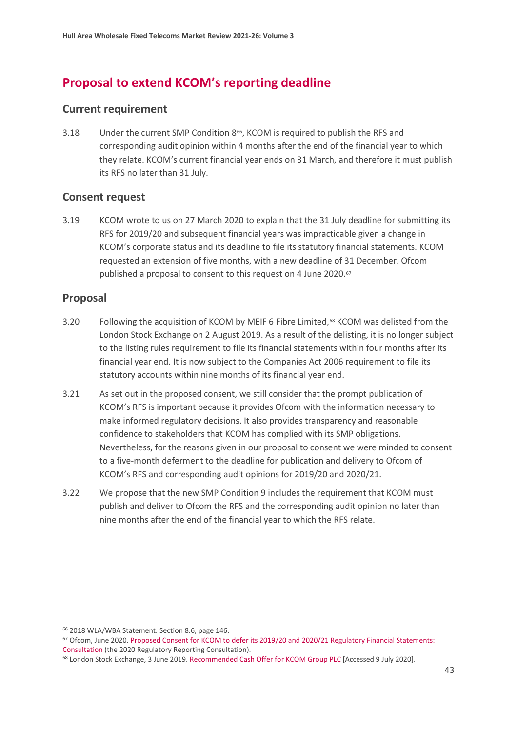## Proposal to extend KCOM's reporting deadline

### Current requirement

3.18 Under the current SMP Condition 8[66], KCOM is required to publish the RFS and corresponding audit opinion within 4 months after the end of the financial year to which they relate. KCOM's current financial year ends on 31 March, and therefore it must publish its RFS no later than 31 July.

### Consent request

3.19 KCOM wrote to us on 27 March 2020 to explain that the 31 July deadline for submitting its RFS for 2019/20 and subsequent financial years was impracticable given a change in KCOM's corporate status and its deadline to file its statutory financial statements. KCOM requested an extension of five months, with a new deadline of 31 December. Ofcom published a proposal to consent to this request on 4 June 2020.[67]

### Proposal

3.20 Following the acquisition of KCOM by MEIF 6 Fibre Limited,[68] KCOM was delisted from the London Stock Exchange on 2 August 2019. As a result of the delisting, it is no longer subject to the listing rules requirement to file its financial statements within four months after its financial year end. It is now subject to the Companies Act 2006 requirement to file its statutory accounts within nine months of its financial year end.

3.21 As set out in the proposed consent, we still consider that the prompt publication of KCOM's RFS is important because it provides Ofcom with the information necessary to make informed regulatory decisions. It also provides transparency and reasonable confidence to stakeholders that KCOM has complied with its SMP obligations. Nevertheless, for the reasons given in our proposal to consent we were minded to consent to a five-month deferment to the deadline for publication and delivery to Ofcom of KCOM's RFS and corresponding audit opinions for 2019/20 and 2020/21.

3.22 We propose that the new SMP Condition 9 includes the requirement that KCOM must publish and deliver to Ofcom the RFS and the corresponding audit opinion no later than nine months after the end of the financial year to which the RFS relate.

---

[66] 2018 WLA/WBA Statement. Section 8.6, page 146.

[67] Ofcom, June 2020. Proposed Consent for KCOM to defer its 2019/20 and 2020/21 Regulatory Financial Statements: Consultation (the 2020 Regulatory Reporting Consultation).

[68] London Stock Exchange, 3 June 2019. Recommended Cash Offer for KCOM Group PLC [Accessed 9 July 2020].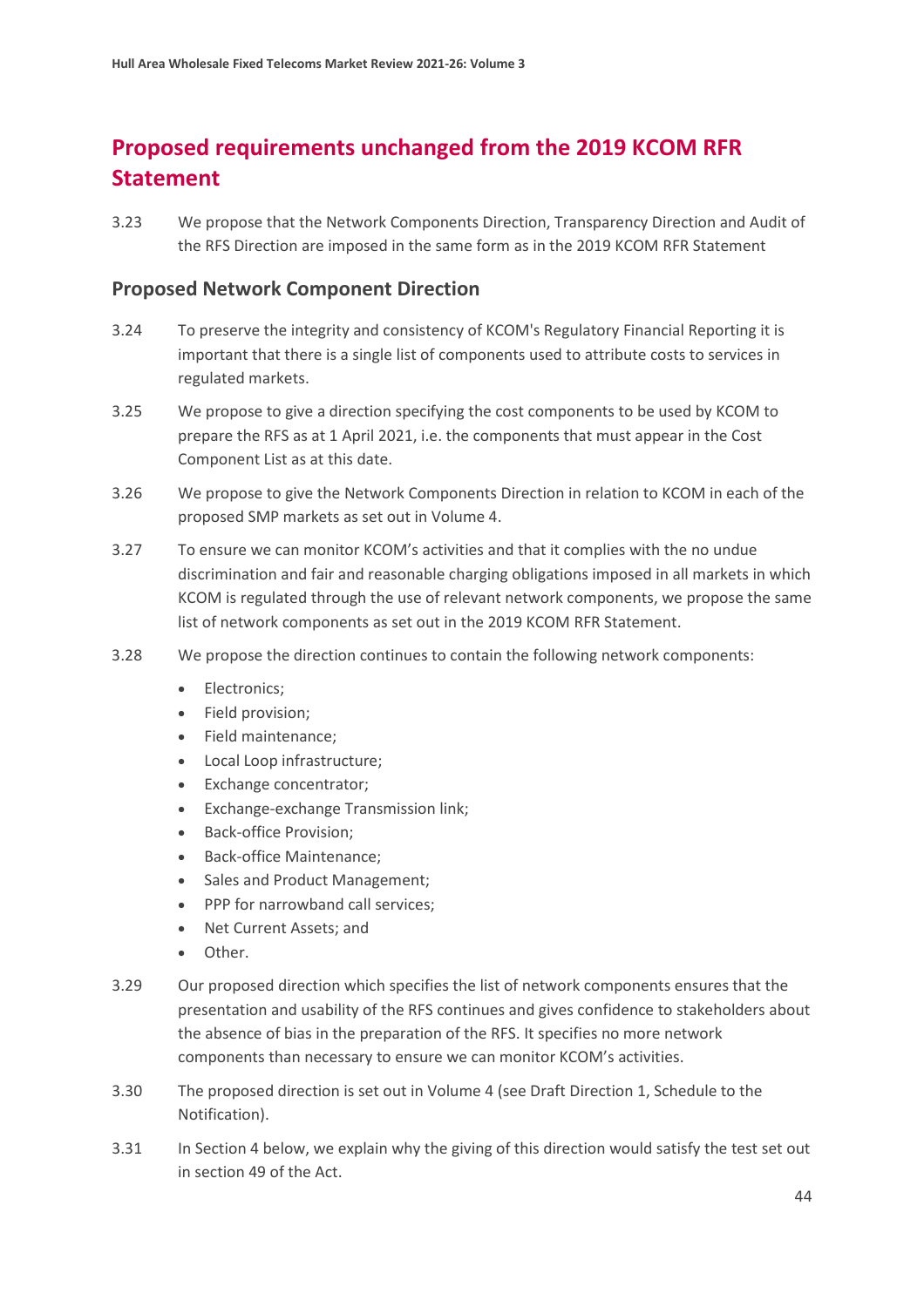## Proposed requirements unchanged from the 2019 KCOM RFR Statement

3.23 We propose that the Network Components Direction, Transparency Direction and Audit of the RFS Direction are imposed in the same form as in the 2019 KCOM RFR Statement

### Proposed Network Component Direction

3.24 To preserve the integrity and consistency of KCOM's Regulatory Financial Reporting it is important that there is a single list of components used to attribute costs to services in regulated markets.

3.25 We propose to give a direction specifying the cost components to be used by KCOM to prepare the RFS as at 1 April 2021, i.e. the components that must appear in the Cost Component List as at this date.

3.26 We propose to give the Network Components Direction in relation to KCOM in each of the proposed SMP markets as set out in Volume 4.

3.27 To ensure we can monitor KCOM's activities and that it complies with the no undue discrimination and fair and reasonable charging obligations imposed in all markets in which KCOM is regulated through the use of relevant network components, we propose the same list of network components as set out in the 2019 KCOM RFR Statement.

3.28 We propose the direction continues to contain the following network components:

- Electronics;
- Field provision;
- Field maintenance;
- Local Loop infrastructure;
- Exchange concentrator;
- Exchange-exchange Transmission link;
- Back-office Provision;
- Back-office Maintenance;
- Sales and Product Management;
- PPP for narrowband call services;
- Net Current Assets; and
- Other.

3.29 Our proposed direction which specifies the list of network components ensures that the presentation and usability of the RFS continues and gives confidence to stakeholders about the absence of bias in the preparation of the RFS. It specifies no more network components than necessary to ensure we can monitor KCOM's activities.

3.30 The proposed direction is set out in Volume 4 (see Draft Direction 1, Schedule to the Notification).

3.31 In Section 4 below, we explain why the giving of this direction would satisfy the test set out in section 49 of the Act.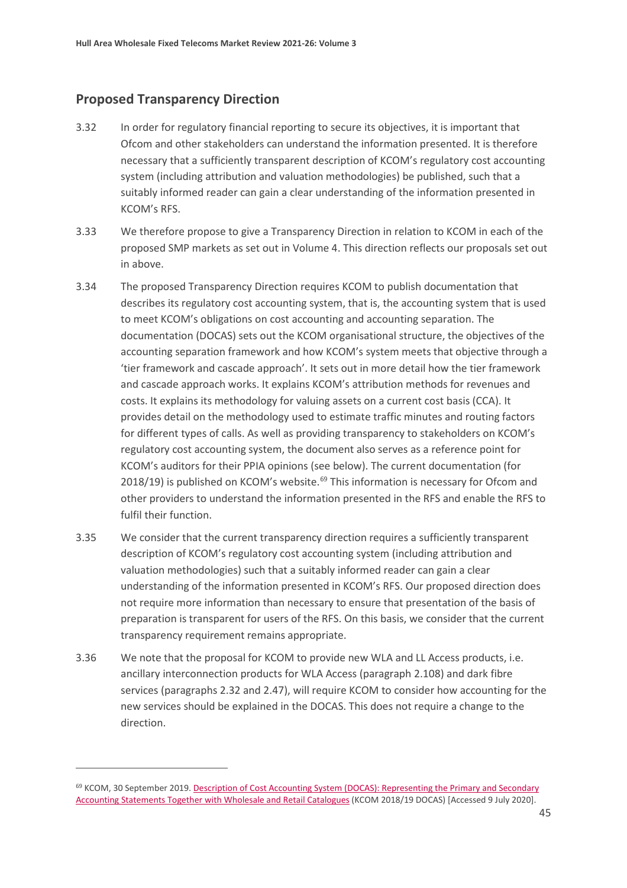## Proposed Transparency Direction

3.32 In order for regulatory financial reporting to secure its objectives, it is important that Ofcom and other stakeholders can understand the information presented. It is therefore necessary that a sufficiently transparent description of KCOM's regulatory cost accounting system (including attribution and valuation methodologies) be published, such that a suitably informed reader can gain a clear understanding of the information presented in KCOM's RFS.

3.33 We therefore propose to give a Transparency Direction in relation to KCOM in each of the proposed SMP markets as set out in Volume 4. This direction reflects our proposals set out in above.

3.34 The proposed Transparency Direction requires KCOM to publish documentation that describes its regulatory cost accounting system, that is, the accounting system that is used to meet KCOM's obligations on cost accounting and accounting separation. The documentation (DOCAS) sets out the KCOM organisational structure, the objectives of the accounting separation framework and how KCOM's system meets that objective through a 'tier framework and cascade approach'. It sets out in more detail how the tier framework and cascade approach works. It explains KCOM's attribution methods for revenues and costs. It explains its methodology for valuing assets on a current cost basis (CCA). It provides detail on the methodology used to estimate traffic minutes and routing factors for different types of calls. As well as providing transparency to stakeholders on KCOM's regulatory cost accounting system, the document also serves as a reference point for KCOM's auditors for their PPIA opinions (see below). The current documentation (for 2018/19) is published on KCOM's website.[69] This information is necessary for Ofcom and other providers to understand the information presented in the RFS and enable the RFS to fulfil their function.

3.35 We consider that the current transparency direction requires a sufficiently transparent description of KCOM's regulatory cost accounting system (including attribution and valuation methodologies) such that a suitably informed reader can gain a clear understanding of the information presented in KCOM's RFS. Our proposed direction does not require more information than necessary to ensure that presentation of the basis of preparation is transparent for users of the RFS. On this basis, we consider that the current transparency requirement remains appropriate.

3.36 We note that the proposal for KCOM to provide new WLA and LL Access products, i.e. ancillary interconnection products for WLA Access (paragraph 2.108) and dark fibre services (paragraphs 2.32 and 2.47), will require KCOM to consider how accounting for the new services should be explained in the DOCAS. This does not require a change to the direction.

[69] KCOM, 30 September 2019. Description of Cost Accounting System (DOCAS): Representing the Primary and Secondary Accounting Statements Together with Wholesale and Retail Catalogues (KCOM 2018/19 DOCAS) [Accessed 9 July 2020].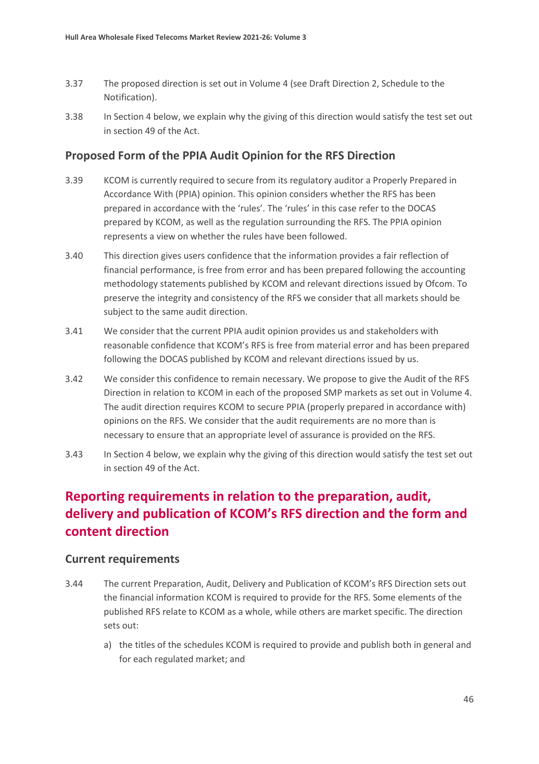3.37 The proposed direction is set out in Volume 4 (see Draft Direction 2, Schedule to the Notification).

3.38 In Section 4 below, we explain why the giving of this direction would satisfy the test set out in section 49 of the Act.

### Proposed Form of the PPIA Audit Opinion for the RFS Direction

3.39 KCOM is currently required to secure from its regulatory auditor a Properly Prepared in Accordance With (PPIA) opinion. This opinion considers whether the RFS has been prepared in accordance with the 'rules'. The 'rules' in this case refer to the DOCAS prepared by KCOM, as well as the regulation surrounding the RFS. The PPIA opinion represents a view on whether the rules have been followed.

3.40 This direction gives users confidence that the information provides a fair reflection of financial performance, is free from error and has been prepared following the accounting methodology statements published by KCOM and relevant directions issued by Ofcom. To preserve the integrity and consistency of the RFS we consider that all markets should be subject to the same audit direction.

3.41 We consider that the current PPIA audit opinion provides us and stakeholders with reasonable confidence that KCOM's RFS is free from material error and has been prepared following the DOCAS published by KCOM and relevant directions issued by us.

3.42 We consider this confidence to remain necessary. We propose to give the Audit of the RFS Direction in relation to KCOM in each of the proposed SMP markets as set out in Volume 4. The audit direction requires KCOM to secure PPIA (properly prepared in accordance with) opinions on the RFS. We consider that the audit requirements are no more than is necessary to ensure that an appropriate level of assurance is provided on the RFS.

3.43 In Section 4 below, we explain why the giving of this direction would satisfy the test set out in section 49 of the Act.

## Reporting requirements in relation to the preparation, audit, delivery and publication of KCOM's RFS direction and the form and content direction

### Current requirements

3.44 The current Preparation, Audit, Delivery and Publication of KCOM's RFS Direction sets out the financial information KCOM is required to provide for the RFS. Some elements of the published RFS relate to KCOM as a whole, while others are market specific. The direction sets out:

a) the titles of the schedules KCOM is required to provide and publish both in general and for each regulated market; and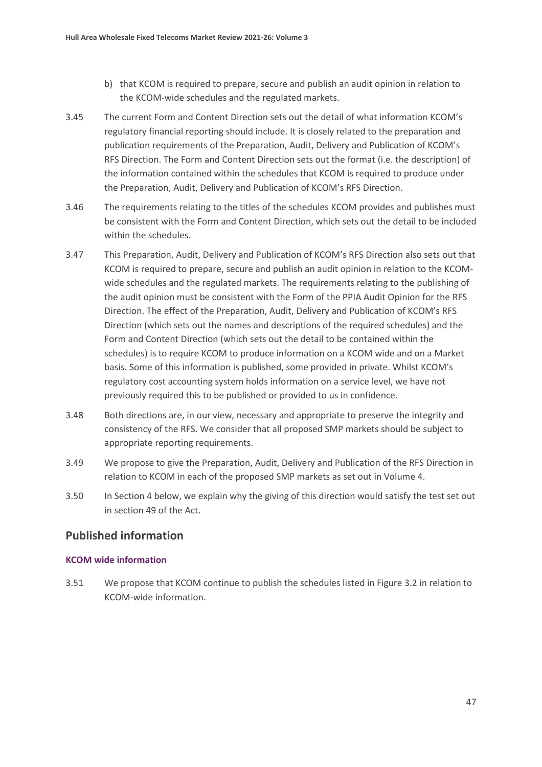b) that KCOM is required to prepare, secure and publish an audit opinion in relation to the KCOM-wide schedules and the regulated markets.

3.45 The current Form and Content Direction sets out the detail of what information KCOM's regulatory financial reporting should include. It is closely related to the preparation and publication requirements of the Preparation, Audit, Delivery and Publication of KCOM's RFS Direction. The Form and Content Direction sets out the format (i.e. the description) of the information contained within the schedules that KCOM is required to produce under the Preparation, Audit, Delivery and Publication of KCOM's RFS Direction.

3.46 The requirements relating to the titles of the schedules KCOM provides and publishes must be consistent with the Form and Content Direction, which sets out the detail to be included within the schedules.

3.47 This Preparation, Audit, Delivery and Publication of KCOM's RFS Direction also sets out that KCOM is required to prepare, secure and publish an audit opinion in relation to the KCOM-wide schedules and the regulated markets. The requirements relating to the publishing of the audit opinion must be consistent with the Form of the PPIA Audit Opinion for the RFS Direction. The effect of the Preparation, Audit, Delivery and Publication of KCOM's RFS Direction (which sets out the names and descriptions of the required schedules) and the Form and Content Direction (which sets out the detail to be contained within the schedules) is to require KCOM to produce information on a KCOM wide and on a Market basis. Some of this information is published, some provided in private. Whilst KCOM's regulatory cost accounting system holds information on a service level, we have not previously required this to be published or provided to us in confidence.

3.48 Both directions are, in our view, necessary and appropriate to preserve the integrity and consistency of the RFS. We consider that all proposed SMP markets should be subject to appropriate reporting requirements.

3.49 We propose to give the Preparation, Audit, Delivery and Publication of the RFS Direction in relation to KCOM in each of the proposed SMP markets as set out in Volume 4.

3.50 In Section 4 below, we explain why the giving of this direction would satisfy the test set out in section 49 of the Act.

## Published information

### KCOM wide information

3.51 We propose that KCOM continue to publish the schedules listed in Figure 3.2 in relation to KCOM-wide information.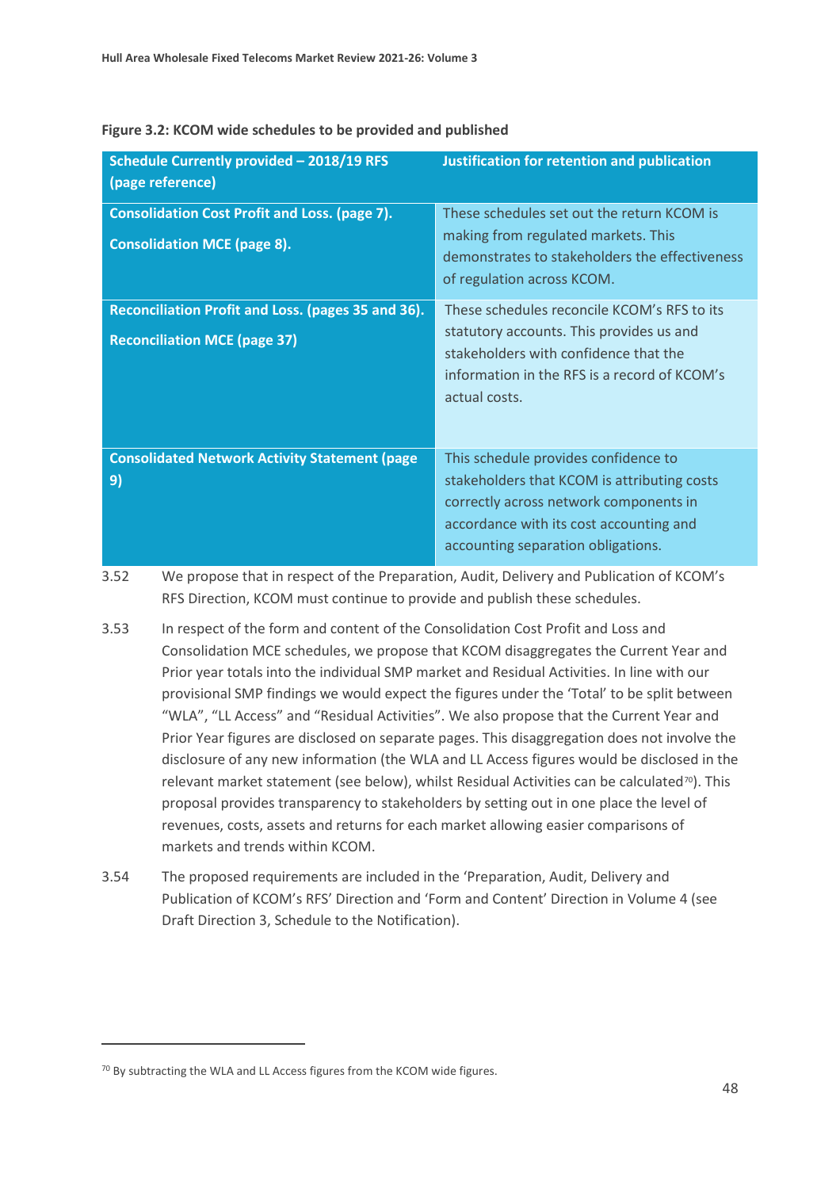**Figure 3.2: KCOM wide schedules to be provided and published**

| Schedule Currently provided – 2018/19 RFS (page reference) | Justification for retention and publication |
|---|---|
| **Consolidation Cost Profit and Loss. (page 7).**<br><br>**Consolidation MCE (page 8).** | These schedules set out the return KCOM is making from regulated markets. This demonstrates to stakeholders the effectiveness of regulation across KCOM. |
| **Reconciliation Profit and Loss. (pages 35 and 36).**<br><br>**Reconciliation MCE (page 37)** | These schedules reconcile KCOM's RFS to its statutory accounts. This provides us and stakeholders with confidence that the information in the RFS is a record of KCOM's actual costs. |
| **Consolidated Network Activity Statement (page 9)** | This schedule provides confidence to stakeholders that KCOM is attributing costs correctly across network components in accordance with its cost accounting and accounting separation obligations. |

3.52 We propose that in respect of the Preparation, Audit, Delivery and Publication of KCOM's RFS Direction, KCOM must continue to provide and publish these schedules.

3.53 In respect of the form and content of the Consolidation Cost Profit and Loss and Consolidation MCE schedules, we propose that KCOM disaggregates the Current Year and Prior year totals into the individual SMP market and Residual Activities. In line with our provisional SMP findings we would expect the figures under the 'Total' to be split between "WLA", "LL Access" and "Residual Activities". We also propose that the Current Year and Prior Year figures are disclosed on separate pages. This disaggregation does not involve the disclosure of any new information (the WLA and LL Access figures would be disclosed in the relevant market statement (see below), whilst Residual Activities can be calculated[70]). This proposal provides transparency to stakeholders by setting out in one place the level of revenues, costs, assets and returns for each market allowing easier comparisons of markets and trends within KCOM.

3.54 The proposed requirements are included in the 'Preparation, Audit, Delivery and Publication of KCOM's RFS' Direction and 'Form and Content' Direction in Volume 4 (see Draft Direction 3, Schedule to the Notification).

[70] By subtracting the WLA and LL Access figures from the KCOM wide figures.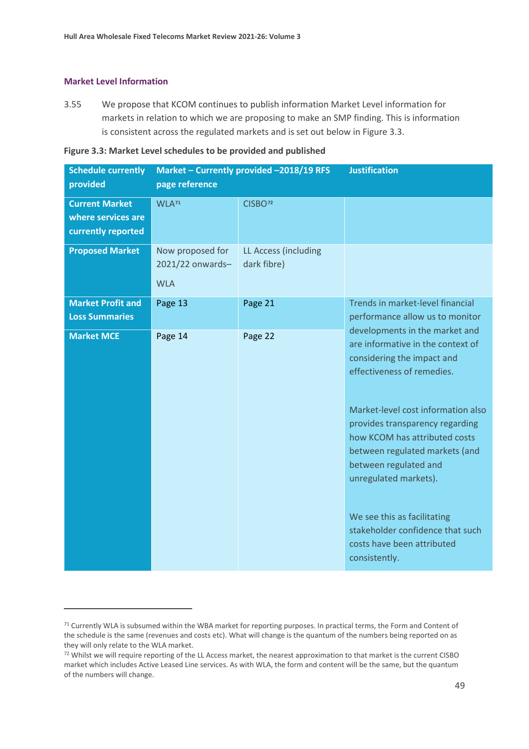### Market Level Information

3.55 We propose that KCOM continues to publish information Market Level information for markets in relation to which we are proposing to make an SMP finding. This is information is consistent across the regulated markets and is set out below in Figure 3.3.

**Figure 3.3: Market Level schedules to be provided and published**

| Schedule currently provided | Market – Currently provided –2018/19 RFS page reference | | Justification |
|---|---|---|---|
| **Current Market where services are currently reported** | WLA[71] | CISBO[72] | |
| **Proposed Market** | Now proposed for 2021/22 onwards– WLA | LL Access (including dark fibre) | |
| **Market Profit and Loss Summaries** | Page 13 | Page 21 | Trends in market-level financial performance allow us to monitor developments in the market and are informative in the context of considering the impact and effectiveness of remedies. Market-level cost information also provides transparency regarding how KCOM has attributed costs between regulated markets (and between regulated and unregulated markets). We see this as facilitating stakeholder confidence that such costs have been attributed consistently. |
| **Market MCE** | Page 14 | Page 22 | |

[71] Currently WLA is subsumed within the WBA market for reporting purposes. In practical terms, the Form and Content of the schedule is the same (revenues and costs etc). What will change is the quantum of the numbers being reported on as they will only relate to the WLA market.

[72] Whilst we will require reporting of the LL Access market, the nearest approximation to that market is the current CISBO market which includes Active Leased Line services. As with WLA, the form and content will be the same, but the quantum of the numbers will change.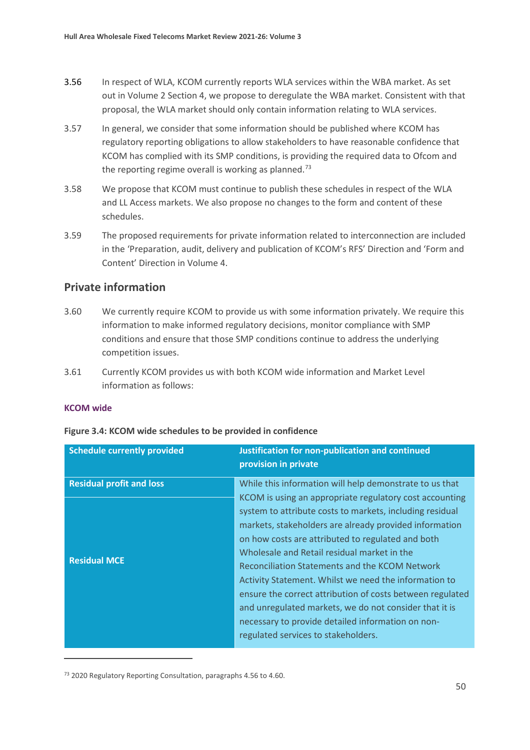3.56 In respect of WLA, KCOM currently reports WLA services within the WBA market. As set out in Volume 2 Section 4, we propose to deregulate the WBA market. Consistent with that proposal, the WLA market should only contain information relating to WLA services.

3.57 In general, we consider that some information should be published where KCOM has regulatory reporting obligations to allow stakeholders to have reasonable confidence that KCOM has complied with its SMP conditions, is providing the required data to Ofcom and the reporting regime overall is working as planned.[73]

3.58 We propose that KCOM must continue to publish these schedules in respect of the WLA and LL Access markets. We also propose no changes to the form and content of these schedules.

3.59 The proposed requirements for private information related to interconnection are included in the 'Preparation, audit, delivery and publication of KCOM's RFS' Direction and 'Form and Content' Direction in Volume 4.

## Private information

3.60 We currently require KCOM to provide us with some information privately. We require this information to make informed regulatory decisions, monitor compliance with SMP conditions and ensure that those SMP conditions continue to address the underlying competition issues.

3.61 Currently KCOM provides us with both KCOM wide information and Market Level information as follows:

### KCOM wide

**Figure 3.4: KCOM wide schedules to be provided in confidence**

| Schedule currently provided | Justification for non-publication and continued provision in private |
|---|---|
| Residual profit and loss<br>Residual MCE | While this information will help demonstrate to us that KCOM is using an appropriate regulatory cost accounting system to attribute costs to markets, including residual markets, stakeholders are already provided information on how costs are attributed to regulated and both Wholesale and Retail residual market in the Reconciliation Statements and the KCOM Network Activity Statement. Whilst we need the information to ensure the correct attribution of costs between regulated and unregulated markets, we do not consider that it is necessary to provide detailed information on non-regulated services to stakeholders. |

[73] 2020 Regulatory Reporting Consultation, paragraphs 4.56 to 4.60.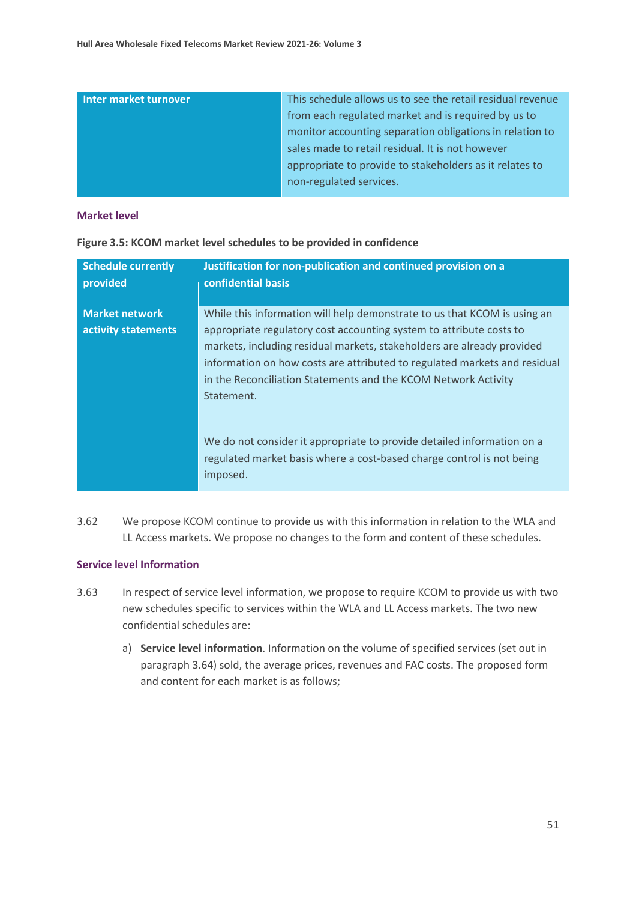| Inter market turnover | This schedule allows us to see the retail residual revenue from each regulated market and is required by us to monitor accounting separation obligations in relation to sales made to retail residual. It is not however appropriate to provide to stakeholders as it relates to non-regulated services. |
|---|---|

### Market level

**Figure 3.5: KCOM market level schedules to be provided in confidence**

| Schedule currently provided | Justification for non-publication and continued provision on a confidential basis |
|---|---|
| Market network activity statements | While this information will help demonstrate to us that KCOM is using an appropriate regulatory cost accounting system to attribute costs to markets, including residual markets, stakeholders are already provided information on how costs are attributed to regulated markets and residual in the Reconciliation Statements and the KCOM Network Activity Statement.<br><br>We do not consider it appropriate to provide detailed information on a regulated market basis where a cost-based charge control is not being imposed. |

3.62 We propose KCOM continue to provide us with this information in relation to the WLA and LL Access markets. We propose no changes to the form and content of these schedules.

### Service level Information

3.63 In respect of service level information, we propose to require KCOM to provide us with two new schedules specific to services within the WLA and LL Access markets. The two new confidential schedules are:

a) **Service level information**. Information on the volume of specified services (set out in paragraph 3.64) sold, the average prices, revenues and FAC costs. The proposed form and content for each market is as follows;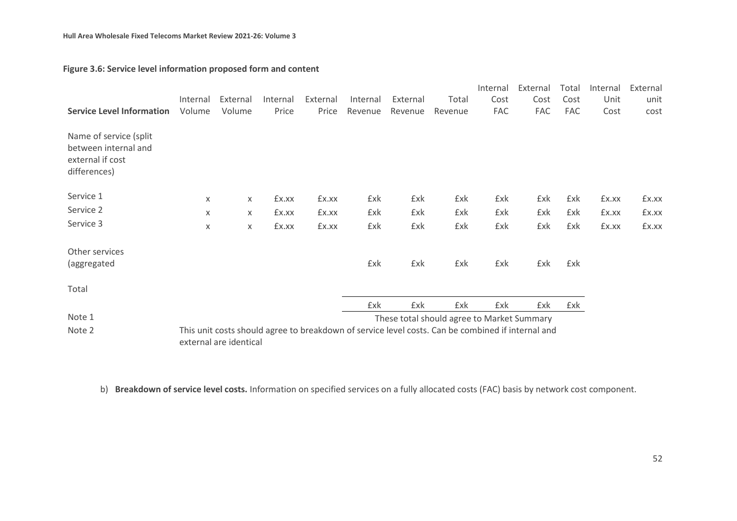**Figure 3.6: Service level information proposed form and content**

| Service Level Information | Internal Volume | External Volume | Internal Price | External Price | Internal Revenue | External Revenue | Total Revenue | Internal Cost FAC | External Cost FAC | Total Cost FAC | Internal Unit Cost | External unit cost |
|---|---|---|---|---|---|---|---|---|---|---|---|---|
| Name of service (split between internal and external if cost differences) | | | | | | | | | | | | |
| Service 1 | x | x | £x.xx | £x.xx | £xk | £xk | £xk | £xk | £xk | £xk | £x.xx | £x.xx |
| Service 2 | x | x | £x.xx | £x.xx | £xk | £xk | £xk | £xk | £xk | £xk | £x.xx | £x.xx |
| Service 3 | x | x | £x.xx | £x.xx | £xk | £xk | £xk | £xk | £xk | £xk | £x.xx | £x.xx |
| Other services (aggregated | | | | | £xk | £xk | £xk | £xk | £xk | £xk | | |
| Total | | | | | £xk | £xk | £xk | £xk | £xk | £xk | | |

Note 1 These total should agree to Market Summary

Note 2 This unit costs should agree to breakdown of service level costs. Can be combined if internal and external are identical

b) **Breakdown of service level costs.** Information on specified services on a fully allocated costs (FAC) basis by network cost component.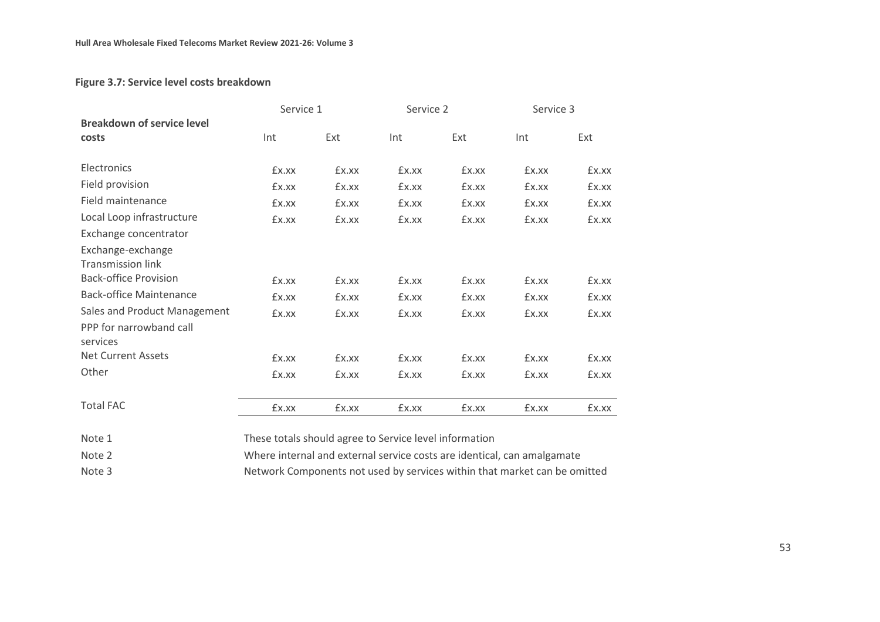**Figure 3.7: Service level costs breakdown**

| **Breakdown of service level costs** | Service 1 | | Service 2 | | Service 3 | |
|---|---|---|---|---|---|---|
| | Int | Ext | Int | Ext | Int | Ext |
| Electronics | £x.xx | £x.xx | £x.xx | £x.xx | £x.xx | £x.xx |
| Field provision | £x.xx | £x.xx | £x.xx | £x.xx | £x.xx | £x.xx |
| Field maintenance | £x.xx | £x.xx | £x.xx | £x.xx | £x.xx | £x.xx |
| Local Loop infrastructure | £x.xx | £x.xx | £x.xx | £x.xx | £x.xx | £x.xx |
| Exchange concentrator | | | | | | |
| Exchange-exchange Transmission link | | | | | | |
| Back-office Provision | £x.xx | £x.xx | £x.xx | £x.xx | £x.xx | £x.xx |
| Back-office Maintenance | £x.xx | £x.xx | £x.xx | £x.xx | £x.xx | £x.xx |
| Sales and Product Management | £x.xx | £x.xx | £x.xx | £x.xx | £x.xx | £x.xx |
| PPP for narrowband call services | | | | | | |
| Net Current Assets | £x.xx | £x.xx | £x.xx | £x.xx | £x.xx | £x.xx |
| Other | £x.xx | £x.xx | £x.xx | £x.xx | £x.xx | £x.xx |
| Total FAC | £x.xx | £x.xx | £x.xx | £x.xx | £x.xx | £x.xx |

Note 1 These totals should agree to Service level information

Note 2 Where internal and external service costs are identical, can amalgamate

Note 3 Network Components not used by services within that market can be omitted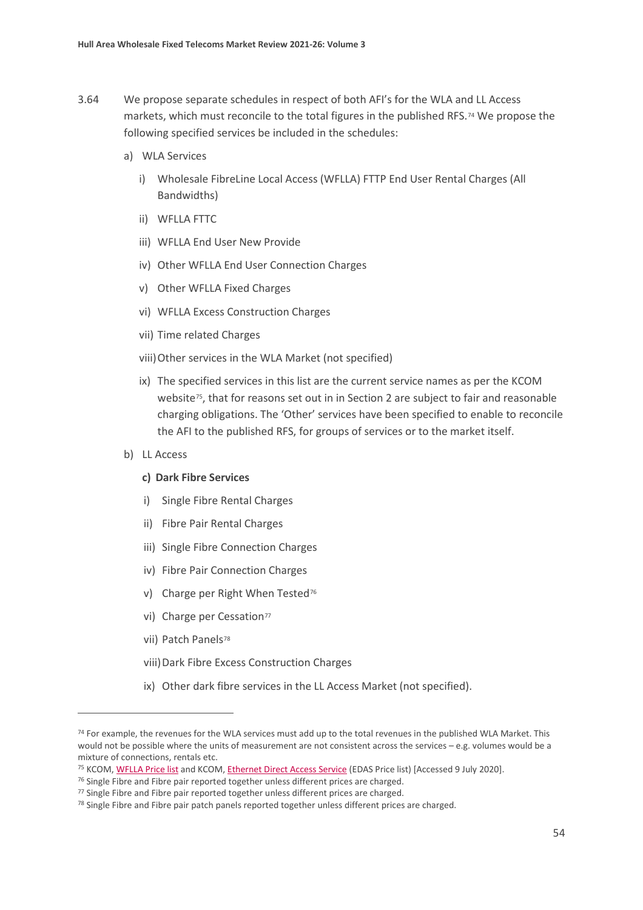3.64 We propose separate schedules in respect of both AFI's for the WLA and LL Access markets, which must reconcile to the total figures in the published RFS.[74] We propose the following specified services be included in the schedules:

a) WLA Services

   i) Wholesale FibreLine Local Access (WFLLA) FTTP End User Rental Charges (All Bandwidths)

   ii) WFLLA FTTC

   iii) WFLLA End User New Provide

   iv) Other WFLLA End User Connection Charges

   v) Other WFLLA Fixed Charges

   vi) WFLLA Excess Construction Charges

   vii) Time related Charges

   viii) Other services in the WLA Market (not specified)

   ix) The specified services in this list are the current service names as per the KCOM website[75], that for reasons set out in in Section 2 are subject to fair and reasonable charging obligations. The 'Other' services have been specified to enable to reconcile the AFI to the published RFS, for groups of services or to the market itself.

b) LL Access

   **c) Dark Fibre Services**

   i) Single Fibre Rental Charges

   ii) Fibre Pair Rental Charges

   iii) Single Fibre Connection Charges

   iv) Fibre Pair Connection Charges

   v) Charge per Right When Tested[76]

   vi) Charge per Cessation[77]

   vii) Patch Panels[78]

   viii) Dark Fibre Excess Construction Charges

   ix) Other dark fibre services in the LL Access Market (not specified).

---

[74] For example, the revenues for the WLA services must add up to the total revenues in the published WLA Market. This would not be possible where the units of measurement are not consistent across the services – e.g. volumes would be a mixture of connections, rentals etc.

[75] KCOM, WFLLA Price list and KCOM, Ethernet Direct Access Service (EDAS Price list) [Accessed 9 July 2020].

[76] Single Fibre and Fibre pair reported together unless different prices are charged.

[77] Single Fibre and Fibre pair reported together unless different prices are charged.

[78] Single Fibre and Fibre pair patch panels reported together unless different prices are charged.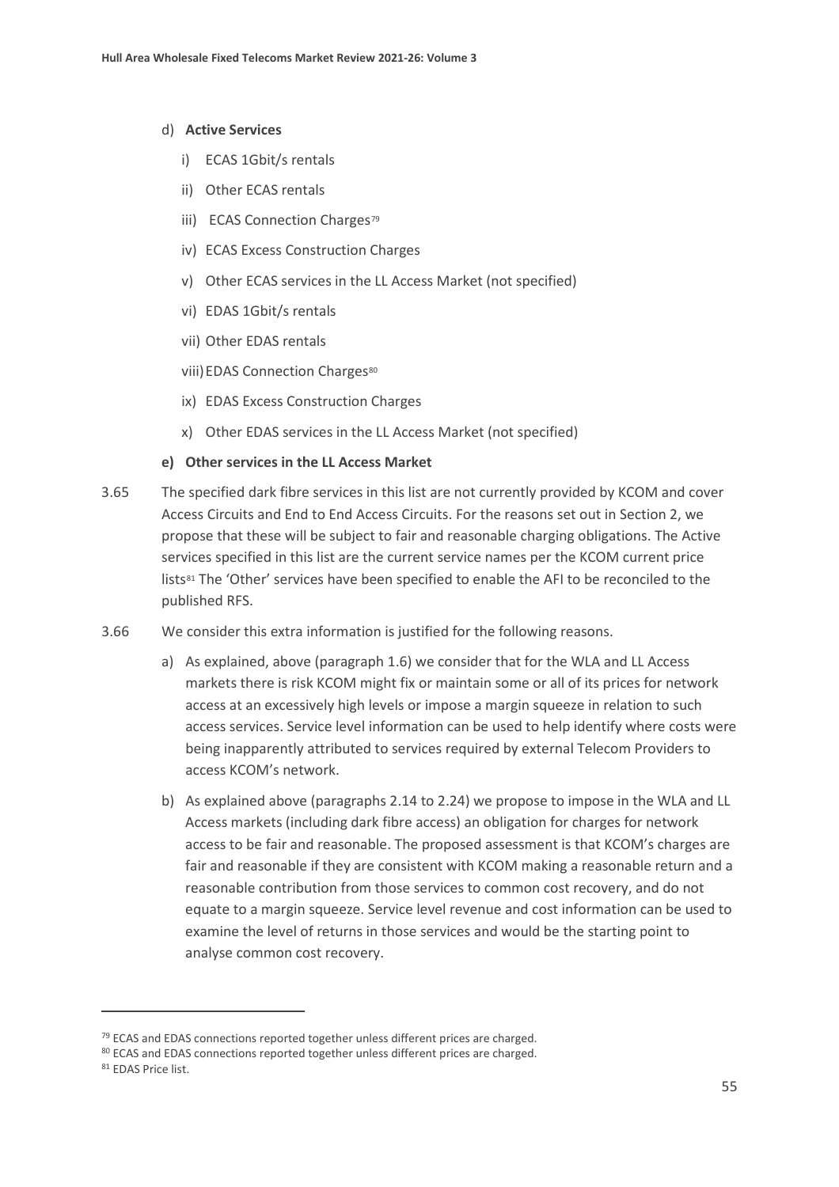d) **Active Services**

   i) ECAS 1Gbit/s rentals

   ii) Other ECAS rentals

   iii) ECAS Connection Charges[79]

   iv) ECAS Excess Construction Charges

   v) Other ECAS services in the LL Access Market (not specified)

   vi) EDAS 1Gbit/s rentals

   vii) Other EDAS rentals

   viii) EDAS Connection Charges[80]

   ix) EDAS Excess Construction Charges

   x) Other EDAS services in the LL Access Market (not specified)

**e) Other services in the LL Access Market**

3.65 The specified dark fibre services in this list are not currently provided by KCOM and cover Access Circuits and End to End Access Circuits. For the reasons set out in Section 2, we propose that these will be subject to fair and reasonable charging obligations. The Active services specified in this list are the current service names per the KCOM current price lists[81] The 'Other' services have been specified to enable the AFI to be reconciled to the published RFS.

3.66 We consider this extra information is justified for the following reasons.

a) As explained, above (paragraph 1.6) we consider that for the WLA and LL Access markets there is risk KCOM might fix or maintain some or all of its prices for network access at an excessively high levels or impose a margin squeeze in relation to such access services. Service level information can be used to help identify where costs were being inapparently attributed to services required by external Telecom Providers to access KCOM's network.

b) As explained above (paragraphs 2.14 to 2.24) we propose to impose in the WLA and LL Access markets (including dark fibre access) an obligation for charges for network access to be fair and reasonable. The proposed assessment is that KCOM's charges are fair and reasonable if they are consistent with KCOM making a reasonable return and a reasonable contribution from those services to common cost recovery, and do not equate to a margin squeeze. Service level revenue and cost information can be used to examine the level of returns in those services and would be the starting point to analyse common cost recovery.

---

[79] ECAS and EDAS connections reported together unless different prices are charged.

[80] ECAS and EDAS connections reported together unless different prices are charged.

[81] EDAS Price list.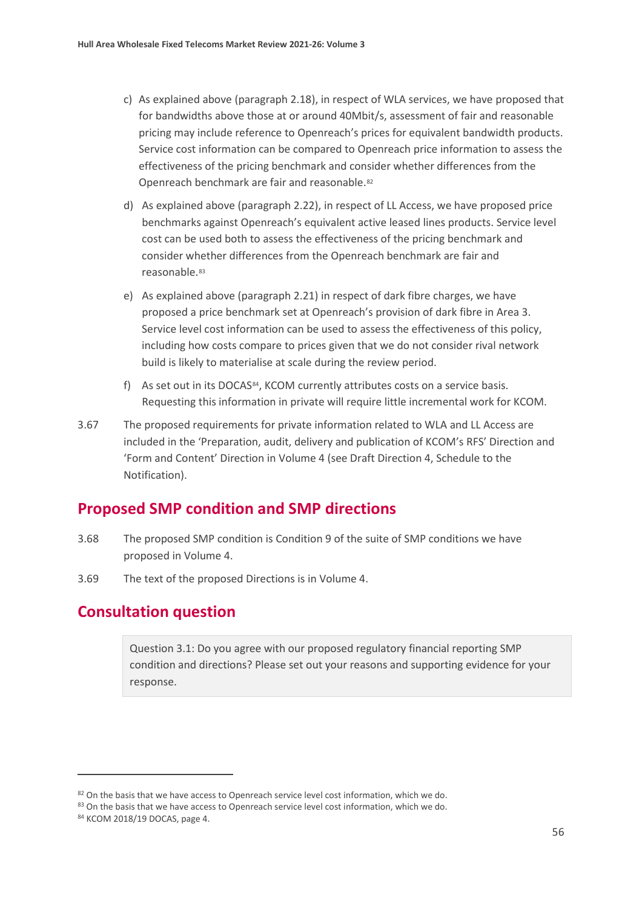c) As explained above (paragraph 2.18), in respect of WLA services, we have proposed that for bandwidths above those at or around 40Mbit/s, assessment of fair and reasonable pricing may include reference to Openreach's prices for equivalent bandwidth products. Service cost information can be compared to Openreach price information to assess the effectiveness of the pricing benchmark and consider whether differences from the Openreach benchmark are fair and reasonable.[82]

d) As explained above (paragraph 2.22), in respect of LL Access, we have proposed price benchmarks against Openreach's equivalent active leased lines products. Service level cost can be used both to assess the effectiveness of the pricing benchmark and consider whether differences from the Openreach benchmark are fair and reasonable.[83]

e) As explained above (paragraph 2.21) in respect of dark fibre charges, we have proposed a price benchmark set at Openreach's provision of dark fibre in Area 3. Service level cost information can be used to assess the effectiveness of this policy, including how costs compare to prices given that we do not consider rival network build is likely to materialise at scale during the review period.

f) As set out in its DOCAS[84], KCOM currently attributes costs on a service basis. Requesting this information in private will require little incremental work for KCOM.

3.67 The proposed requirements for private information related to WLA and LL Access are included in the 'Preparation, audit, delivery and publication of KCOM's RFS' Direction and 'Form and Content' Direction in Volume 4 (see Draft Direction 4, Schedule to the Notification).

## Proposed SMP condition and SMP directions

3.68 The proposed SMP condition is Condition 9 of the suite of SMP conditions we have proposed in Volume 4.

3.69 The text of the proposed Directions is in Volume 4.

## Consultation question

> Question 3.1: Do you agree with our proposed regulatory financial reporting SMP condition and directions? Please set out your reasons and supporting evidence for your response.

---

[82] On the basis that we have access to Openreach service level cost information, which we do.

[83] On the basis that we have access to Openreach service level cost information, which we do.

[84] KCOM 2018/19 DOCAS, page 4.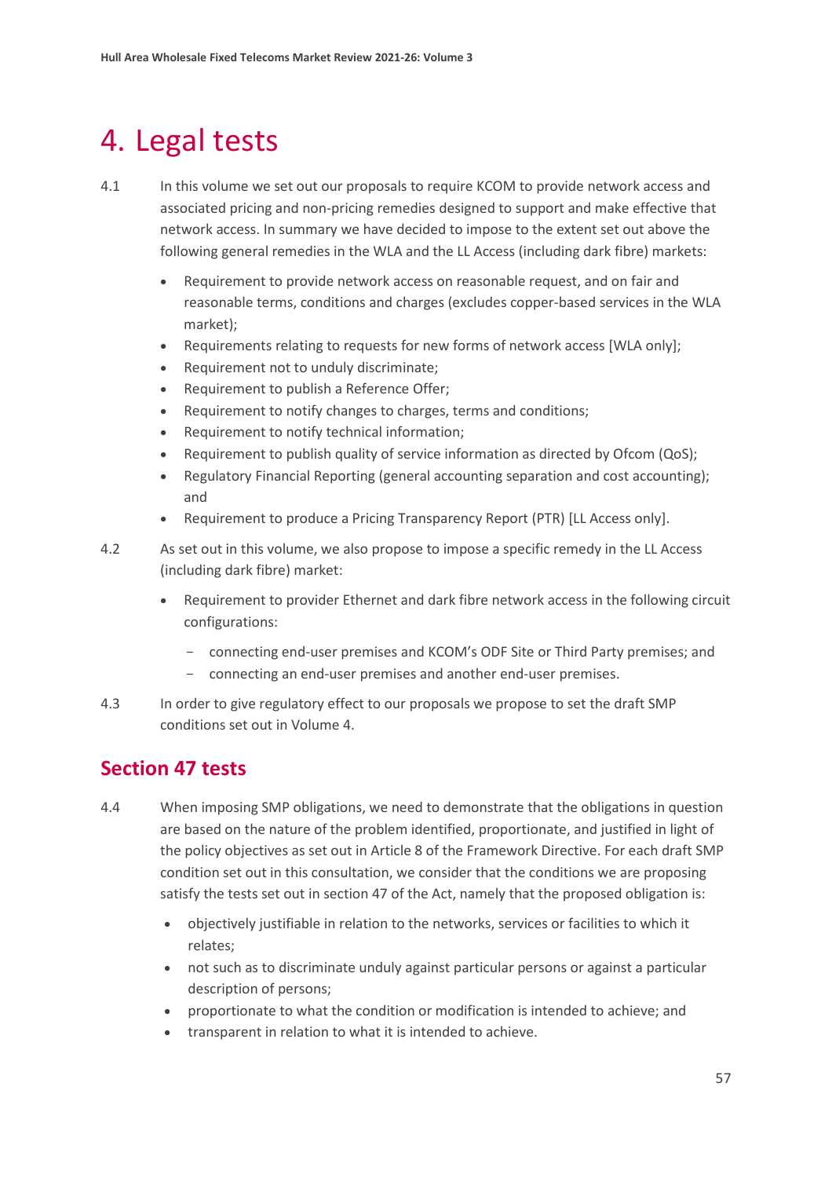# 4. Legal tests

4.1 In this volume we set out our proposals to require KCOM to provide network access and associated pricing and non-pricing remedies designed to support and make effective that network access. In summary we have decided to impose to the extent set out above the following general remedies in the WLA and the LL Access (including dark fibre) markets:

- Requirement to provide network access on reasonable request, and on fair and reasonable terms, conditions and charges (excludes copper-based services in the WLA market);
- Requirements relating to requests for new forms of network access [WLA only];
- Requirement not to unduly discriminate;
- Requirement to publish a Reference Offer;
- Requirement to notify changes to charges, terms and conditions;
- Requirement to notify technical information;
- Requirement to publish quality of service information as directed by Ofcom (QoS);
- Regulatory Financial Reporting (general accounting separation and cost accounting); and
- Requirement to produce a Pricing Transparency Report (PTR) [LL Access only].

4.2 As set out in this volume, we also propose to impose a specific remedy in the LL Access (including dark fibre) market:

- Requirement to provider Ethernet and dark fibre network access in the following circuit configurations:
  - connecting end-user premises and KCOM's ODF Site or Third Party premises; and
  - connecting an end-user premises and another end-user premises.

4.3 In order to give regulatory effect to our proposals we propose to set the draft SMP conditions set out in Volume 4.

## Section 47 tests

4.4 When imposing SMP obligations, we need to demonstrate that the obligations in question are based on the nature of the problem identified, proportionate, and justified in light of the policy objectives as set out in Article 8 of the Framework Directive. For each draft SMP condition set out in this consultation, we consider that the conditions we are proposing satisfy the tests set out in section 47 of the Act, namely that the proposed obligation is:

- objectively justifiable in relation to the networks, services or facilities to which it relates;
- not such as to discriminate unduly against particular persons or against a particular description of persons;
- proportionate to what the condition or modification is intended to achieve; and
- transparent in relation to what it is intended to achieve.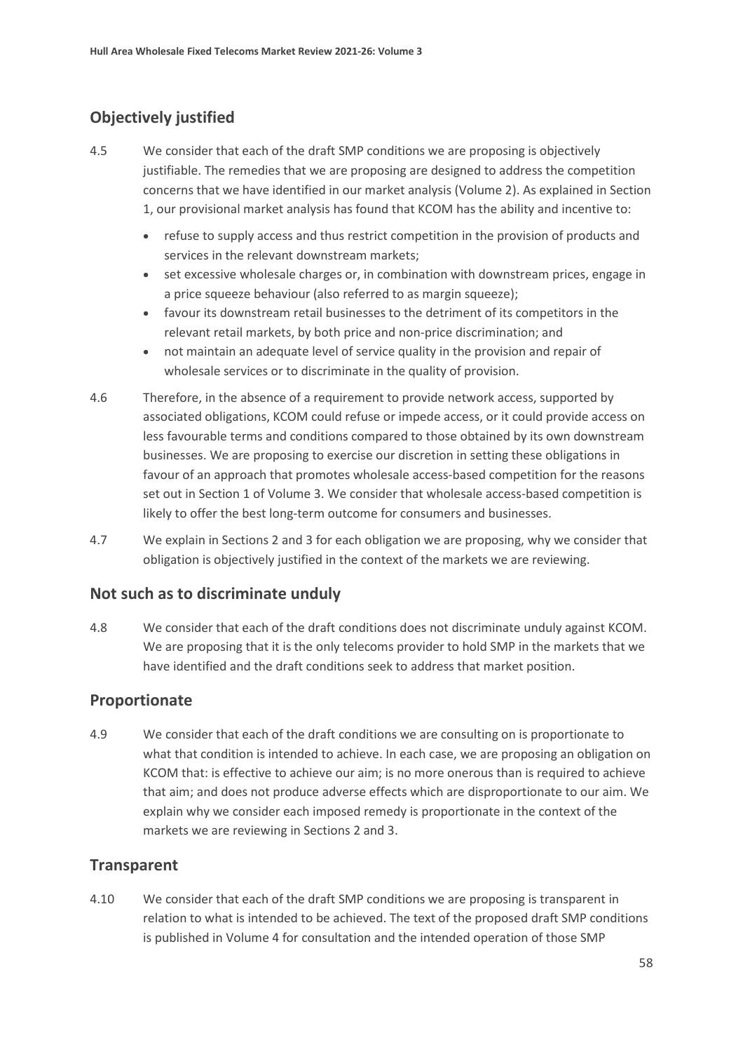## Objectively justified

4.5 We consider that each of the draft SMP conditions we are proposing is objectively justifiable. The remedies that we are proposing are designed to address the competition concerns that we have identified in our market analysis (Volume 2). As explained in Section 1, our provisional market analysis has found that KCOM has the ability and incentive to:

- refuse to supply access and thus restrict competition in the provision of products and services in the relevant downstream markets;
- set excessive wholesale charges or, in combination with downstream prices, engage in a price squeeze behaviour (also referred to as margin squeeze);
- favour its downstream retail businesses to the detriment of its competitors in the relevant retail markets, by both price and non-price discrimination; and
- not maintain an adequate level of service quality in the provision and repair of wholesale services or to discriminate in the quality of provision.

4.6 Therefore, in the absence of a requirement to provide network access, supported by associated obligations, KCOM could refuse or impede access, or it could provide access on less favourable terms and conditions compared to those obtained by its own downstream businesses. We are proposing to exercise our discretion in setting these obligations in favour of an approach that promotes wholesale access-based competition for the reasons set out in Section 1 of Volume 3. We consider that wholesale access-based competition is likely to offer the best long-term outcome for consumers and businesses.

4.7 We explain in Sections 2 and 3 for each obligation we are proposing, why we consider that obligation is objectively justified in the context of the markets we are reviewing.

## Not such as to discriminate unduly

4.8 We consider that each of the draft conditions does not discriminate unduly against KCOM. We are proposing that it is the only telecoms provider to hold SMP in the markets that we have identified and the draft conditions seek to address that market position.

## Proportionate

4.9 We consider that each of the draft conditions we are consulting on is proportionate to what that condition is intended to achieve. In each case, we are proposing an obligation on KCOM that: is effective to achieve our aim; is no more onerous than is required to achieve that aim; and does not produce adverse effects which are disproportionate to our aim. We explain why we consider each imposed remedy is proportionate in the context of the markets we are reviewing in Sections 2 and 3.

## Transparent

4.10 We consider that each of the draft SMP conditions we are proposing is transparent in relation to what is intended to be achieved. The text of the proposed draft SMP conditions is published in Volume 4 for consultation and the intended operation of those SMP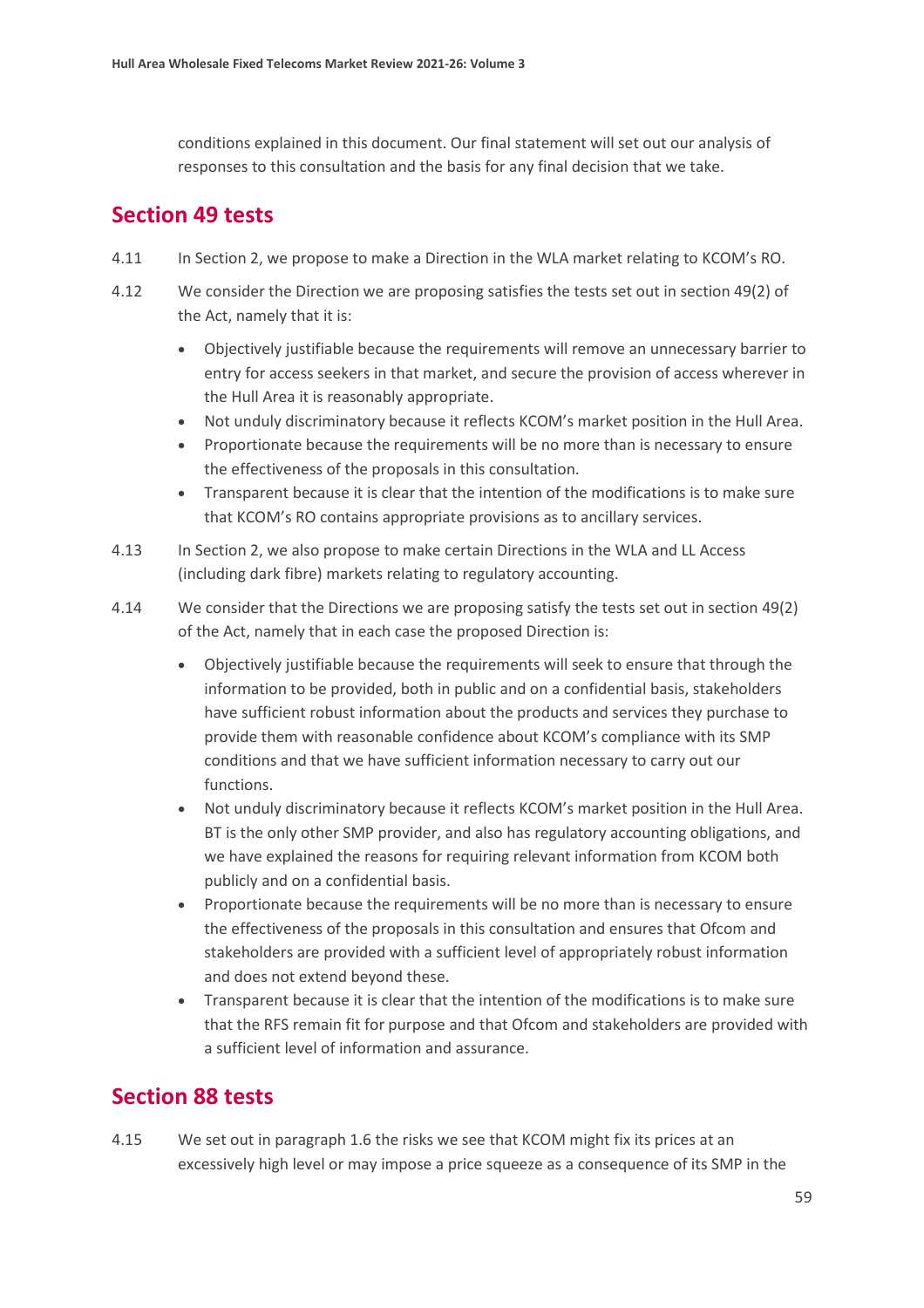conditions explained in this document. Our final statement will set out our analysis of responses to this consultation and the basis for any final decision that we take.

## Section 49 tests

4.11 In Section 2, we propose to make a Direction in the WLA market relating to KCOM's RO.

4.12 We consider the Direction we are proposing satisfies the tests set out in section 49(2) of the Act, namely that it is:

- Objectively justifiable because the requirements will remove an unnecessary barrier to entry for access seekers in that market, and secure the provision of access wherever in the Hull Area it is reasonably appropriate.
- Not unduly discriminatory because it reflects KCOM's market position in the Hull Area.
- Proportionate because the requirements will be no more than is necessary to ensure the effectiveness of the proposals in this consultation.
- Transparent because it is clear that the intention of the modifications is to make sure that KCOM's RO contains appropriate provisions as to ancillary services.

4.13 In Section 2, we also propose to make certain Directions in the WLA and LL Access (including dark fibre) markets relating to regulatory accounting.

4.14 We consider that the Directions we are proposing satisfy the tests set out in section 49(2) of the Act, namely that in each case the proposed Direction is:

- Objectively justifiable because the requirements will seek to ensure that through the information to be provided, both in public and on a confidential basis, stakeholders have sufficient robust information about the products and services they purchase to provide them with reasonable confidence about KCOM's compliance with its SMP conditions and that we have sufficient information necessary to carry out our functions.
- Not unduly discriminatory because it reflects KCOM's market position in the Hull Area. BT is the only other SMP provider, and also has regulatory accounting obligations, and we have explained the reasons for requiring relevant information from KCOM both publicly and on a confidential basis.
- Proportionate because the requirements will be no more than is necessary to ensure the effectiveness of the proposals in this consultation and ensures that Ofcom and stakeholders are provided with a sufficient level of appropriately robust information and does not extend beyond these.
- Transparent because it is clear that the intention of the modifications is to make sure that the RFS remain fit for purpose and that Ofcom and stakeholders are provided with a sufficient level of information and assurance.

## Section 88 tests

4.15 We set out in paragraph 1.6 the risks we see that KCOM might fix its prices at an excessively high level or may impose a price squeeze as a consequence of its SMP in the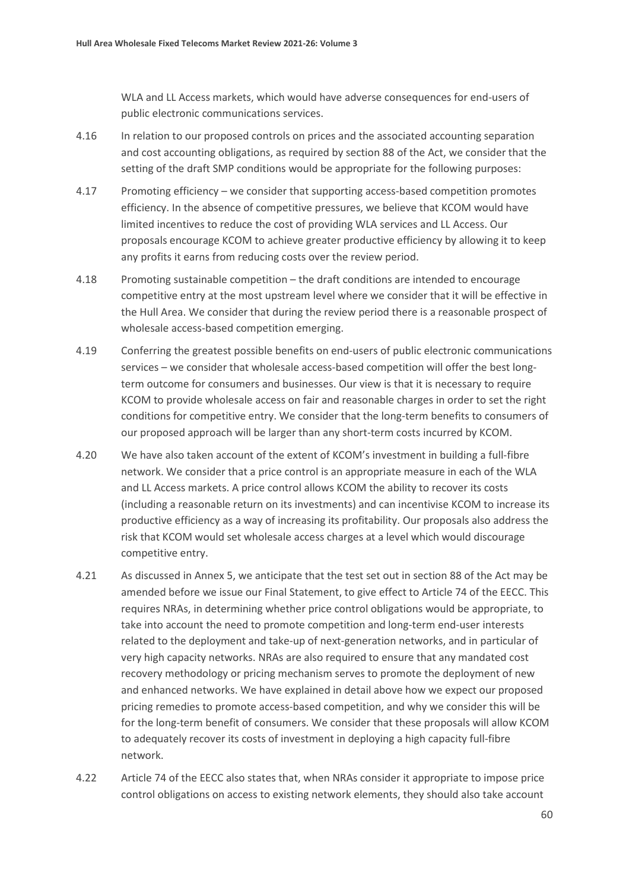WLA and LL Access markets, which would have adverse consequences for end-users of public electronic communications services.

4.16 In relation to our proposed controls on prices and the associated accounting separation and cost accounting obligations, as required by section 88 of the Act, we consider that the setting of the draft SMP conditions would be appropriate for the following purposes:

4.17 Promoting efficiency – we consider that supporting access-based competition promotes efficiency. In the absence of competitive pressures, we believe that KCOM would have limited incentives to reduce the cost of providing WLA services and LL Access. Our proposals encourage KCOM to achieve greater productive efficiency by allowing it to keep any profits it earns from reducing costs over the review period.

4.18 Promoting sustainable competition – the draft conditions are intended to encourage competitive entry at the most upstream level where we consider that it will be effective in the Hull Area. We consider that during the review period there is a reasonable prospect of wholesale access-based competition emerging.

4.19 Conferring the greatest possible benefits on end-users of public electronic communications services – we consider that wholesale access-based competition will offer the best long-term outcome for consumers and businesses. Our view is that it is necessary to require KCOM to provide wholesale access on fair and reasonable charges in order to set the right conditions for competitive entry. We consider that the long-term benefits to consumers of our proposed approach will be larger than any short-term costs incurred by KCOM.

4.20 We have also taken account of the extent of KCOM's investment in building a full-fibre network. We consider that a price control is an appropriate measure in each of the WLA and LL Access markets. A price control allows KCOM the ability to recover its costs (including a reasonable return on its investments) and can incentivise KCOM to increase its productive efficiency as a way of increasing its profitability. Our proposals also address the risk that KCOM would set wholesale access charges at a level which would discourage competitive entry.

4.21 As discussed in Annex 5, we anticipate that the test set out in section 88 of the Act may be amended before we issue our Final Statement, to give effect to Article 74 of the EECC. This requires NRAs, in determining whether price control obligations would be appropriate, to take into account the need to promote competition and long-term end-user interests related to the deployment and take-up of next-generation networks, and in particular of very high capacity networks. NRAs are also required to ensure that any mandated cost recovery methodology or pricing mechanism serves to promote the deployment of new and enhanced networks. We have explained in detail above how we expect our proposed pricing remedies to promote access-based competition, and why we consider this will be for the long-term benefit of consumers. We consider that these proposals will allow KCOM to adequately recover its costs of investment in deploying a high capacity full-fibre network.

4.22 Article 74 of the EECC also states that, when NRAs consider it appropriate to impose price control obligations on access to existing network elements, they should also take account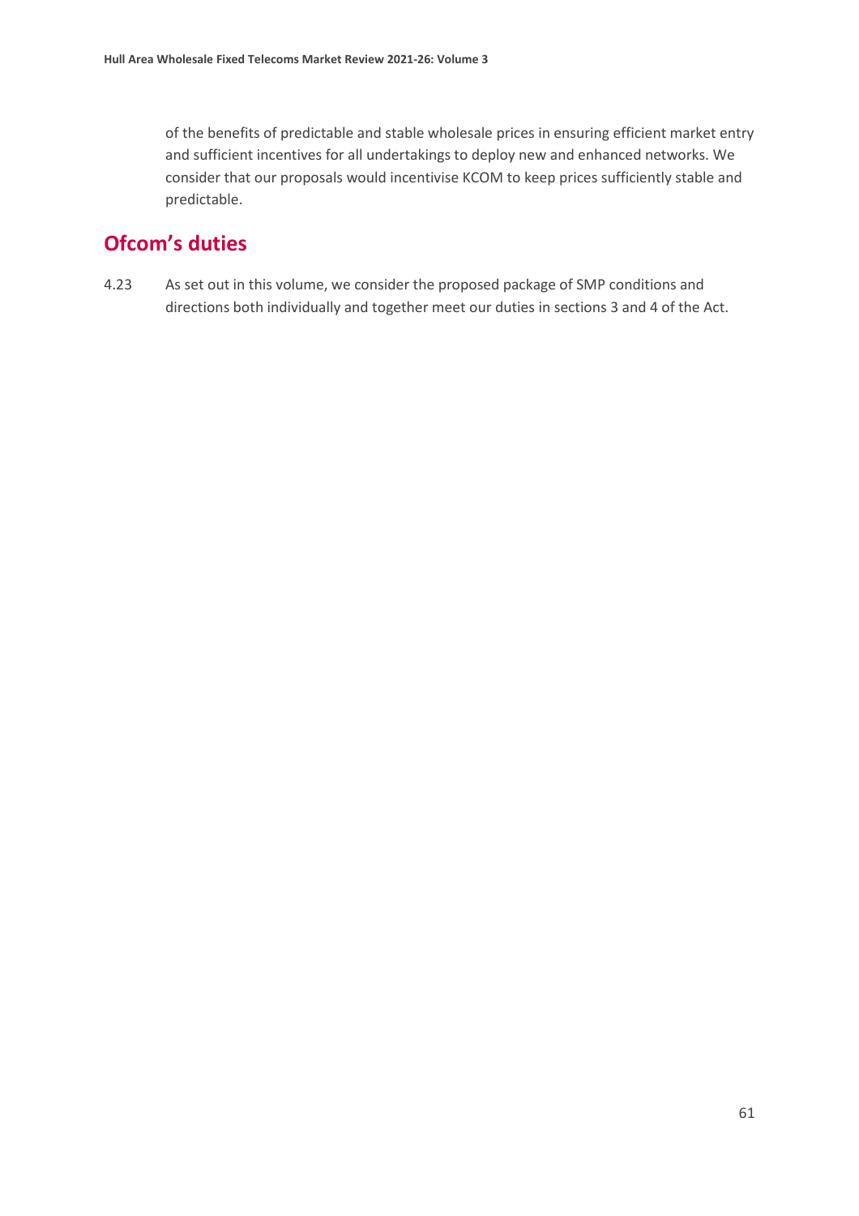of the benefits of predictable and stable wholesale prices in ensuring efficient market entry and sufficient incentives for all undertakings to deploy new and enhanced networks. We consider that our proposals would incentivise KCOM to keep prices sufficiently stable and predictable.

## Ofcom's duties

4.23 As set out in this volume, we consider the proposed package of SMP conditions and directions both individually and together meet our duties in sections 3 and 4 of the Act.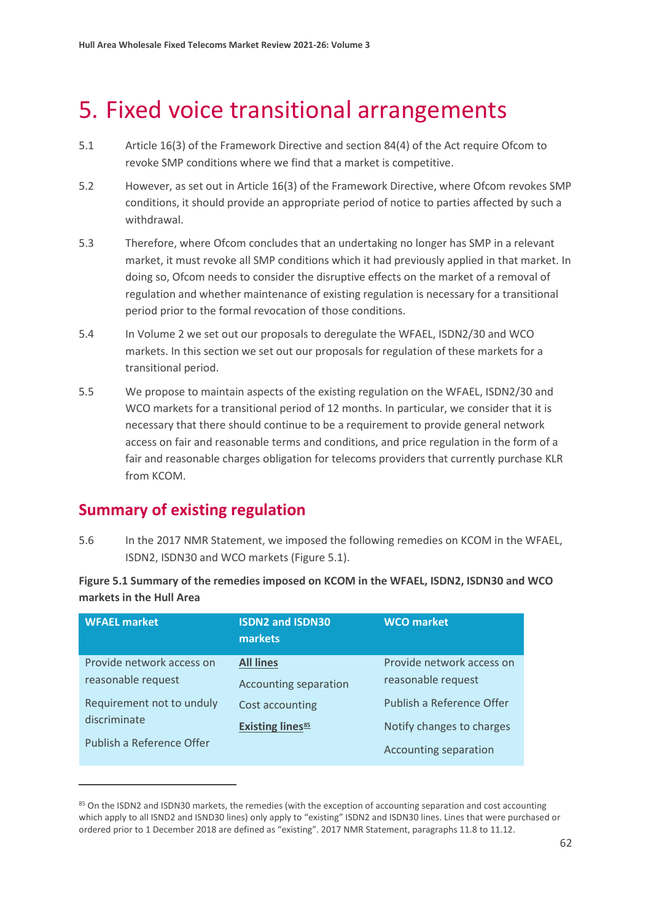# 5. Fixed voice transitional arrangements

5.1 Article 16(3) of the Framework Directive and section 84(4) of the Act require Ofcom to revoke SMP conditions where we find that a market is competitive.

5.2 However, as set out in Article 16(3) of the Framework Directive, where Ofcom revokes SMP conditions, it should provide an appropriate period of notice to parties affected by such a withdrawal.

5.3 Therefore, where Ofcom concludes that an undertaking no longer has SMP in a relevant market, it must revoke all SMP conditions which it had previously applied in that market. In doing so, Ofcom needs to consider the disruptive effects on the market of a removal of regulation and whether maintenance of existing regulation is necessary for a transitional period prior to the formal revocation of those conditions.

5.4 In Volume 2 we set out our proposals to deregulate the WFAEL, ISDN2/30 and WCO markets. In this section we set out our proposals for regulation of these markets for a transitional period.

5.5 We propose to maintain aspects of the existing regulation on the WFAEL, ISDN2/30 and WCO markets for a transitional period of 12 months. In particular, we consider that it is necessary that there should continue to be a requirement to provide general network access on fair and reasonable terms and conditions, and price regulation in the form of a fair and reasonable charges obligation for telecoms providers that currently purchase KLR from KCOM.

## Summary of existing regulation

5.6 In the 2017 NMR Statement, we imposed the following remedies on KCOM in the WFAEL, ISDN2, ISDN30 and WCO markets (Figure 5.1).

**Figure 5.1 Summary of the remedies imposed on KCOM in the WFAEL, ISDN2, ISDN30 and WCO markets in the Hull Area**

| WFAEL market | ISDN2 and ISDN30 markets | WCO market |
|---|---|---|
| Provide network access on reasonable request | **All lines** | Provide network access on reasonable request |
| Requirement not to unduly discriminate | Accounting separation | Publish a Reference Offer |
| Publish a Reference Offer | Cost accounting | Notify changes to charges |
| | **Existing lines**[85] | Accounting separation |

[85] On the ISDN2 and ISDN30 markets, the remedies (with the exception of accounting separation and cost accounting which apply to all ISND2 and ISND30 lines) only apply to "existing" ISDN2 and ISDN30 lines. Lines that were purchased or ordered prior to 1 December 2018 are defined as "existing". 2017 NMR Statement, paragraphs 11.8 to 11.12.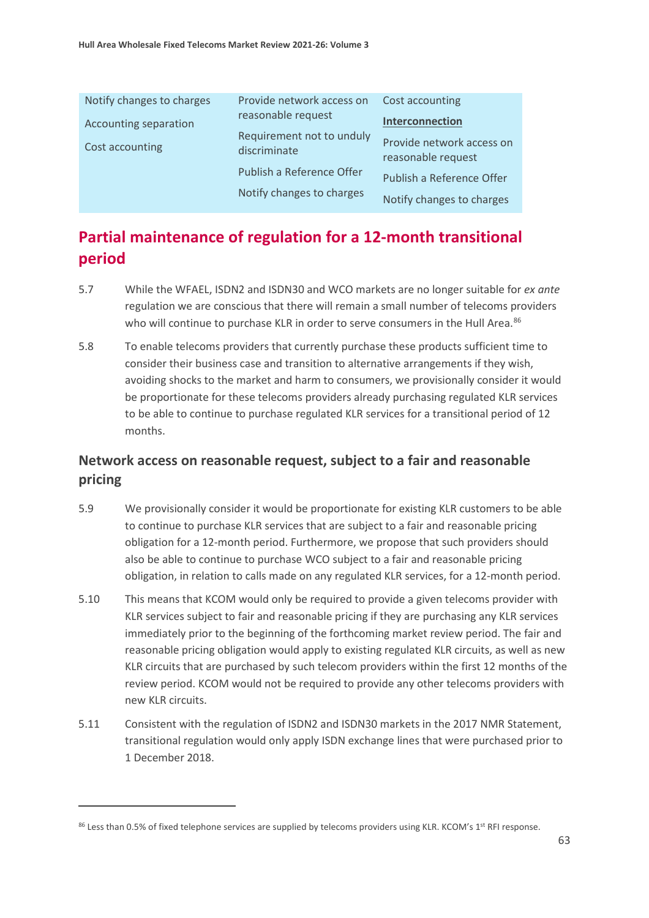| | | |
|---|---|---|
| Notify changes to charges<br>Accounting separation<br>Cost accounting | Provide network access on reasonable request<br>Requirement not to unduly discriminate<br>Publish a Reference Offer<br>Notify changes to charges | Cost accounting<br>**Interconnection**<br>Provide network access on reasonable request<br>Publish a Reference Offer<br>Notify changes to charges |

## Partial maintenance of regulation for a 12-month transitional period

5.7 While the WFAEL, ISDN2 and ISDN30 and WCO markets are no longer suitable for *ex ante* regulation we are conscious that there will remain a small number of telecoms providers who will continue to purchase KLR in order to serve consumers in the Hull Area.[86]

5.8 To enable telecoms providers that currently purchase these products sufficient time to consider their business case and transition to alternative arrangements if they wish, avoiding shocks to the market and harm to consumers, we provisionally consider it would be proportionate for these telecoms providers already purchasing regulated KLR services to be able to continue to purchase regulated KLR services for a transitional period of 12 months.

### Network access on reasonable request, subject to a fair and reasonable pricing

5.9 We provisionally consider it would be proportionate for existing KLR customers to be able to continue to purchase KLR services that are subject to a fair and reasonable pricing obligation for a 12-month period. Furthermore, we propose that such providers should also be able to continue to purchase WCO subject to a fair and reasonable pricing obligation, in relation to calls made on any regulated KLR services, for a 12-month period.

5.10 This means that KCOM would only be required to provide a given telecoms provider with KLR services subject to fair and reasonable pricing if they are purchasing any KLR services immediately prior to the beginning of the forthcoming market review period. The fair and reasonable pricing obligation would apply to existing regulated KLR circuits, as well as new KLR circuits that are purchased by such telecom providers within the first 12 months of the review period. KCOM would not be required to provide any other telecoms providers with new KLR circuits.

5.11 Consistent with the regulation of ISDN2 and ISDN30 markets in the 2017 NMR Statement, transitional regulation would only apply ISDN exchange lines that were purchased prior to 1 December 2018.

---

[86] Less than 0.5% of fixed telephone services are supplied by telecoms providers using KLR. KCOM's 1st RFI response.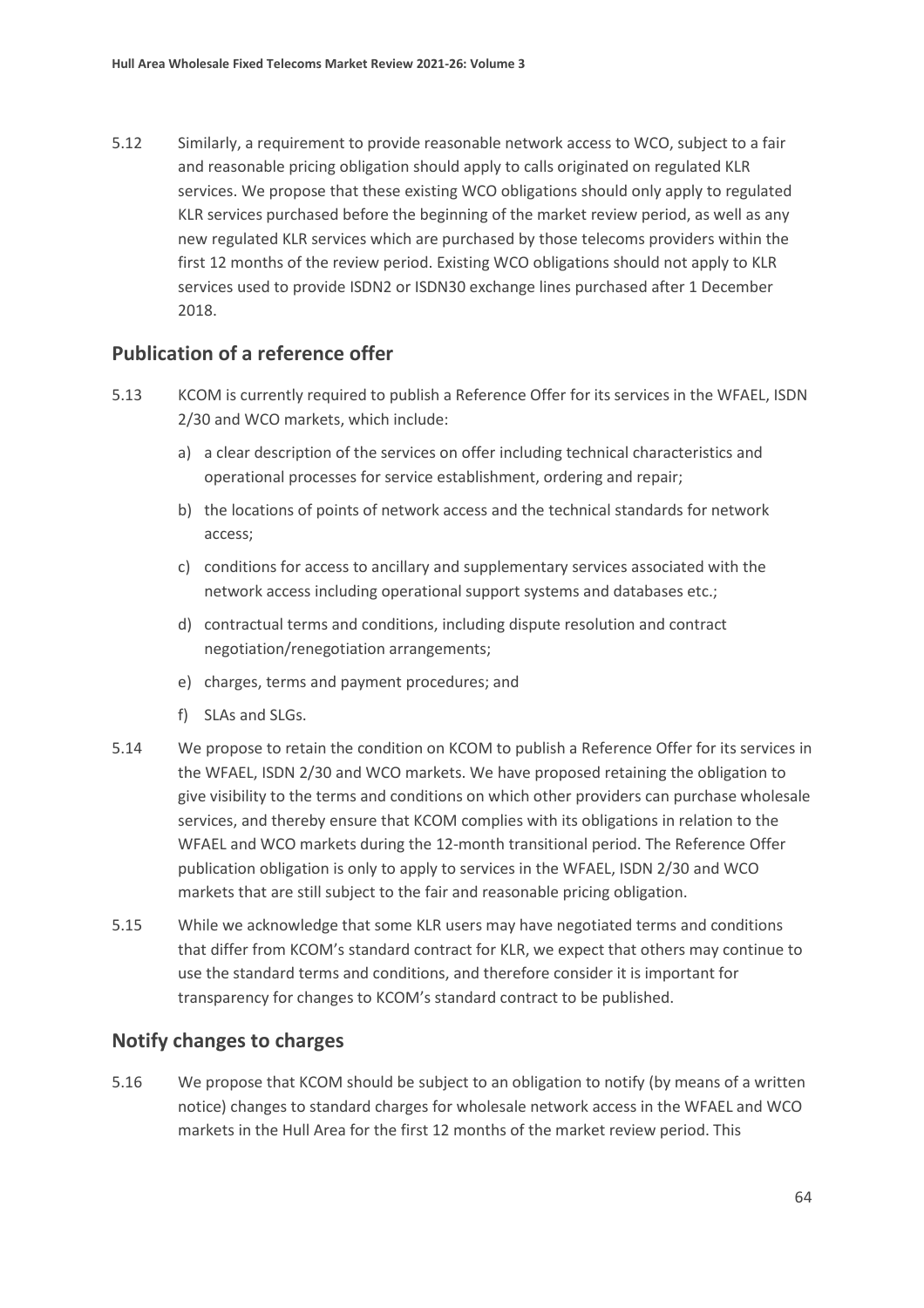5.12 Similarly, a requirement to provide reasonable network access to WCO, subject to a fair and reasonable pricing obligation should apply to calls originated on regulated KLR services. We propose that these existing WCO obligations should only apply to regulated KLR services purchased before the beginning of the market review period, as well as any new regulated KLR services which are purchased by those telecoms providers within the first 12 months of the review period. Existing WCO obligations should not apply to KLR services used to provide ISDN2 or ISDN30 exchange lines purchased after 1 December 2018.

## Publication of a reference offer

5.13 KCOM is currently required to publish a Reference Offer for its services in the WFAEL, ISDN 2/30 and WCO markets, which include:

a) a clear description of the services on offer including technical characteristics and operational processes for service establishment, ordering and repair;

b) the locations of points of network access and the technical standards for network access;

c) conditions for access to ancillary and supplementary services associated with the network access including operational support systems and databases etc.;

d) contractual terms and conditions, including dispute resolution and contract negotiation/renegotiation arrangements;

e) charges, terms and payment procedures; and

f) SLAs and SLGs.

5.14 We propose to retain the condition on KCOM to publish a Reference Offer for its services in the WFAEL, ISDN 2/30 and WCO markets. We have proposed retaining the obligation to give visibility to the terms and conditions on which other providers can purchase wholesale services, and thereby ensure that KCOM complies with its obligations in relation to the WFAEL and WCO markets during the 12-month transitional period. The Reference Offer publication obligation is only to apply to services in the WFAEL, ISDN 2/30 and WCO markets that are still subject to the fair and reasonable pricing obligation.

5.15 While we acknowledge that some KLR users may have negotiated terms and conditions that differ from KCOM's standard contract for KLR, we expect that others may continue to use the standard terms and conditions, and therefore consider it is important for transparency for changes to KCOM's standard contract to be published.

## Notify changes to charges

5.16 We propose that KCOM should be subject to an obligation to notify (by means of a written notice) changes to standard charges for wholesale network access in the WFAEL and WCO markets in the Hull Area for the first 12 months of the market review period. This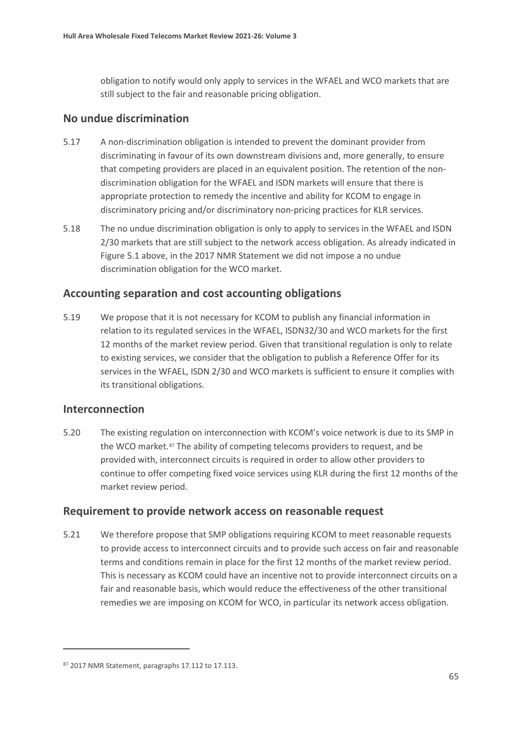obligation to notify would only apply to services in the WFAEL and WCO markets that are still subject to the fair and reasonable pricing obligation.

## No undue discrimination

5.17 A non-discrimination obligation is intended to prevent the dominant provider from discriminating in favour of its own downstream divisions and, more generally, to ensure that competing providers are placed in an equivalent position. The retention of the non-discrimination obligation for the WFAEL and ISDN markets will ensure that there is appropriate protection to remedy the incentive and ability for KCOM to engage in discriminatory pricing and/or discriminatory non-pricing practices for KLR services.

5.18 The no undue discrimination obligation is only to apply to services in the WFAEL and ISDN 2/30 markets that are still subject to the network access obligation. As already indicated in Figure 5.1 above, in the 2017 NMR Statement we did not impose a no undue discrimination obligation for the WCO market.

## Accounting separation and cost accounting obligations

5.19 We propose that it is not necessary for KCOM to publish any financial information in relation to its regulated services in the WFAEL, ISDN32/30 and WCO markets for the first 12 months of the market review period. Given that transitional regulation is only to relate to existing services, we consider that the obligation to publish a Reference Offer for its services in the WFAEL, ISDN 2/30 and WCO markets is sufficient to ensure it complies with its transitional obligations.

## Interconnection

5.20 The existing regulation on interconnection with KCOM's voice network is due to its SMP in the WCO market.[87] The ability of competing telecoms providers to request, and be provided with, interconnect circuits is required in order to allow other providers to continue to offer competing fixed voice services using KLR during the first 12 months of the market review period.

## Requirement to provide network access on reasonable request

5.21 We therefore propose that SMP obligations requiring KCOM to meet reasonable requests to provide access to interconnect circuits and to provide such access on fair and reasonable terms and conditions remain in place for the first 12 months of the market review period. This is necessary as KCOM could have an incentive not to provide interconnect circuits on a fair and reasonable basis, which would reduce the effectiveness of the other transitional remedies we are imposing on KCOM for WCO, in particular its network access obligation.

[87] 2017 NMR Statement, paragraphs 17.112 to 17.113.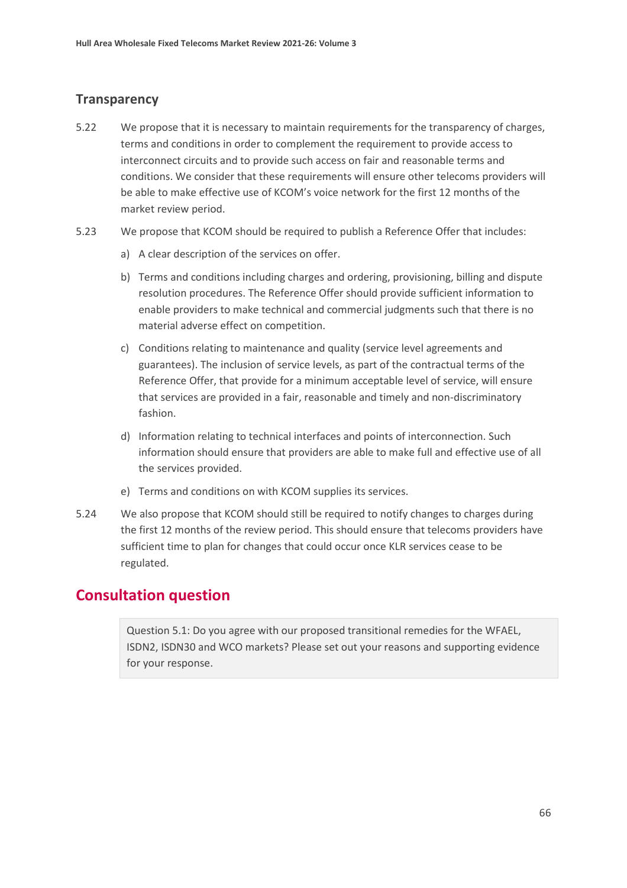### Transparency

5.22 We propose that it is necessary to maintain requirements for the transparency of charges, terms and conditions in order to complement the requirement to provide access to interconnect circuits and to provide such access on fair and reasonable terms and conditions. We consider that these requirements will ensure other telecoms providers will be able to make effective use of KCOM's voice network for the first 12 months of the market review period.

5.23 We propose that KCOM should be required to publish a Reference Offer that includes:

a) A clear description of the services on offer.

b) Terms and conditions including charges and ordering, provisioning, billing and dispute resolution procedures. The Reference Offer should provide sufficient information to enable providers to make technical and commercial judgments such that there is no material adverse effect on competition.

c) Conditions relating to maintenance and quality (service level agreements and guarantees). The inclusion of service levels, as part of the contractual terms of the Reference Offer, that provide for a minimum acceptable level of service, will ensure that services are provided in a fair, reasonable and timely and non-discriminatory fashion.

d) Information relating to technical interfaces and points of interconnection. Such information should ensure that providers are able to make full and effective use of all the services provided.

e) Terms and conditions on with KCOM supplies its services.

5.24 We also propose that KCOM should still be required to notify changes to charges during the first 12 months of the review period. This should ensure that telecoms providers have sufficient time to plan for changes that could occur once KLR services cease to be regulated.

## Consultation question

Question 5.1: Do you agree with our proposed transitional remedies for the WFAEL, ISDN2, ISDN30 and WCO markets? Please set out your reasons and supporting evidence for your response.